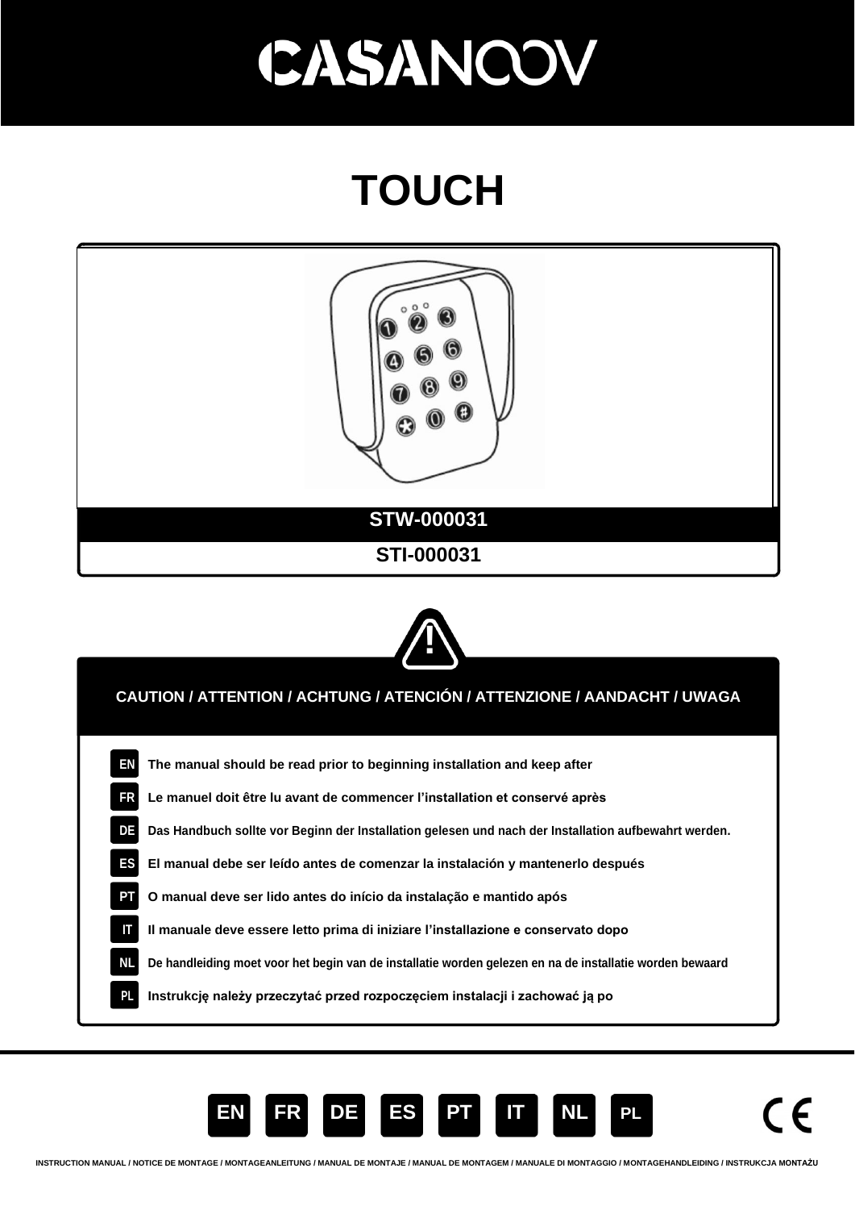# CASANOOV

# TOUCH

**STW-000031**

**STI-000031**

## CAUTION / ATTENTION / ACHTUNG / ATENCIÓN / ATTENZIONE / AANDACHT / UWAGA

- **EN** The manual should be read prior to beginning installation and keep after
- **FR** Le manuel doit être lu avant de commencer l'installation et conservé après
- **DE** Das Handbuch sollte vor Beginn der Installation gelesen und nach der Installation aufbewahrt werden.
- **ES** El manual debe ser leído antes de comenzar la instalación y mantenerlo después
- **PT** O manual deve ser lido antes do início da instalação e mantido após
- **IT** Il manuale deve essere letto prima di iniziare l'installazione e conservato dopo
- **NL** De handleiding moet voor het begin van de installatie worden gelezen en na de installatie worden bewaard
- **PL** Instrukcję należy przeczytać przed rozpoczęciem instalacji i zachować ją po

EN FR DE ES PT IT NL PL

CE

INSTRUCTION MANUAL / NOTICE DE MONTAGE / MONTAGEANLEITUNG / MANUAL DE MONTAJE / MANUAL DE MONTAGEM / MANUALE DI MONTAGGIO / MONTAGEHANDLEIDING / INSTRUKCJA MONTAŻU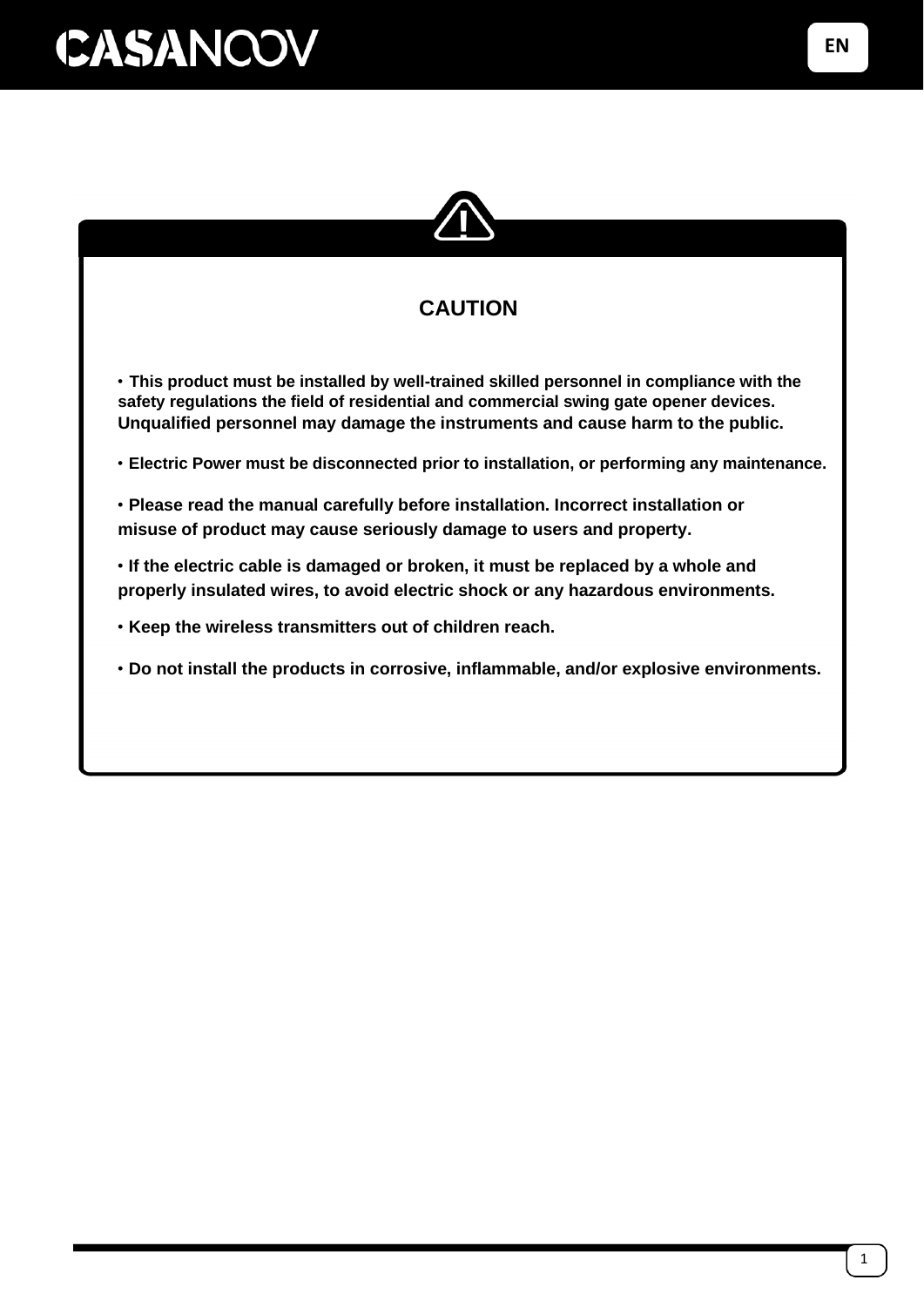## CAUTION

- **This product must be installed by well-trained skilled personnel in compliance with the safety regulations the field of residential and commercial swing gate opener devices. Unqualified personnel may damage the instruments and cause harm to the public.**
- **Electric Power must be disconnected prior to installation, or performing any maintenance.**
- **Please read the manual carefully before installation. Incorrect installation or misuse of product may cause seriously damage to users and property.**
- **If the electric cable is damaged or broken, it must be replaced by a whole and properly insulated wires, to avoid electric shock or any hazardous environments.**
- **Keep the wireless transmitters out of children reach.**
- **Do not install the products in corrosive, inflammable, and/or explosive environments.**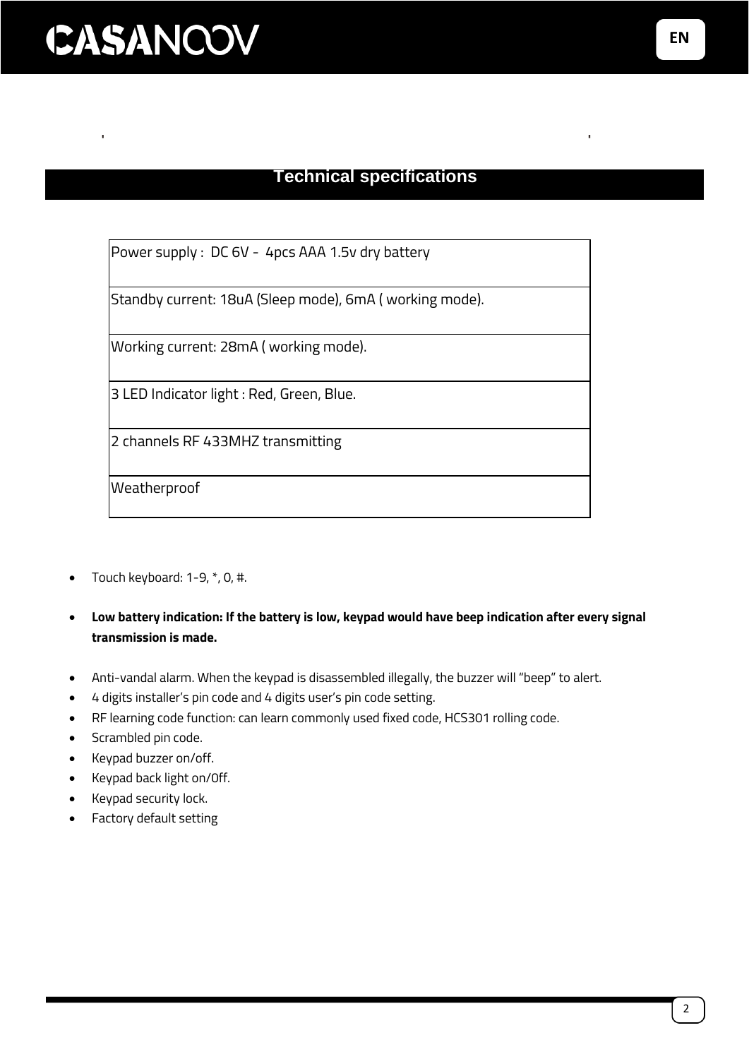## Technical specifications

| Power supply : DC 6V - 4pcs AAA 1.5v dry battery |
|---|
| Standby current: 18uA (Sleep mode), 6mA ( working mode). |
| Working current: 28mA ( working mode). |
| 3 LED Indicator light : Red, Green, Blue. |
| 2 channels RF 433MHZ transmitting |
| Weatherproof |

- Touch keyboard: 1-9, *, 0, #.
- **Low battery indication: If the battery is low, keypad would have beep indication after every signal transmission is made.**
- Anti-vandal alarm. When the keypad is disassembled illegally, the buzzer will "beep" to alert.
- 4 digits installer's pin code and 4 digits user's pin code setting.
- RF learning code function: can learn commonly used fixed code, HCS301 rolling code.
- Scrambled pin code.
- Keypad buzzer on/off.
- Keypad back light on/0ff.
- Keypad security lock.
- Factory default setting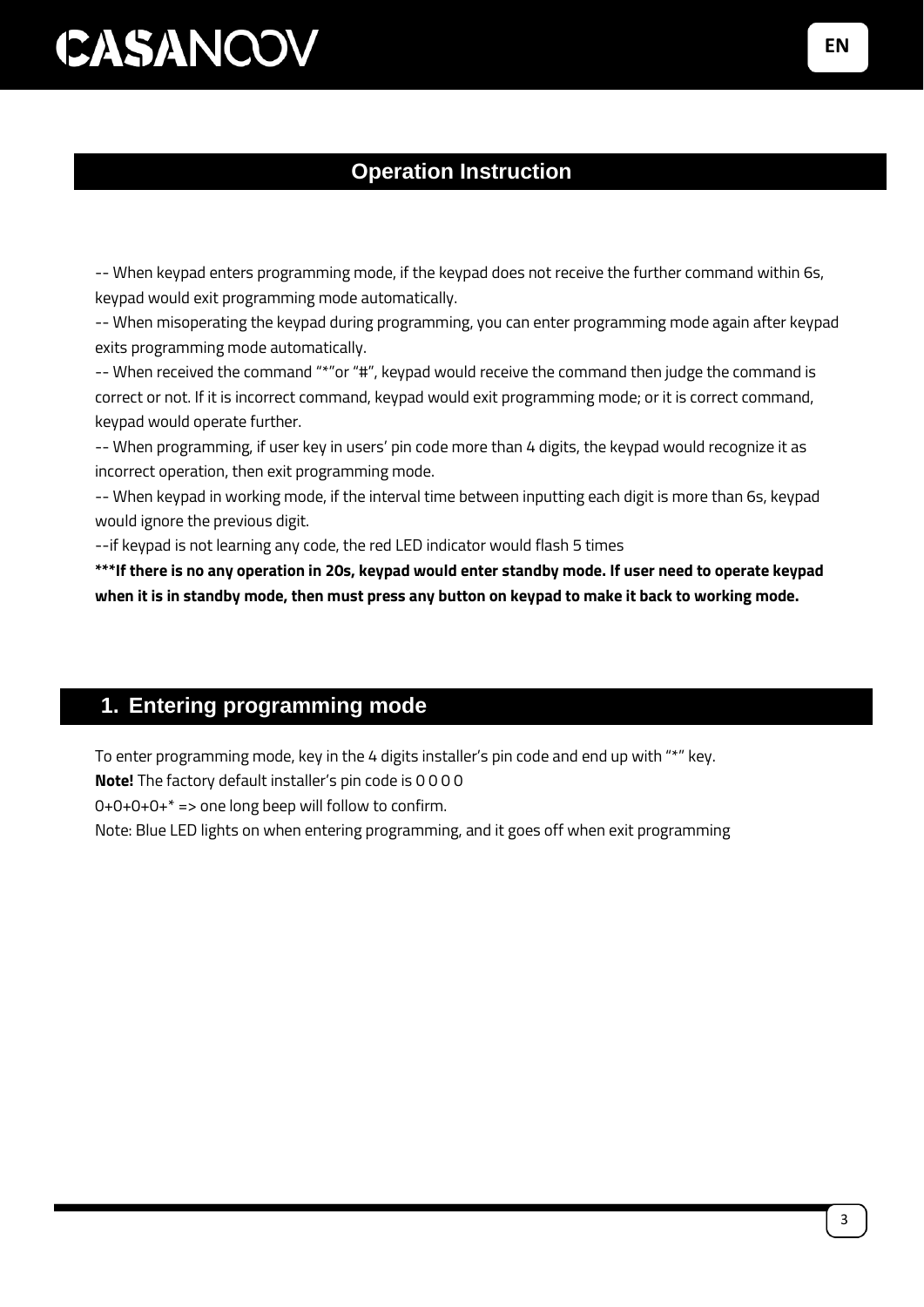## Operation Instruction

-- When keypad enters programming mode, if the keypad does not receive the further command within 6s, keypad would exit programming mode automatically.

-- When misoperating the keypad during programming, you can enter programming mode again after keypad exits programming mode automatically.

-- When received the command "*"or "#", keypad would receive the command then judge the command is correct or not. If it is incorrect command, keypad would exit programming mode; or it is correct command, keypad would operate further.

-- When programming, if user key in users' pin code more than 4 digits, the keypad would recognize it as incorrect operation, then exit programming mode.

-- When keypad in working mode, if the interval time between inputting each digit is more than 6s, keypad would ignore the previous digit.

--if keypad is not learning any code, the red LED indicator would flash 5 times

**\*\*\*If there is no any operation in 20s, keypad would enter standby mode. If user need to operate keypad when it is in standby mode, then must press any button on keypad to make it back to working mode.**

## 1. Entering programming mode

To enter programming mode, key in the 4 digits installer's pin code and end up with "*" key.

**Note!** The factory default installer's pin code is 0 0 0 0

0+0+0+0+* => one long beep will follow to confirm.

Note: Blue LED lights on when entering programming, and it goes off when exit programming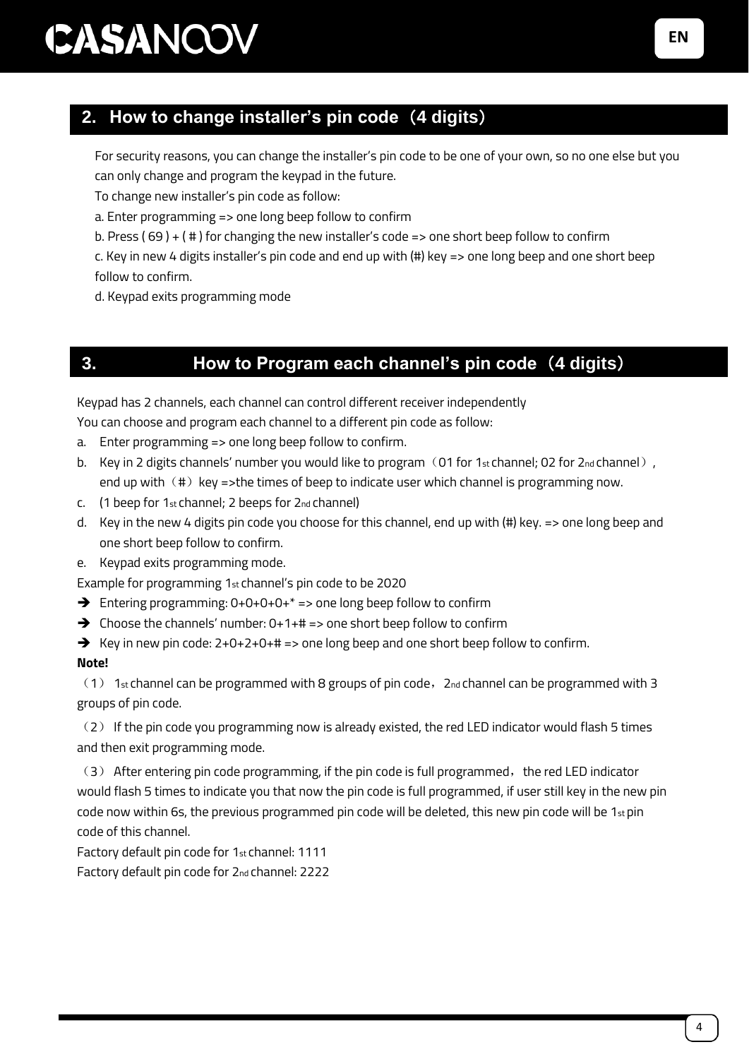## 2. How to change installer's pin code（4 digits）

For security reasons, you can change the installer's pin code to be one of your own, so no one else but you can only change and program the keypad in the future.

To change new installer's pin code as follow:

a. Enter programming => one long beep follow to confirm

b. Press ( 69 ) + ( # ) for changing the new installer's code => one short beep follow to confirm

c. Key in new 4 digits installer's pin code and end up with (#) key => one long beep and one short beep follow to confirm.

d. Keypad exits programming mode

## 3. How to Program each channel's pin code（4 digits）

Keypad has 2 channels, each channel can control different receiver independently

You can choose and program each channel to a different pin code as follow:

a. Enter programming => one long beep follow to confirm.
b. Key in 2 digits channels' number you would like to program（01 for 1st channel; 02 for 2nd channel）, end up with（#）key =>the times of beep to indicate user which channel is programming now.
c. (1 beep for 1st channel; 2 beeps for 2nd channel)
d. Key in the new 4 digits pin code you choose for this channel, end up with (#) key. => one long beep and one short beep follow to confirm.
e. Keypad exits programming mode.

Example for programming 1st channel's pin code to be 2020

➔ Entering programming: 0+0+0+0+* => one long beep follow to confirm

➔ Choose the channels' number: 0+1+# => one short beep follow to confirm

➔ Key in new pin code: 2+0+2+0+# => one long beep and one short beep follow to confirm.

**Note!**

（1） 1st channel can be programmed with 8 groups of pin code，2nd channel can be programmed with 3 groups of pin code.

（2） If the pin code you programming now is already existed, the red LED indicator would flash 5 times and then exit programming mode.

（3） After entering pin code programming, if the pin code is full programmed， the red LED indicator would flash 5 times to indicate you that now the pin code is full programmed, if user still key in the new pin code now within 6s, the previous programmed pin code will be deleted, this new pin code will be 1st pin code of this channel.

Factory default pin code for 1st channel: 1111

Factory default pin code for 2nd channel: 2222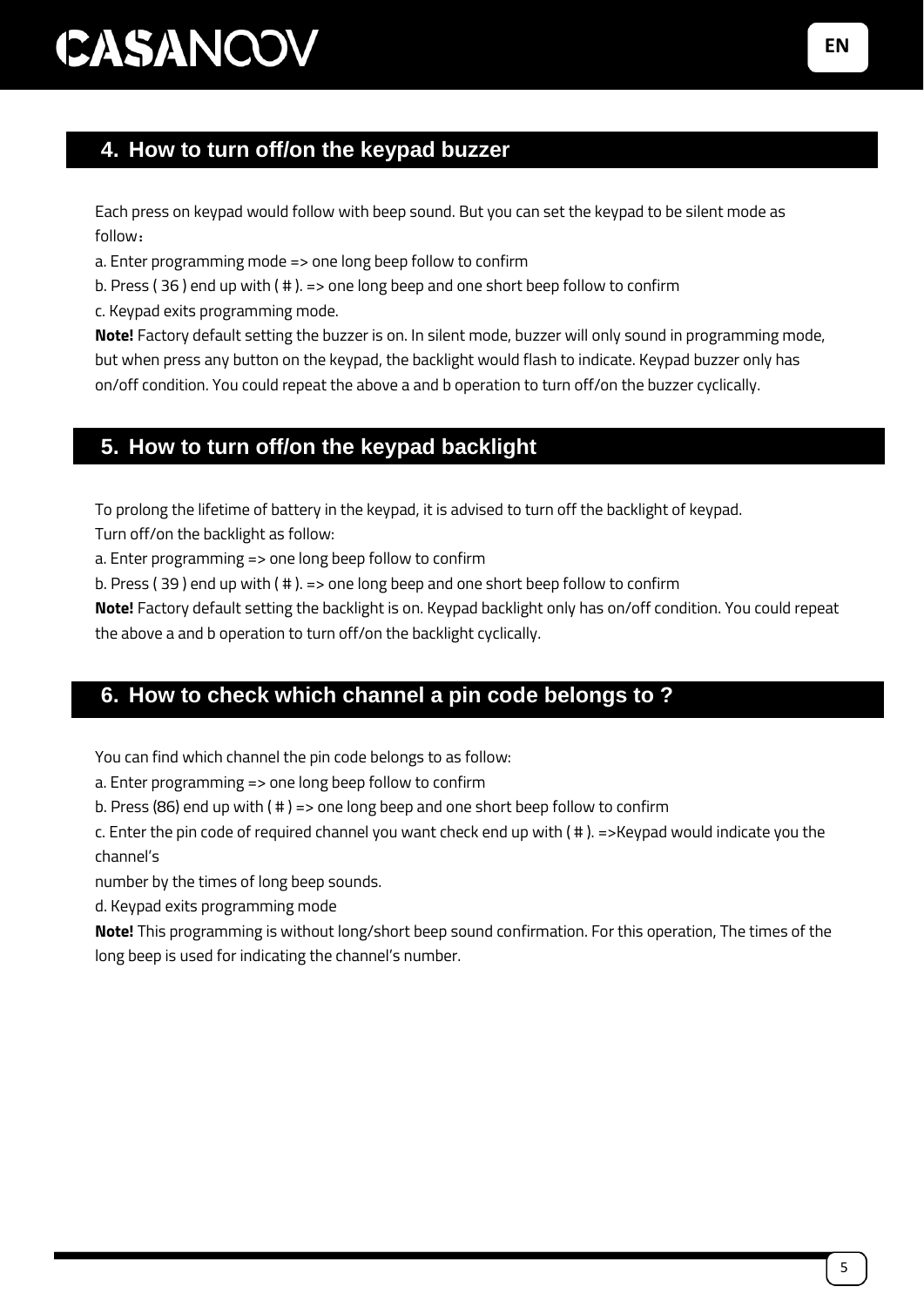## 4. How to turn off/on the keypad buzzer

Each press on keypad would follow with beep sound. But you can set the keypad to be silent mode as follow：

a. Enter programming mode => one long beep follow to confirm

b. Press ( 36 ) end up with ( # ). => one long beep and one short beep follow to confirm

c. Keypad exits programming mode.

**Note!** Factory default setting the buzzer is on. In silent mode, buzzer will only sound in programming mode, but when press any button on the keypad, the backlight would flash to indicate. Keypad buzzer only has on/off condition. You could repeat the above a and b operation to turn off/on the buzzer cyclically.

## 5. How to turn off/on the keypad backlight

To prolong the lifetime of battery in the keypad, it is advised to turn off the backlight of keypad.

Turn off/on the backlight as follow:

a. Enter programming => one long beep follow to confirm

b. Press ( 39 ) end up with ( # ). => one long beep and one short beep follow to confirm

**Note!** Factory default setting the backlight is on. Keypad backlight only has on/off condition. You could repeat the above a and b operation to turn off/on the backlight cyclically.

## 6. How to check which channel a pin code belongs to ?

You can find which channel the pin code belongs to as follow:

a. Enter programming => one long beep follow to confirm

b. Press (86) end up with ( # ) => one long beep and one short beep follow to confirm

c. Enter the pin code of required channel you want check end up with ( # ). =>Keypad would indicate you the channel's

number by the times of long beep sounds.

d. Keypad exits programming mode

**Note!** This programming is without long/short beep sound confirmation. For this operation, The times of the long beep is used for indicating the channel's number.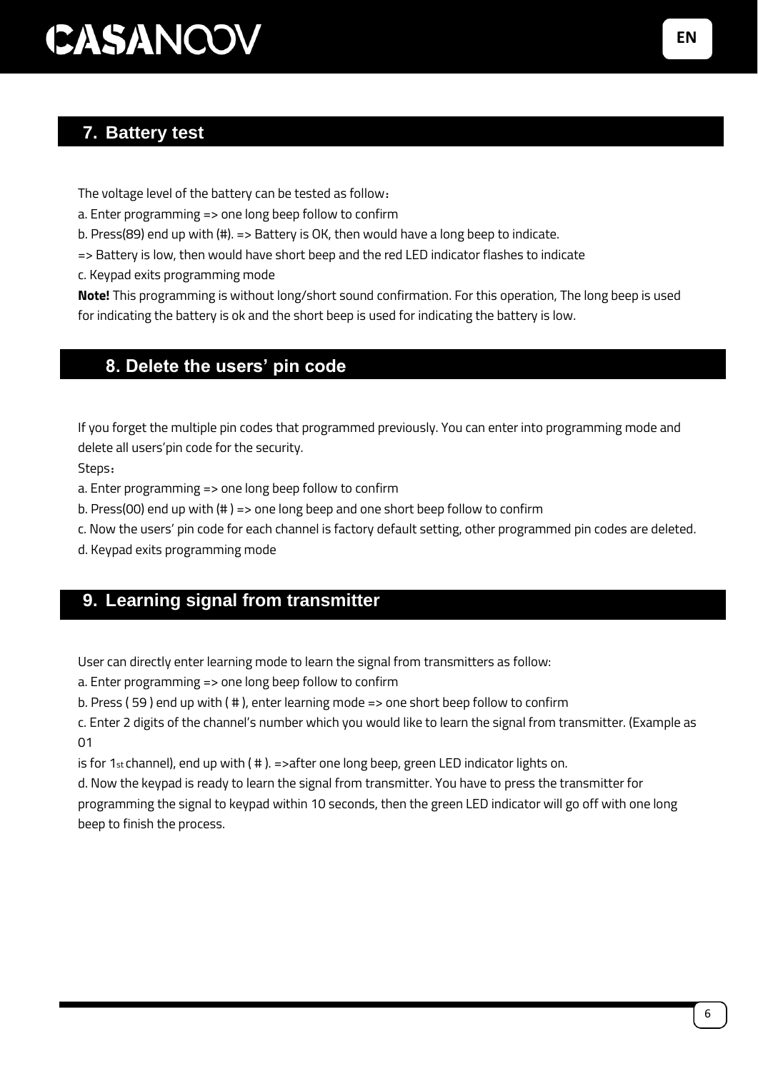## 7. Battery test

The voltage level of the battery can be tested as follow：

a. Enter programming => one long beep follow to confirm

b. Press(89) end up with (#). => Battery is OK, then would have a long beep to indicate.

=> Battery is low, then would have short beep and the red LED indicator flashes to indicate

c. Keypad exits programming mode

**Note!** This programming is without long/short sound confirmation. For this operation, The long beep is used for indicating the battery is ok and the short beep is used for indicating the battery is low.

## 8. Delete the users' pin code

If you forget the multiple pin codes that programmed previously. You can enter into programming mode and delete all users'pin code for the security.

Steps：

a. Enter programming => one long beep follow to confirm

b. Press(00) end up with (# ) => one long beep and one short beep follow to confirm

c. Now the users' pin code for each channel is factory default setting, other programmed pin codes are deleted.

d. Keypad exits programming mode

## 9. Learning signal from transmitter

User can directly enter learning mode to learn the signal from transmitters as follow:

a. Enter programming => one long beep follow to confirm

b. Press ( 59 ) end up with ( # ), enter learning mode => one short beep follow to confirm

c. Enter 2 digits of the channel's number which you would like to learn the signal from transmitter. (Example as 01

is for 1st channel), end up with ( # ). =>after one long beep, green LED indicator lights on.

d. Now the keypad is ready to learn the signal from transmitter. You have to press the transmitter for programming the signal to keypad within 10 seconds, then the green LED indicator will go off with one long beep to finish the process.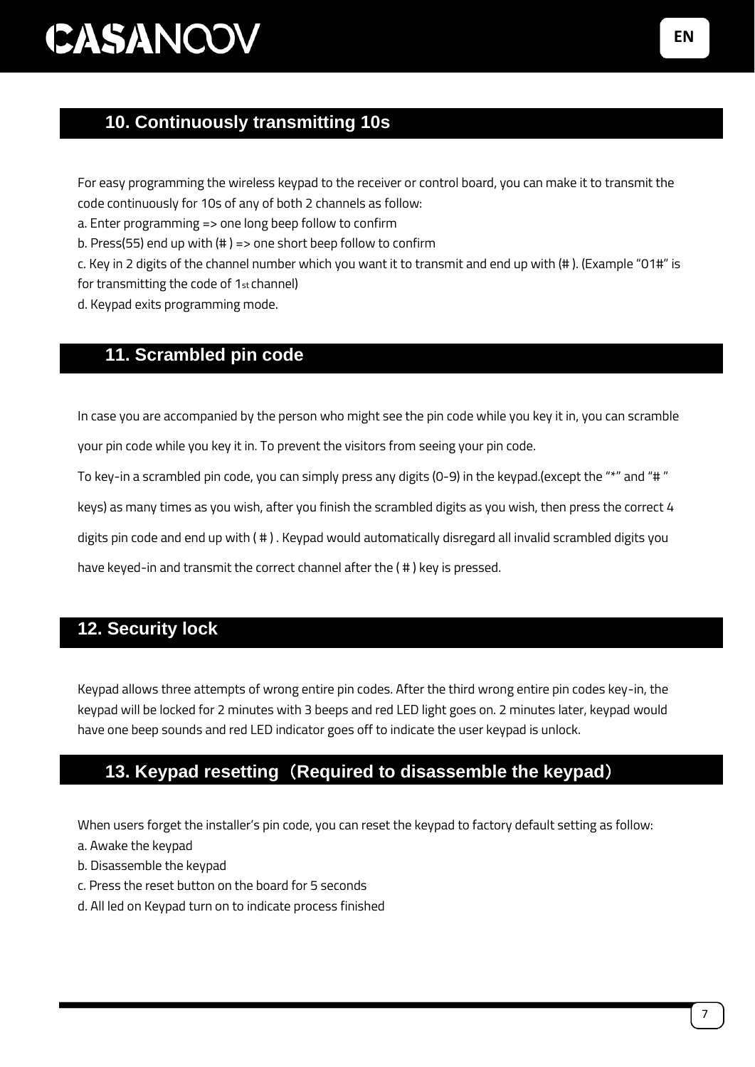## 10. Continuously transmitting 10s

For easy programming the wireless keypad to the receiver or control board, you can make it to transmit the code continuously for 10s of any of both 2 channels as follow:

a. Enter programming => one long beep follow to confirm

b. Press(55) end up with (# ) => one short beep follow to confirm

c. Key in 2 digits of the channel number which you want it to transmit and end up with (# ). (Example "01#" is for transmitting the code of 1st channel)

d. Keypad exits programming mode.

## 11. Scrambled pin code

In case you are accompanied by the person who might see the pin code while you key it in, you can scramble your pin code while you key it in. To prevent the visitors from seeing your pin code.

To key-in a scrambled pin code, you can simply press any digits (0-9) in the keypad.(except the "*" and "# " keys) as many times as you wish, after you finish the scrambled digits as you wish, then press the correct 4 digits pin code and end up with ( # ) . Keypad would automatically disregard all invalid scrambled digits you have keyed-in and transmit the correct channel after the ( # ) key is pressed.

## 12. Security lock

Keypad allows three attempts of wrong entire pin codes. After the third wrong entire pin codes key-in, the keypad will be locked for 2 minutes with 3 beeps and red LED light goes on. 2 minutes later, keypad would have one beep sounds and red LED indicator goes off to indicate the user keypad is unlock.

## 13. Keypad resetting（Required to disassemble the keypad）

When users forget the installer's pin code, you can reset the keypad to factory default setting as follow:

a. Awake the keypad

b. Disassemble the keypad

c. Press the reset button on the board for 5 seconds

d. All led on Keypad turn on to indicate process finished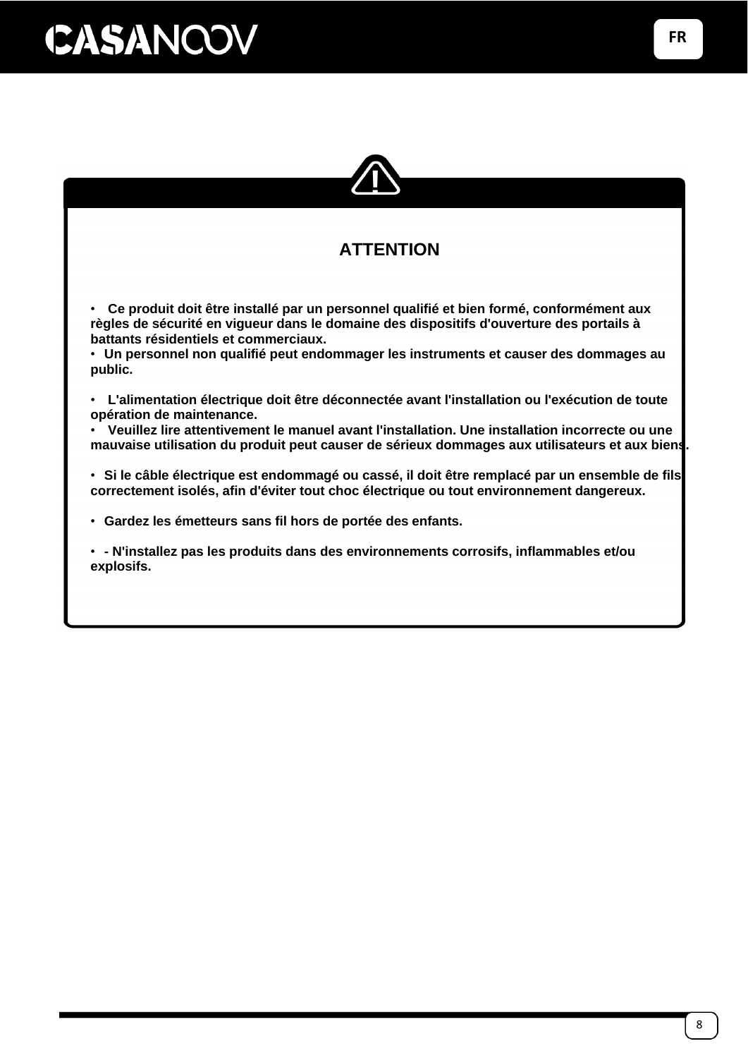## ATTENTION

- **Ce produit doit être installé par un personnel qualifié et bien formé, conformément aux règles de sécurité en vigueur dans le domaine des dispositifs d'ouverture des portails à battants résidentiels et commerciaux.**
- **Un personnel non qualifié peut endommager les instruments et causer des dommages au public.**

- **L'alimentation électrique doit être déconnectée avant l'installation ou l'exécution de toute opération de maintenance.**
- **Veuillez lire attentivement le manuel avant l'installation. Une installation incorrecte ou une mauvaise utilisation du produit peut causer de sérieux dommages aux utilisateurs et aux biens.**

- **Si le câble électrique est endommagé ou cassé, il doit être remplacé par un ensemble de fils correctement isolés, afin d'éviter tout choc électrique ou tout environnement dangereux.**

- **Gardez les émetteurs sans fil hors de portée des enfants.**

- **- N'installez pas les produits dans des environnements corrosifs, inflammables et/ou explosifs.**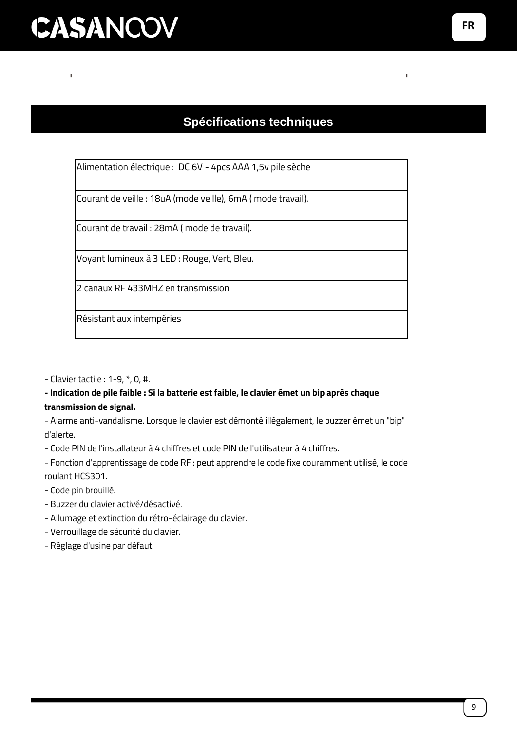## Spécifications techniques

| Alimentation électrique :  DC 6V - 4pcs AAA 1,5v pile sèche |
|---|
| Courant de veille : 18uA (mode veille), 6mA ( mode travail). |
| Courant de travail : 28mA ( mode de travail). |
| Voyant lumineux à 3 LED : Rouge, Vert, Bleu. |
| 2 canaux RF 433MHZ en transmission |
| Résistant aux intempéries |

- Clavier tactile : 1-9, *, 0, #.

**- Indication de pile faible : Si la batterie est faible, le clavier émet un bip après chaque transmission de signal.**

- Alarme anti-vandalisme. Lorsque le clavier est démonté illégalement, le buzzer émet un "bip" d'alerte.
- Code PIN de l'installateur à 4 chiffres et code PIN de l'utilisateur à 4 chiffres.
- Fonction d'apprentissage de code RF : peut apprendre le code fixe couramment utilisé, le code roulant HCS301.
- Code pin brouillé.
- Buzzer du clavier activé/désactivé.
- Allumage et extinction du rétro-éclairage du clavier.
- Verrouillage de sécurité du clavier.
- Réglage d'usine par défaut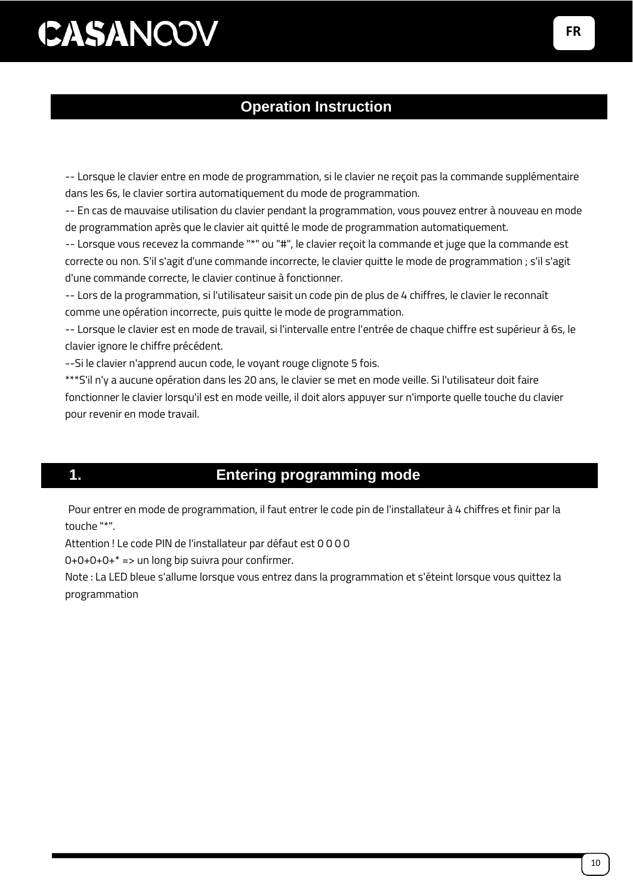## Operation Instruction

-- Lorsque le clavier entre en mode de programmation, si le clavier ne reçoit pas la commande supplémentaire dans les 6s, le clavier sortira automatiquement du mode de programmation.
-- En cas de mauvaise utilisation du clavier pendant la programmation, vous pouvez entrer à nouveau en mode de programmation après que le clavier ait quitté le mode de programmation automatiquement.
-- Lorsque vous recevez la commande "*" ou "#", le clavier reçoit la commande et juge que la commande est correcte ou non. S'il s'agit d'une commande incorrecte, le clavier quitte le mode de programmation ; s'il s'agit d'une commande correcte, le clavier continue à fonctionner.
-- Lors de la programmation, si l'utilisateur saisit un code pin de plus de 4 chiffres, le clavier le reconnaît comme une opération incorrecte, puis quitte le mode de programmation.
-- Lorsque le clavier est en mode de travail, si l'intervalle entre l'entrée de chaque chiffre est supérieur à 6s, le clavier ignore le chiffre précédent.
--Si le clavier n'apprend aucun code, le voyant rouge clignote 5 fois.
***S'il n'y a aucune opération dans les 20 ans, le clavier se met en mode veille. Si l'utilisateur doit faire fonctionner le clavier lorsqu'il est en mode veille, il doit alors appuyer sur n'importe quelle touche du clavier pour revenir en mode travail.

## 1. Entering programming mode

Pour entrer en mode de programmation, il faut entrer le code pin de l'installateur à 4 chiffres et finir par la touche "*".
Attention ! Le code PIN de l'installateur par défaut est 0 0 0 0
0+0+0+0+* => un long bip suivra pour confirmer.
Note : La LED bleue s'allume lorsque vous entrez dans la programmation et s'éteint lorsque vous quittez la programmation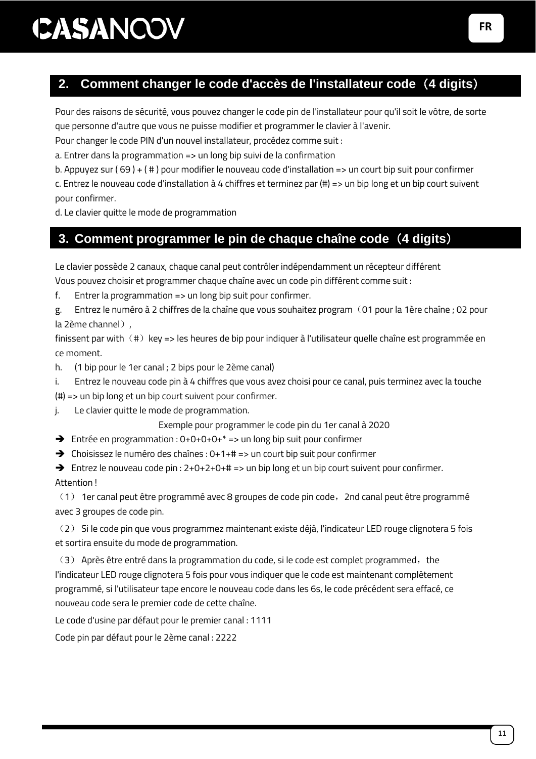## 2. Comment changer le code d'accès de l'installateur code（4 digits）

Pour des raisons de sécurité, vous pouvez changer le code pin de l'installateur pour qu'il soit le vôtre, de sorte que personne d'autre que vous ne puisse modifier et programmer le clavier à l'avenir.

Pour changer le code PIN d'un nouvel installateur, procédez comme suit :

a. Entrer dans la programmation => un long bip suivi de la confirmation

b. Appuyez sur ( 69 ) + ( # ) pour modifier le nouveau code d'installation => un court bip suit pour confirmer

c. Entrez le nouveau code d'installation à 4 chiffres et terminez par (#) => un bip long et un bip court suivent pour confirmer.

d. Le clavier quitte le mode de programmation

## 3. Comment programmer le pin de chaque chaîne code（4 digits）

Le clavier possède 2 canaux, chaque canal peut contrôler indépendamment un récepteur différent

Vous pouvez choisir et programmer chaque chaîne avec un code pin différent comme suit :

f. Entrer la programmation => un long bip suit pour confirmer.

g. Entrez le numéro à 2 chiffres de la chaîne que vous souhaitez program（01 pour la 1ère chaîne ; 02 pour la 2ème channel）,

finissent par with（#）key => les heures de bip pour indiquer à l'utilisateur quelle chaîne est programmée en ce moment.

h. (1 bip pour le 1er canal ; 2 bips pour le 2ème canal)

i. Entrez le nouveau code pin à 4 chiffres que vous avez choisi pour ce canal, puis terminez avec la touche (#) => un bip long et un bip court suivent pour confirmer.

j. Le clavier quitte le mode de programmation.

Exemple pour programmer le code pin du 1er canal à 2020

- ➔ Entrée en programmation : 0+0+0+0+* => un long bip suit pour confirmer
- ➔ Choisissez le numéro des chaînes : 0+1+# => un court bip suit pour confirmer
- ➔ Entrez le nouveau code pin : 2+0+2+0+# => un bip long et un bip court suivent pour confirmer.

Attention !

（1） 1er canal peut être programmé avec 8 groupes de code pin code，2nd canal peut être programmé avec 3 groupes de code pin.

（2） Si le code pin que vous programmez maintenant existe déjà, l'indicateur LED rouge clignotera 5 fois et sortira ensuite du mode de programmation.

（3） Après être entré dans la programmation du code, si le code est complet programmed，the l'indicateur LED rouge clignotera 5 fois pour vous indiquer que le code est maintenant complètement programmé, si l'utilisateur tape encore le nouveau code dans les 6s, le code précédent sera effacé, ce nouveau code sera le premier code de cette chaîne.

Le code d'usine par défaut pour le premier canal : 1111

Code pin par défaut pour le 2ème canal : 2222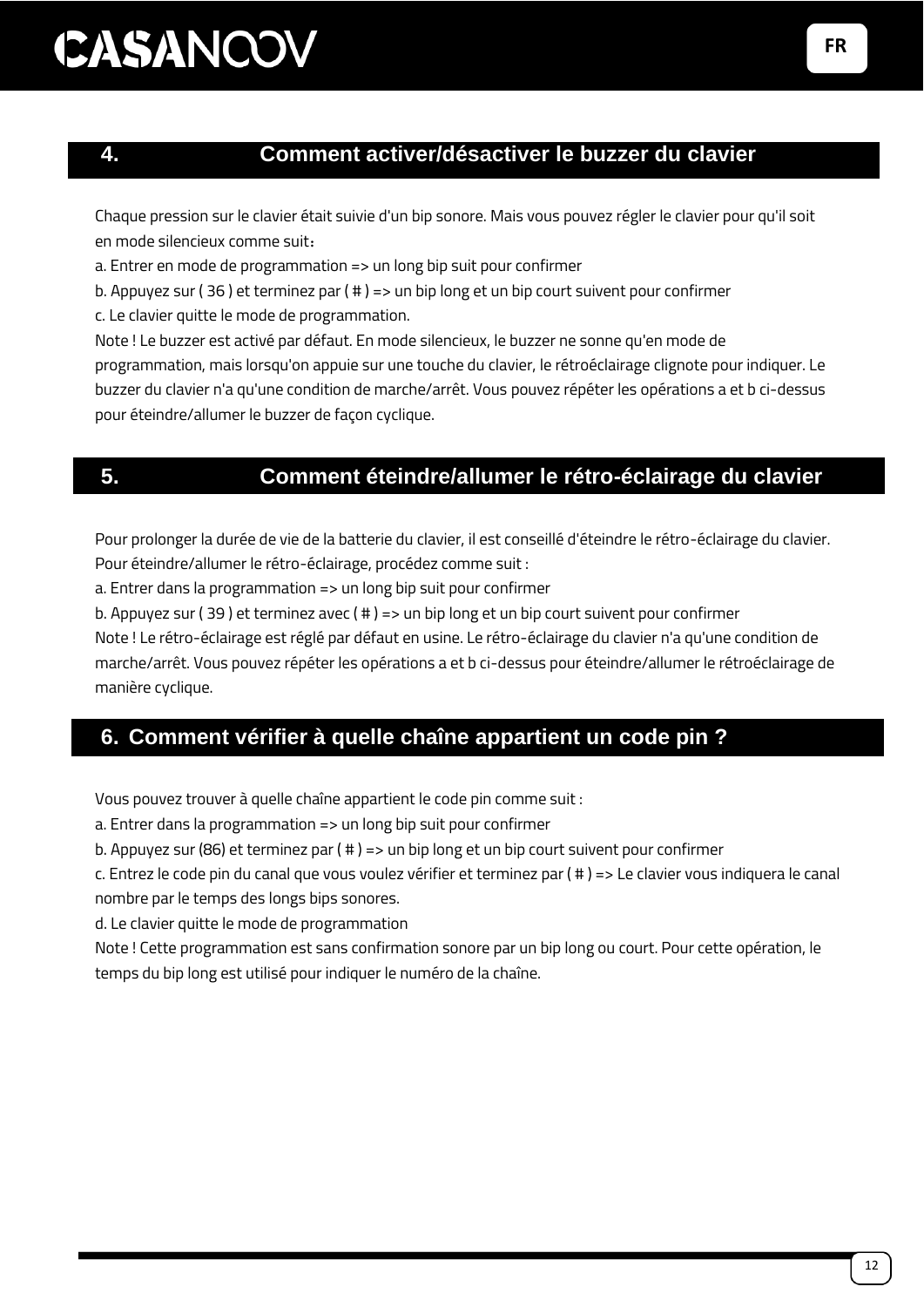## 4. Comment activer/désactiver le buzzer du clavier

Chaque pression sur le clavier était suivie d'un bip sonore. Mais vous pouvez régler le clavier pour qu'il soit en mode silencieux comme suit：

a. Entrer en mode de programmation => un long bip suit pour confirmer

b. Appuyez sur ( 36 ) et terminez par ( # ) => un bip long et un bip court suivent pour confirmer

c. Le clavier quitte le mode de programmation.

Note ! Le buzzer est activé par défaut. En mode silencieux, le buzzer ne sonne qu'en mode de programmation, mais lorsqu'on appuie sur une touche du clavier, le rétroéclairage clignote pour indiquer. Le buzzer du clavier n'a qu'une condition de marche/arrêt. Vous pouvez répéter les opérations a et b ci-dessus pour éteindre/allumer le buzzer de façon cyclique.

## 5. Comment éteindre/allumer le rétro-éclairage du clavier

Pour prolonger la durée de vie de la batterie du clavier, il est conseillé d'éteindre le rétro-éclairage du clavier. Pour éteindre/allumer le rétro-éclairage, procédez comme suit :

a. Entrer dans la programmation => un long bip suit pour confirmer

b. Appuyez sur ( 39 ) et terminez avec ( # ) => un bip long et un bip court suivent pour confirmer

Note ! Le rétro-éclairage est réglé par défaut en usine. Le rétro-éclairage du clavier n'a qu'une condition de marche/arrêt. Vous pouvez répéter les opérations a et b ci-dessus pour éteindre/allumer le rétroéclairage de manière cyclique.

## 6. Comment vérifier à quelle chaîne appartient un code pin ?

Vous pouvez trouver à quelle chaîne appartient le code pin comme suit :

a. Entrer dans la programmation => un long bip suit pour confirmer

b. Appuyez sur (86) et terminez par ( # ) => un bip long et un bip court suivent pour confirmer

c. Entrez le code pin du canal que vous voulez vérifier et terminez par ( # ) => Le clavier vous indiquera le canal nombre par le temps des longs bips sonores.

d. Le clavier quitte le mode de programmation

Note ! Cette programmation est sans confirmation sonore par un bip long ou court. Pour cette opération, le temps du bip long est utilisé pour indiquer le numéro de la chaîne.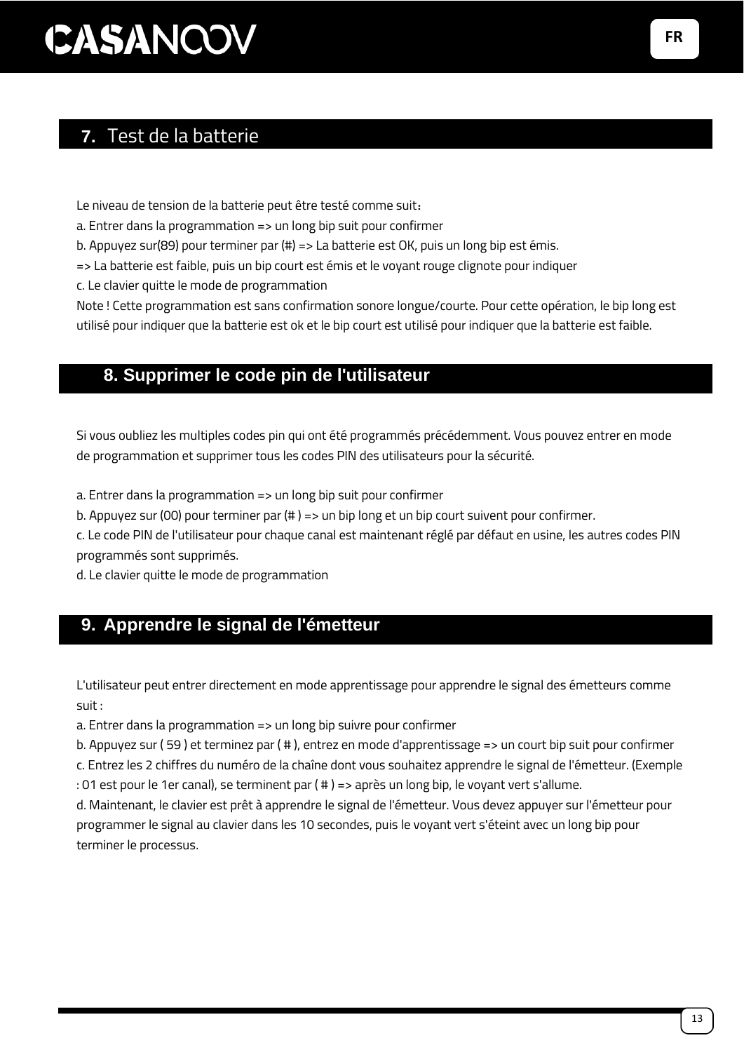## 7. Test de la batterie

Le niveau de tension de la batterie peut être testé comme suit：

a. Entrer dans la programmation => un long bip suit pour confirmer

b. Appuyez sur(89) pour terminer par (#) => La batterie est OK, puis un long bip est émis.

=> La batterie est faible, puis un bip court est émis et le voyant rouge clignote pour indiquer

c. Le clavier quitte le mode de programmation

Note ! Cette programmation est sans confirmation sonore longue/courte. Pour cette opération, le bip long est utilisé pour indiquer que la batterie est ok et le bip court est utilisé pour indiquer que la batterie est faible.

## 8. Supprimer le code pin de l'utilisateur

Si vous oubliez les multiples codes pin qui ont été programmés précédemment. Vous pouvez entrer en mode de programmation et supprimer tous les codes PIN des utilisateurs pour la sécurité.

a. Entrer dans la programmation => un long bip suit pour confirmer

b. Appuyez sur (00) pour terminer par (# ) => un bip long et un bip court suivent pour confirmer.

c. Le code PIN de l'utilisateur pour chaque canal est maintenant réglé par défaut en usine, les autres codes PIN programmés sont supprimés.

d. Le clavier quitte le mode de programmation

## 9. Apprendre le signal de l'émetteur

L'utilisateur peut entrer directement en mode apprentissage pour apprendre le signal des émetteurs comme suit :

a. Entrer dans la programmation => un long bip suivre pour confirmer

b. Appuyez sur ( 59 ) et terminez par ( # ), entrez en mode d'apprentissage => un court bip suit pour confirmer

c. Entrez les 2 chiffres du numéro de la chaîne dont vous souhaitez apprendre le signal de l'émetteur. (Exemple : 01 est pour le 1er canal), se terminent par ( # ) => après un long bip, le voyant vert s'allume.

d. Maintenant, le clavier est prêt à apprendre le signal de l'émetteur. Vous devez appuyer sur l'émetteur pour programmer le signal au clavier dans les 10 secondes, puis le voyant vert s'éteint avec un long bip pour terminer le processus.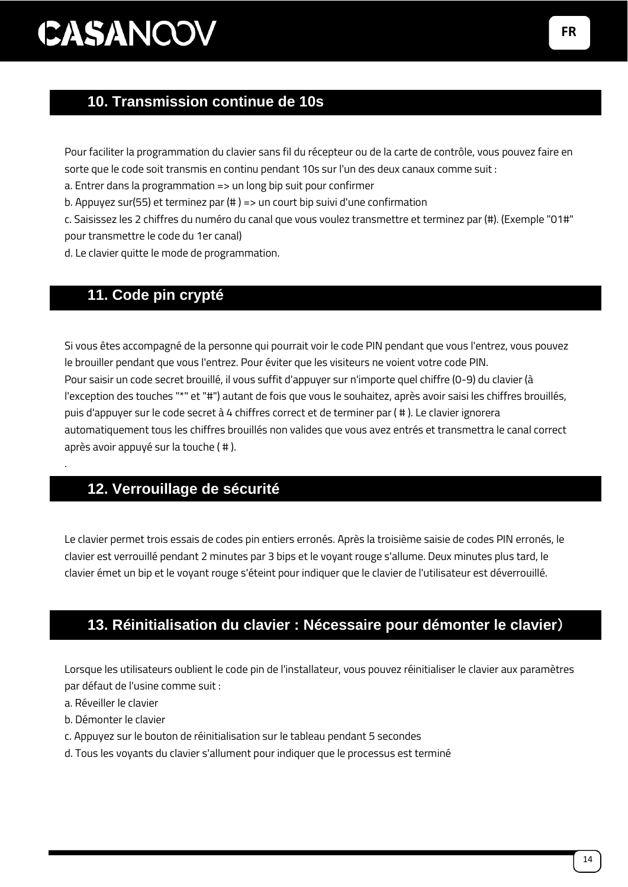## 10. Transmission continue de 10s

Pour faciliter la programmation du clavier sans fil du récepteur ou de la carte de contrôle, vous pouvez faire en sorte que le code soit transmis en continu pendant 10s sur l'un des deux canaux comme suit :

a. Entrer dans la programmation => un long bip suit pour confirmer

b. Appuyez sur(55) et terminez par (# ) => un court bip suivi d'une confirmation

c. Saisissez les 2 chiffres du numéro du canal que vous voulez transmettre et terminez par (#). (Exemple "01#" pour transmettre le code du 1er canal)

d. Le clavier quitte le mode de programmation.

## 11. Code pin crypté

Si vous êtes accompagné de la personne qui pourrait voir le code PIN pendant que vous l'entrez, vous pouvez le brouiller pendant que vous l'entrez. Pour éviter que les visiteurs ne voient votre code PIN.
Pour saisir un code secret brouillé, il vous suffit d'appuyer sur n'importe quel chiffre (0-9) du clavier (à l'exception des touches "*" et "#") autant de fois que vous le souhaitez, après avoir saisi les chiffres brouillés, puis d'appuyer sur le code secret à 4 chiffres correct et de terminer par ( # ). Le clavier ignorera automatiquement tous les chiffres brouillés non valides que vous avez entrés et transmettra le canal correct après avoir appuyé sur la touche ( # ).

.

## 12. Verrouillage de sécurité

Le clavier permet trois essais de codes pin entiers erronés. Après la troisième saisie de codes PIN erronés, le clavier est verrouillé pendant 2 minutes par 3 bips et le voyant rouge s'allume. Deux minutes plus tard, le clavier émet un bip et le voyant rouge s'éteint pour indiquer que le clavier de l'utilisateur est déverrouillé.

## 13. Réinitialisation du clavier : Nécessaire pour démonter le clavier)

Lorsque les utilisateurs oublient le code pin de l'installateur, vous pouvez réinitialiser le clavier aux paramètres par défaut de l'usine comme suit :

a. Réveiller le clavier

b. Démonter le clavier

c. Appuyez sur le bouton de réinitialisation sur le tableau pendant 5 secondes

d. Tous les voyants du clavier s'allument pour indiquer que le processus est terminé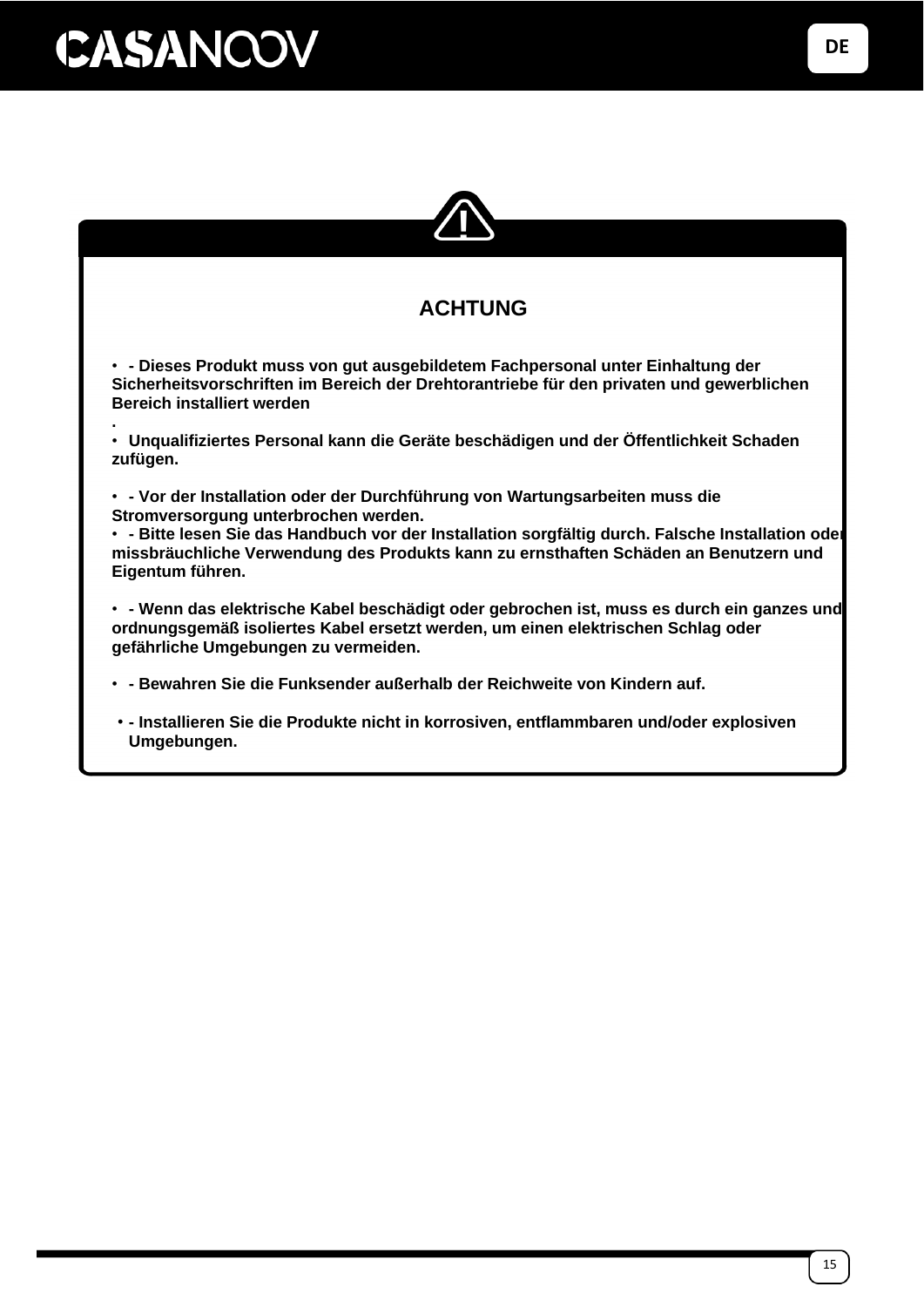## ACHTUNG

- **- Dieses Produkt muss von gut ausgebildetem Fachpersonal unter Einhaltung der Sicherheitsvorschriften im Bereich der Drehtorantriebe für den privaten und gewerblichen Bereich installiert werden**
**.**
- **Unqualifiziertes Personal kann die Geräte beschädigen und der Öffentlichkeit Schaden zufügen.**

- **- Vor der Installation oder der Durchführung von Wartungsarbeiten muss die Stromversorgung unterbrochen werden.**
- **- Bitte lesen Sie das Handbuch vor der Installation sorgfältig durch. Falsche Installation oder missbräuchliche Verwendung des Produkts kann zu ernsthaften Schäden an Benutzern und Eigentum führen.**

- **- Wenn das elektrische Kabel beschädigt oder gebrochen ist, muss es durch ein ganzes und ordnungsgemäß isoliertes Kabel ersetzt werden, um einen elektrischen Schlag oder gefährliche Umgebungen zu vermeiden.**

- **- Bewahren Sie die Funksender außerhalb der Reichweite von Kindern auf.**

- **- Installieren Sie die Produkte nicht in korrosiven, entflammbaren und/oder explosiven Umgebungen.**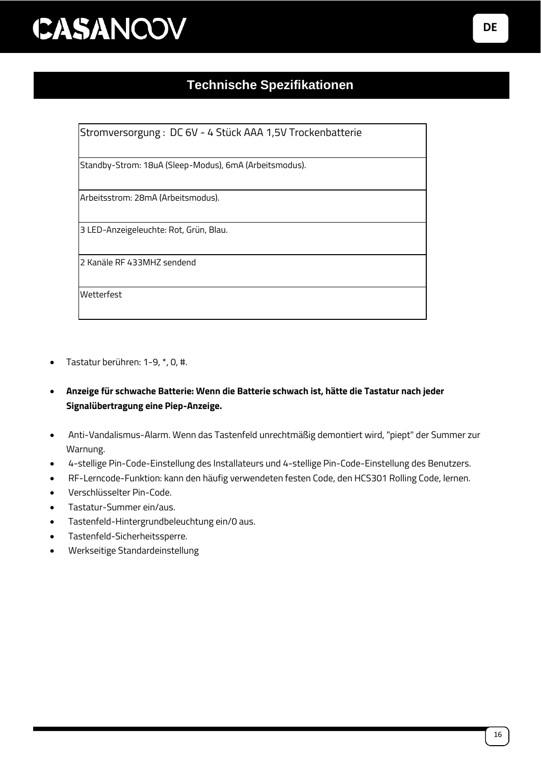## Technische Spezifikationen

| Stromversorgung : DC 6V - 4 Stück AAA 1,5V Trockenbatterie |
|---|
| Standby-Strom: 18uA (Sleep-Modus), 6mA (Arbeitsmodus). |
| Arbeitsstrom: 28mA (Arbeitsmodus). |
| 3 LED-Anzeigeleuchte: Rot, Grün, Blau. |
| 2 Kanäle RF 433MHZ sendend |
| Wetterfest |

- Tastatur berühren: 1-9, *, 0, #.
- **Anzeige für schwache Batterie: Wenn die Batterie schwach ist, hätte die Tastatur nach jeder Signalübertragung eine Piep-Anzeige.**
- Anti-Vandalismus-Alarm. Wenn das Tastenfeld unrechtmäßig demontiert wird, "piept" der Summer zur Warnung.
- 4-stellige Pin-Code-Einstellung des Installateurs und 4-stellige Pin-Code-Einstellung des Benutzers.
- RF-Lerncode-Funktion: kann den häufig verwendeten festen Code, den HCS301 Rolling Code, lernen.
- Verschlüsselter Pin-Code.
- Tastatur-Summer ein/aus.
- Tastenfeld-Hintergrundbeleuchtung ein/0 aus.
- Tastenfeld-Sicherheitssperre.
- Werkseitige Standardeinstellung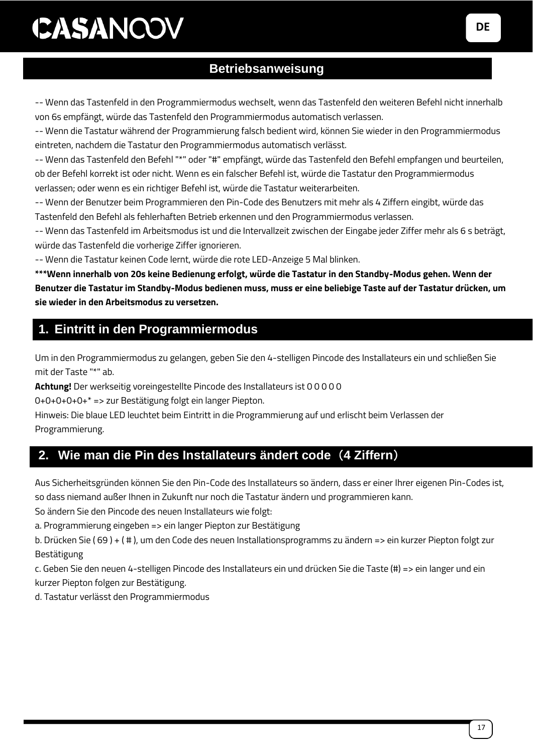## Betriebsanweisung

-- Wenn das Tastenfeld in den Programmiermodus wechselt, wenn das Tastenfeld den weiteren Befehl nicht innerhalb von 6s empfängt, würde das Tastenfeld den Programmiermodus automatisch verlassen.

-- Wenn die Tastatur während der Programmierung falsch bedient wird, können Sie wieder in den Programmiermodus eintreten, nachdem die Tastatur den Programmiermodus automatisch verlässt.

-- Wenn das Tastenfeld den Befehl "*" oder "#" empfängt, würde das Tastenfeld den Befehl empfangen und beurteilen, ob der Befehl korrekt ist oder nicht. Wenn es ein falscher Befehl ist, würde die Tastatur den Programmiermodus verlassen; oder wenn es ein richtiger Befehl ist, würde die Tastatur weiterarbeiten.

-- Wenn der Benutzer beim Programmieren den Pin-Code des Benutzers mit mehr als 4 Ziffern eingibt, würde das Tastenfeld den Befehl als fehlerhaften Betrieb erkennen und den Programmiermodus verlassen.

-- Wenn das Tastenfeld im Arbeitsmodus ist und die Intervallzeit zwischen der Eingabe jeder Ziffer mehr als 6 s beträgt, würde das Tastenfeld die vorherige Ziffer ignorieren.

-- Wenn die Tastatur keinen Code lernt, würde die rote LED-Anzeige 5 Mal blinken.

**\*\*\*Wenn innerhalb von 20s keine Bedienung erfolgt, würde die Tastatur in den Standby-Modus gehen. Wenn der Benutzer die Tastatur im Standby-Modus bedienen muss, muss er eine beliebige Taste auf der Tastatur drücken, um sie wieder in den Arbeitsmodus zu versetzen.**

## 1. Eintritt in den Programmiermodus

Um in den Programmiermodus zu gelangen, geben Sie den 4-stelligen Pincode des Installateurs ein und schließen Sie mit der Taste "*" ab.

**Achtung!** Der werkseitig voreingestellte Pincode des Installateurs ist 0 0 0 0 0

0+0+0+0+0+* => zur Bestätigung folgt ein langer Piepton.

Hinweis: Die blaue LED leuchtet beim Eintritt in die Programmierung auf und erlischt beim Verlassen der Programmierung.

## 2. Wie man die Pin des Installateurs ändert code（4 Ziffern）

Aus Sicherheitsgründen können Sie den Pin-Code des Installateurs so ändern, dass er einer Ihrer eigenen Pin-Codes ist, so dass niemand außer Ihnen in Zukunft nur noch die Tastatur ändern und programmieren kann.

So ändern Sie den Pincode des neuen Installateurs wie folgt:

a. Programmierung eingeben => ein langer Piepton zur Bestätigung

b. Drücken Sie ( 69 ) + ( # ), um den Code des neuen Installationsprogramms zu ändern => ein kurzer Piepton folgt zur Bestätigung

c. Geben Sie den neuen 4-stelligen Pincode des Installateurs ein und drücken Sie die Taste (#) => ein langer und ein kurzer Piepton folgen zur Bestätigung.

d. Tastatur verlässt den Programmiermodus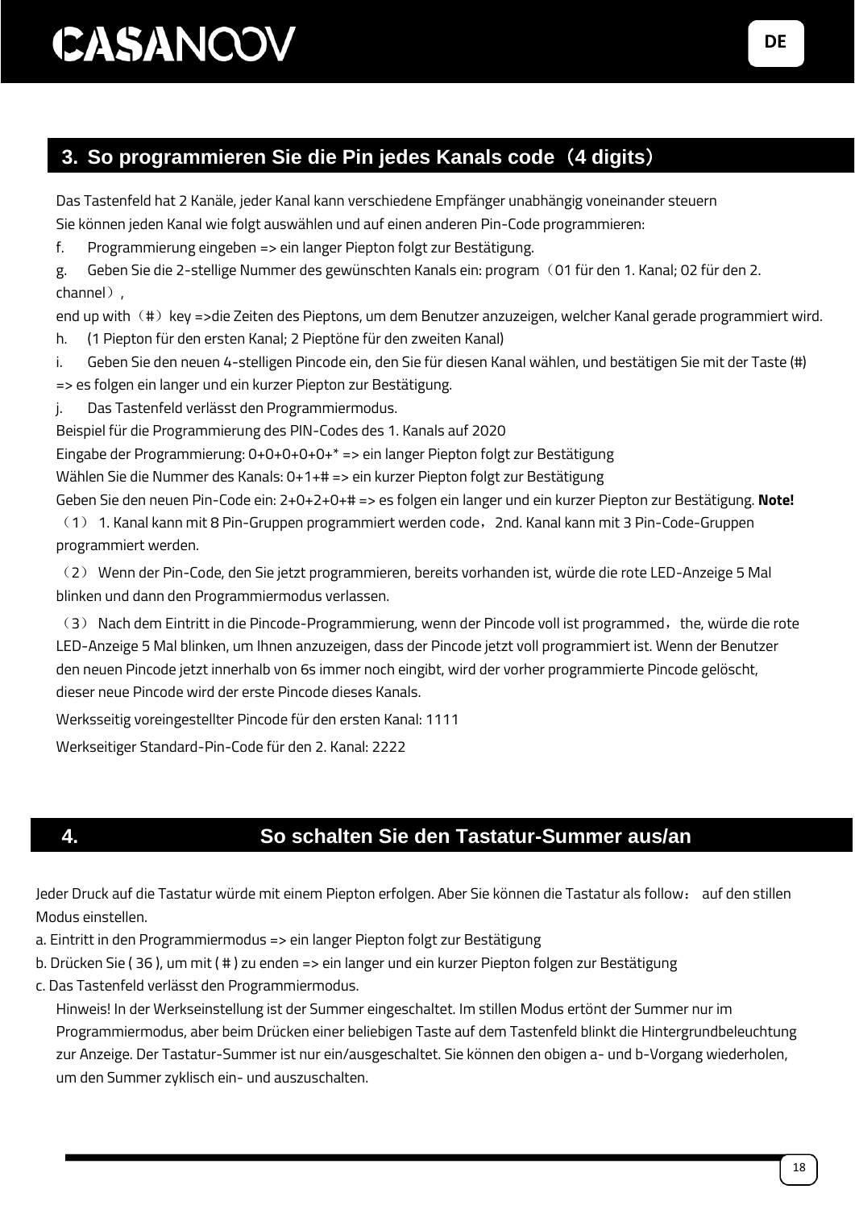## 3. So programmieren Sie die Pin jedes Kanals code（4 digits）

Das Tastenfeld hat 2 Kanäle, jeder Kanal kann verschiedene Empfänger unabhängig voneinander steuern

Sie können jeden Kanal wie folgt auswählen und auf einen anderen Pin-Code programmieren:

f. Programmierung eingeben => ein langer Piepton folgt zur Bestätigung.

g. Geben Sie die 2-stellige Nummer des gewünschten Kanals ein: program（01 für den 1. Kanal; 02 für den 2. channel）,

end up with（#）key =>die Zeiten des Pieptons, um dem Benutzer anzuzeigen, welcher Kanal gerade programmiert wird.

h. (1 Piepton für den ersten Kanal; 2 Pieptöne für den zweiten Kanal)

i. Geben Sie den neuen 4-stelligen Pincode ein, den Sie für diesen Kanal wählen, und bestätigen Sie mit der Taste (#) => es folgen ein langer und ein kurzer Piepton zur Bestätigung.

j. Das Tastenfeld verlässt den Programmiermodus.

Beispiel für die Programmierung des PIN-Codes des 1. Kanals auf 2020

Eingabe der Programmierung: 0+0+0+0+0+* => ein langer Piepton folgt zur Bestätigung

Wählen Sie die Nummer des Kanals: 0+1+# => ein kurzer Piepton folgt zur Bestätigung

Geben Sie den neuen Pin-Code ein: 2+0+2+0+# => es folgen ein langer und ein kurzer Piepton zur Bestätigung. **Note!**

（1） 1. Kanal kann mit 8 Pin-Gruppen programmiert werden code，2nd. Kanal kann mit 3 Pin-Code-Gruppen programmiert werden.

（2） Wenn der Pin-Code, den Sie jetzt programmieren, bereits vorhanden ist, würde die rote LED-Anzeige 5 Mal blinken und dann den Programmiermodus verlassen.

（3） Nach dem Eintritt in die Pincode-Programmierung, wenn der Pincode voll ist programmed，the, würde die rote LED-Anzeige 5 Mal blinken, um Ihnen anzuzeigen, dass der Pincode jetzt voll programmiert ist. Wenn der Benutzer den neuen Pincode jetzt innerhalb von 6s immer noch eingibt, wird der vorher programmierte Pincode gelöscht, dieser neue Pincode wird der erste Pincode dieses Kanals.

Werksseitig voreingestellter Pincode für den ersten Kanal: 1111

Werkseitiger Standard-Pin-Code für den 2. Kanal: 2222

## 4. So schalten Sie den Tastatur-Summer aus/an

Jeder Druck auf die Tastatur würde mit einem Piepton erfolgen. Aber Sie können die Tastatur als follow： auf den stillen Modus einstellen.

a. Eintritt in den Programmiermodus => ein langer Piepton folgt zur Bestätigung

b. Drücken Sie ( 36 ), um mit ( # ) zu enden => ein langer und ein kurzer Piepton folgen zur Bestätigung

c. Das Tastenfeld verlässt den Programmiermodus.

Hinweis! In der Werkseinstellung ist der Summer eingeschaltet. Im stillen Modus ertönt der Summer nur im Programmiermodus, aber beim Drücken einer beliebigen Taste auf dem Tastenfeld blinkt die Hintergrundbeleuchtung zur Anzeige. Der Tastatur-Summer ist nur ein/ausgeschaltet. Sie können den obigen a- und b-Vorgang wiederholen, um den Summer zyklisch ein- und auszuschalten.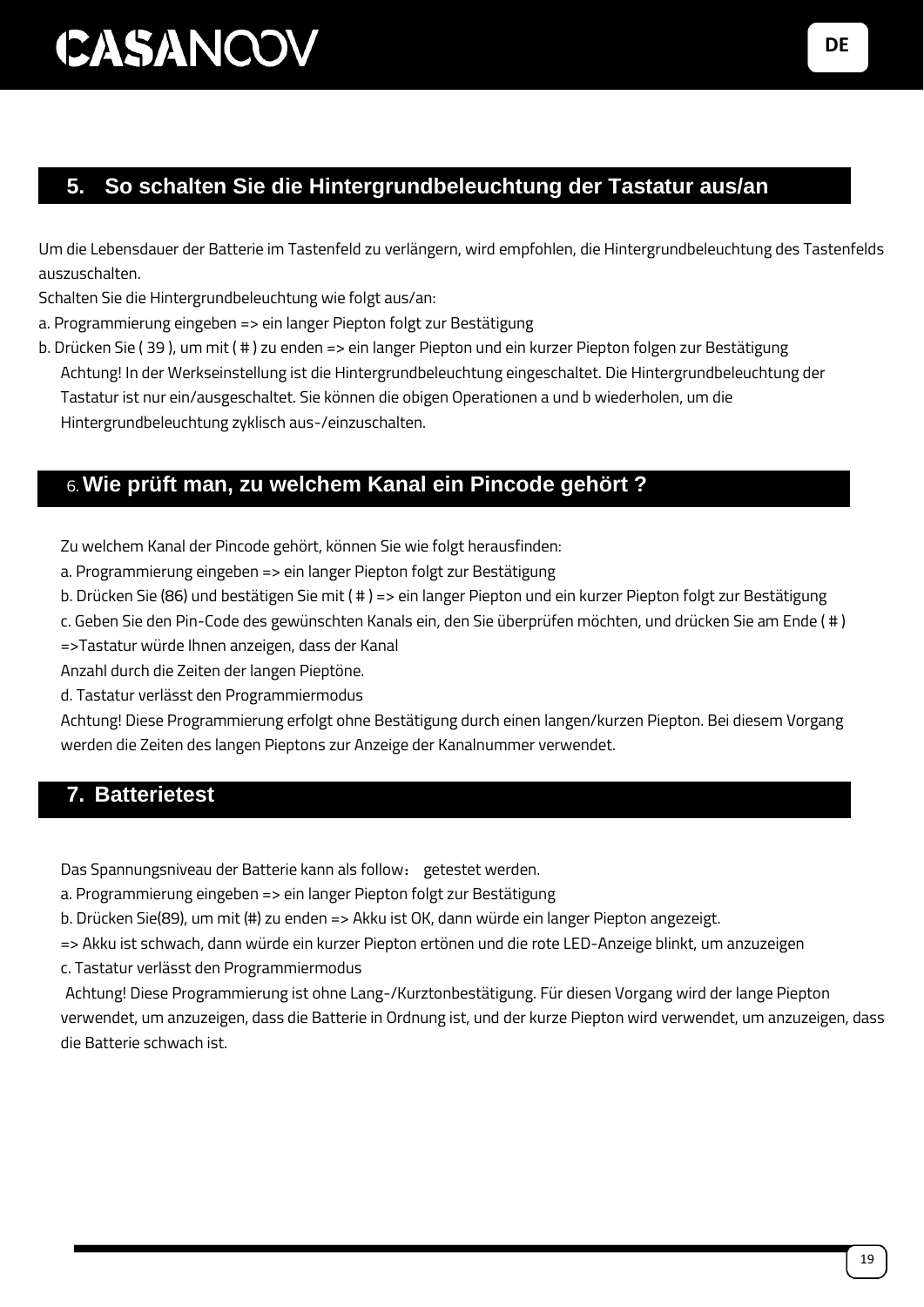## 5. So schalten Sie die Hintergrundbeleuchtung der Tastatur aus/an

Um die Lebensdauer der Batterie im Tastenfeld zu verlängern, wird empfohlen, die Hintergrundbeleuchtung des Tastenfelds auszuschalten.

Schalten Sie die Hintergrundbeleuchtung wie folgt aus/an:

a. Programmierung eingeben => ein langer Piepton folgt zur Bestätigung

b. Drücken Sie ( 39 ), um mit ( # ) zu enden => ein langer Piepton und ein kurzer Piepton folgen zur Bestätigung

Achtung! In der Werkseinstellung ist die Hintergrundbeleuchtung eingeschaltet. Die Hintergrundbeleuchtung der Tastatur ist nur ein/ausgeschaltet. Sie können die obigen Operationen a und b wiederholen, um die Hintergrundbeleuchtung zyklisch aus-/einzuschalten.

## 6. Wie prüft man, zu welchem Kanal ein Pincode gehört ?

Zu welchem Kanal der Pincode gehört, können Sie wie folgt herausfinden:

a. Programmierung eingeben => ein langer Piepton folgt zur Bestätigung

b. Drücken Sie (86) und bestätigen Sie mit ( # ) => ein langer Piepton und ein kurzer Piepton folgt zur Bestätigung

c. Geben Sie den Pin-Code des gewünschten Kanals ein, den Sie überprüfen möchten, und drücken Sie am Ende ( # ) =>Tastatur würde Ihnen anzeigen, dass der Kanal

Anzahl durch die Zeiten der langen Pieptöne.

d. Tastatur verlässt den Programmiermodus

Achtung! Diese Programmierung erfolgt ohne Bestätigung durch einen langen/kurzen Piepton. Bei diesem Vorgang werden die Zeiten des langen Pieptons zur Anzeige der Kanalnummer verwendet.

## 7. Batterietest

Das Spannungsniveau der Batterie kann als follow： getestet werden.

a. Programmierung eingeben => ein langer Piepton folgt zur Bestätigung

b. Drücken Sie(89), um mit (#) zu enden => Akku ist OK, dann würde ein langer Piepton angezeigt.

=> Akku ist schwach, dann würde ein kurzer Piepton ertönen und die rote LED-Anzeige blinkt, um anzuzeigen

c. Tastatur verlässt den Programmiermodus

Achtung! Diese Programmierung ist ohne Lang-/Kurztonbestätigung. Für diesen Vorgang wird der lange Piepton verwendet, um anzuzeigen, dass die Batterie in Ordnung ist, und der kurze Piepton wird verwendet, um anzuzeigen, dass die Batterie schwach ist.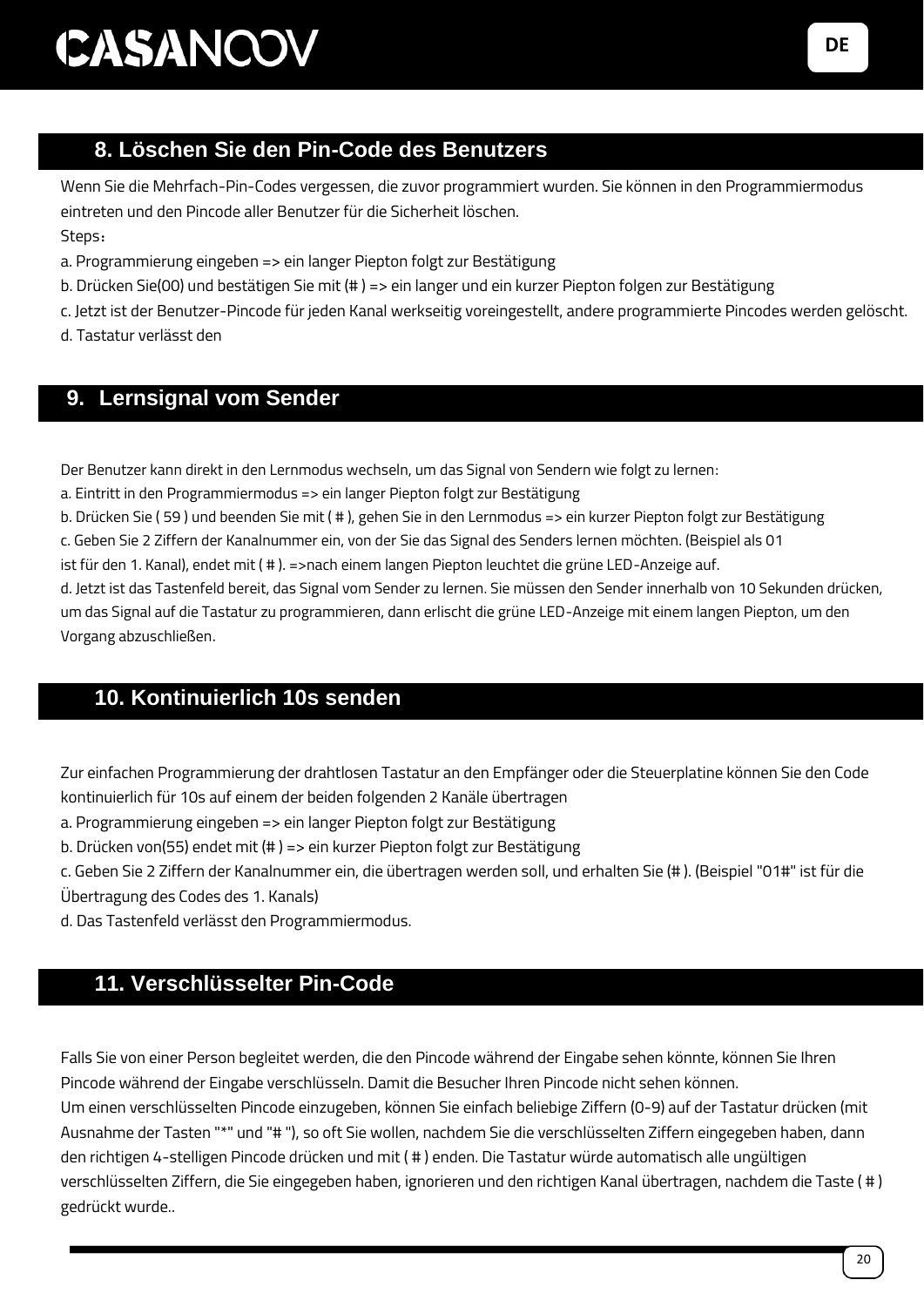## 8. Löschen Sie den Pin-Code des Benutzers

Wenn Sie die Mehrfach-Pin-Codes vergessen, die zuvor programmiert wurden. Sie können in den Programmiermodus eintreten und den Pincode aller Benutzer für die Sicherheit löschen.

Steps：

a. Programmierung eingeben => ein langer Piepton folgt zur Bestätigung

b. Drücken Sie(00) und bestätigen Sie mit (# ) => ein langer und ein kurzer Piepton folgen zur Bestätigung

c. Jetzt ist der Benutzer-Pincode für jeden Kanal werkseitig voreingestellt, andere programmierte Pincodes werden gelöscht.

d. Tastatur verlässt den

## 9. Lernsignal vom Sender

Der Benutzer kann direkt in den Lernmodus wechseln, um das Signal von Sendern wie folgt zu lernen:

a. Eintritt in den Programmiermodus => ein langer Piepton folgt zur Bestätigung

b. Drücken Sie ( 59 ) und beenden Sie mit ( # ), gehen Sie in den Lernmodus => ein kurzer Piepton folgt zur Bestätigung

c. Geben Sie 2 Ziffern der Kanalnummer ein, von der Sie das Signal des Senders lernen möchten. (Beispiel als 01 ist für den 1. Kanal), endet mit ( # ). =>nach einem langen Piepton leuchtet die grüne LED-Anzeige auf.

d. Jetzt ist das Tastenfeld bereit, das Signal vom Sender zu lernen. Sie müssen den Sender innerhalb von 10 Sekunden drücken, um das Signal auf die Tastatur zu programmieren, dann erlischt die grüne LED-Anzeige mit einem langen Piepton, um den Vorgang abzuschließen.

## 10. Kontinuierlich 10s senden

Zur einfachen Programmierung der drahtlosen Tastatur an den Empfänger oder die Steuerplatine können Sie den Code kontinuierlich für 10s auf einem der beiden folgenden 2 Kanäle übertragen

a. Programmierung eingeben => ein langer Piepton folgt zur Bestätigung

b. Drücken von(55) endet mit (# ) => ein kurzer Piepton folgt zur Bestätigung

c. Geben Sie 2 Ziffern der Kanalnummer ein, die übertragen werden soll, und erhalten Sie (# ). (Beispiel "01#" ist für die Übertragung des Codes des 1. Kanals)

d. Das Tastenfeld verlässt den Programmiermodus.

## 11. Verschlüsselter Pin-Code

Falls Sie von einer Person begleitet werden, die den Pincode während der Eingabe sehen könnte, können Sie Ihren Pincode während der Eingabe verschlüsseln. Damit die Besucher Ihren Pincode nicht sehen können.

Um einen verschlüsselten Pincode einzugeben, können Sie einfach beliebige Ziffern (0-9) auf der Tastatur drücken (mit Ausnahme der Tasten "*" und "# "), so oft Sie wollen, nachdem Sie die verschlüsselten Ziffern eingegeben haben, dann den richtigen 4-stelligen Pincode drücken und mit ( # ) enden. Die Tastatur würde automatisch alle ungültigen verschlüsselten Ziffern, die Sie eingegeben haben, ignorieren und den richtigen Kanal übertragen, nachdem die Taste ( # ) gedrückt wurde..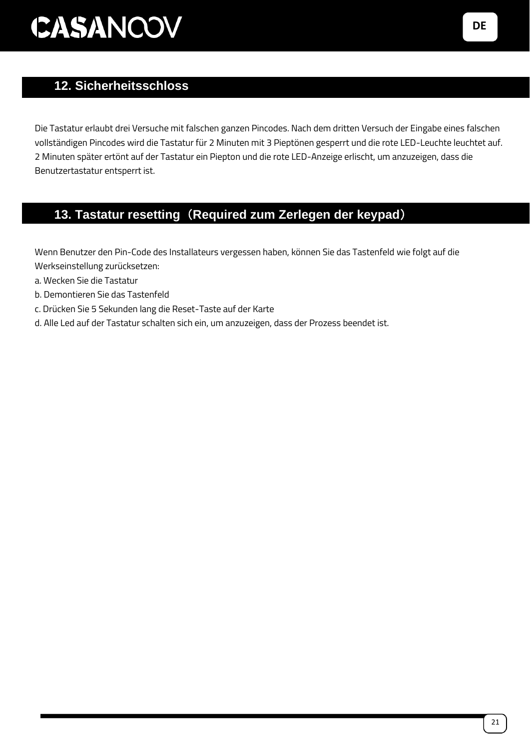## 12. Sicherheitsschloss

Die Tastatur erlaubt drei Versuche mit falschen ganzen Pincodes. Nach dem dritten Versuch der Eingabe eines falschen vollständigen Pincodes wird die Tastatur für 2 Minuten mit 3 Pieptönen gesperrt und die rote LED-Leuchte leuchtet auf. 2 Minuten später ertönt auf der Tastatur ein Piepton und die rote LED-Anzeige erlischt, um anzuzeigen, dass die Benutzertastatur entsperrt ist.

## 13. Tastatur resetting（Required zum Zerlegen der keypad）

Wenn Benutzer den Pin-Code des Installateurs vergessen haben, können Sie das Tastenfeld wie folgt auf die Werkseinstellung zurücksetzen:

a. Wecken Sie die Tastatur

b. Demontieren Sie das Tastenfeld

c. Drücken Sie 5 Sekunden lang die Reset-Taste auf der Karte

d. Alle Led auf der Tastatur schalten sich ein, um anzuzeigen, dass der Prozess beendet ist.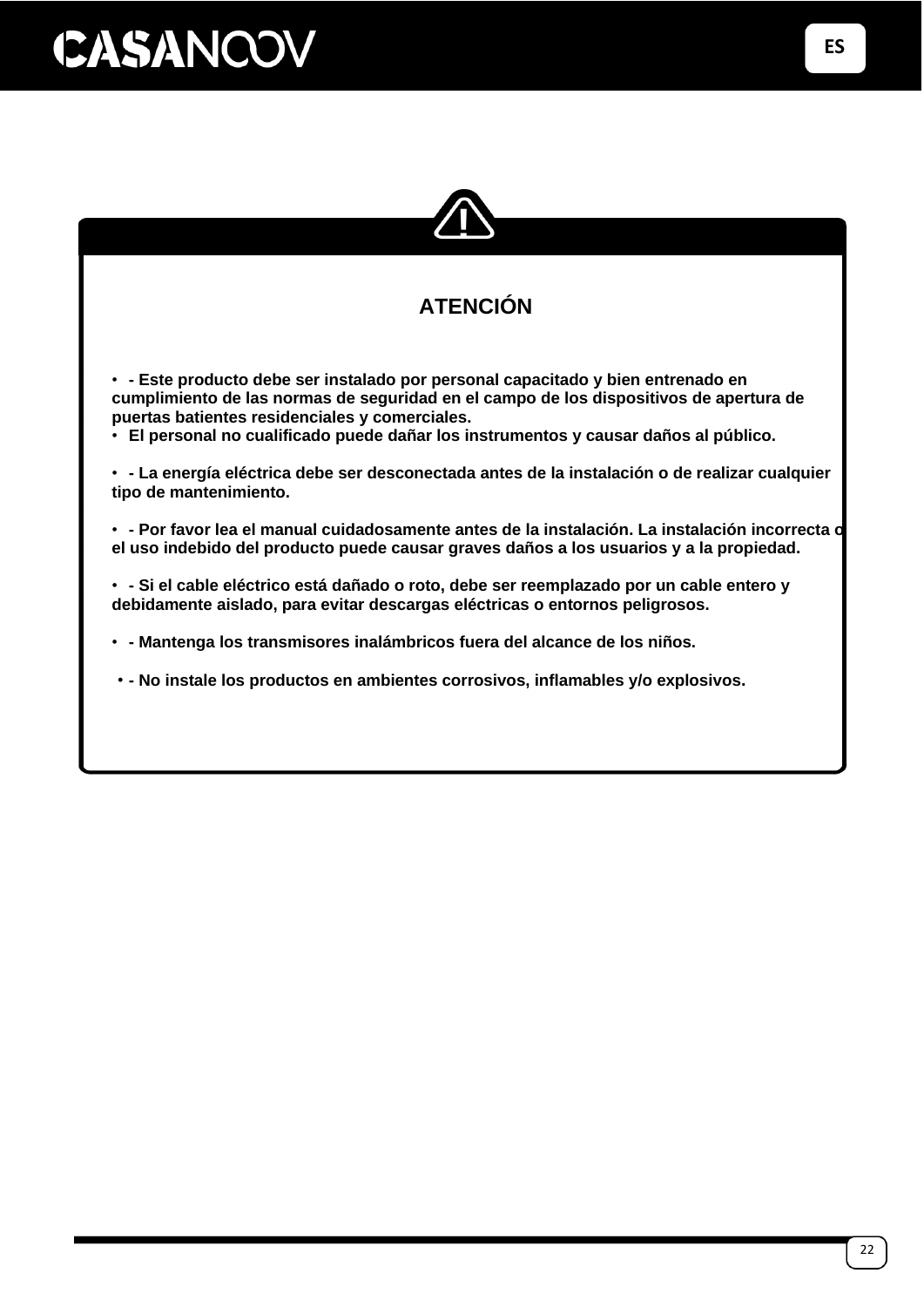## ATENCIÓN

- **- Este producto debe ser instalado por personal capacitado y bien entrenado en cumplimiento de las normas de seguridad en el campo de los dispositivos de apertura de puertas batientes residenciales y comerciales.**
- **El personal no cualificado puede dañar los instrumentos y causar daños al público.**

- **- La energía eléctrica debe ser desconectada antes de la instalación o de realizar cualquier tipo de mantenimiento.**

- **- Por favor lea el manual cuidadosamente antes de la instalación. La instalación incorrecta o el uso indebido del producto puede causar graves daños a los usuarios y a la propiedad.**

- **- Si el cable eléctrico está dañado o roto, debe ser reemplazado por un cable entero y debidamente aislado, para evitar descargas eléctricas o entornos peligrosos.**

- **- Mantenga los transmisores inalámbricos fuera del alcance de los niños.**

- **- No instale los productos en ambientes corrosivos, inflamables y/o explosivos.**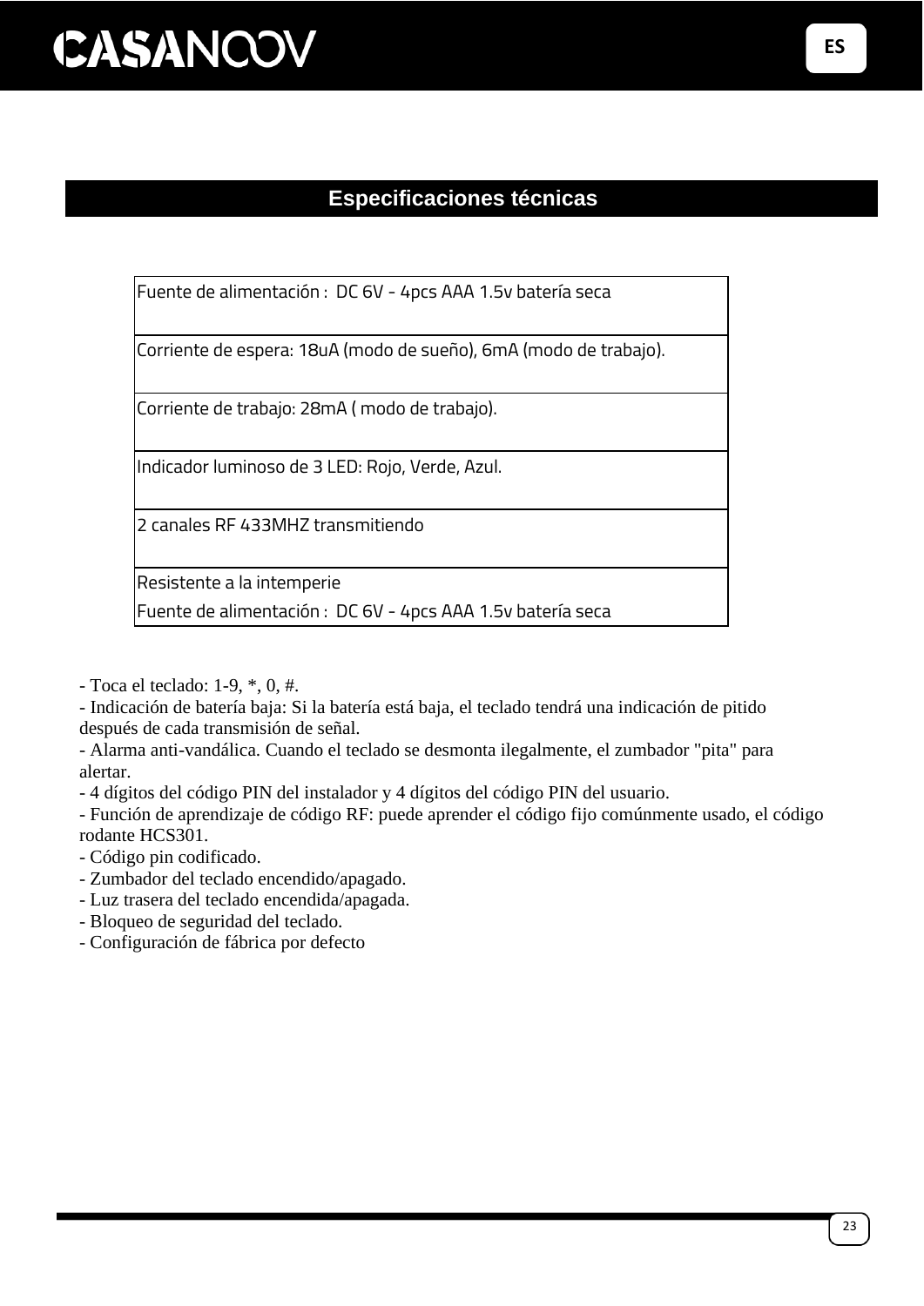## Especificaciones técnicas

| Fuente de alimentación : DC 6V - 4pcs AAA 1.5v batería seca |
|---|
| Corriente de espera: 18uA (modo de sueño), 6mA (modo de trabajo). |
| Corriente de trabajo: 28mA ( modo de trabajo). |
| Indicador luminoso de 3 LED: Rojo, Verde, Azul. |
| 2 canales RF 433MHZ transmitiendo |
| Resistente a la intemperie<br>Fuente de alimentación : DC 6V - 4pcs AAA 1.5v batería seca |

- Toca el teclado: 1-9, *, 0, #.
- Indicación de batería baja: Si la batería está baja, el teclado tendrá una indicación de pitido después de cada transmisión de señal.
- Alarma anti-vandálica. Cuando el teclado se desmonta ilegalmente, el zumbador "pita" para alertar.
- 4 dígitos del código PIN del instalador y 4 dígitos del código PIN del usuario.
- Función de aprendizaje de código RF: puede aprender el código fijo comúnmente usado, el código rodante HCS301.
- Código pin codificado.
- Zumbador del teclado encendido/apagado.
- Luz trasera del teclado encendida/apagada.
- Bloqueo de seguridad del teclado.
- Configuración de fábrica por defecto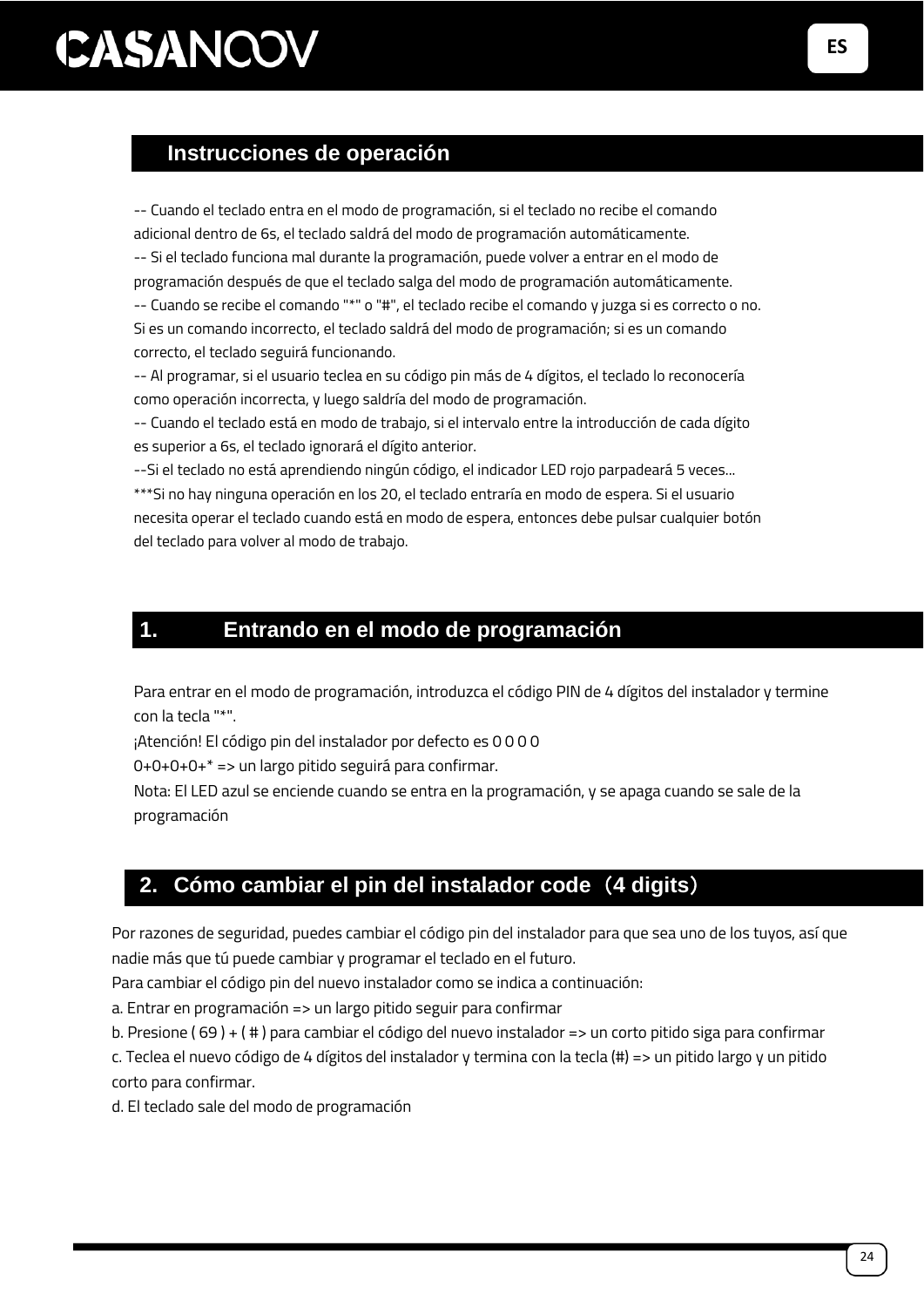## Instrucciones de operación

-- Cuando el teclado entra en el modo de programación, si el teclado no recibe el comando adicional dentro de 6s, el teclado saldrá del modo de programación automáticamente.
-- Si el teclado funciona mal durante la programación, puede volver a entrar en el modo de programación después de que el teclado salga del modo de programación automáticamente.
-- Cuando se recibe el comando "*" o "#", el teclado recibe el comando y juzga si es correcto o no. Si es un comando incorrecto, el teclado saldrá del modo de programación; si es un comando correcto, el teclado seguirá funcionando.
-- Al programar, si el usuario teclea en su código pin más de 4 dígitos, el teclado lo reconocería como operación incorrecta, y luego saldría del modo de programación.
-- Cuando el teclado está en modo de trabajo, si el intervalo entre la introducción de cada dígito es superior a 6s, el teclado ignorará el dígito anterior.
--Si el teclado no está aprendiendo ningún código, el indicador LED rojo parpadeará 5 veces...
***Si no hay ninguna operación en los 20, el teclado entraría en modo de espera. Si el usuario necesita operar el teclado cuando está en modo de espera, entonces debe pulsar cualquier botón del teclado para volver al modo de trabajo.

## 1. Entrando en el modo de programación

Para entrar en el modo de programación, introduzca el código PIN de 4 dígitos del instalador y termine con la tecla "*".
¡Atención! El código pin del instalador por defecto es 0 0 0 0
0+0+0+0+* => un largo pitido seguirá para confirmar.
Nota: El LED azul se enciende cuando se entra en la programación, y se apaga cuando se sale de la programación

## 2. Cómo cambiar el pin del instalador code（4 digits）

Por razones de seguridad, puedes cambiar el código pin del instalador para que sea uno de los tuyos, así que nadie más que tú puede cambiar y programar el teclado en el futuro.
Para cambiar el código pin del nuevo instalador como se indica a continuación:
a. Entrar en programación => un largo pitido seguir para confirmar
b. Presione ( 69 ) + ( # ) para cambiar el código del nuevo instalador => un corto pitido siga para confirmar
c. Teclea el nuevo código de 4 dígitos del instalador y termina con la tecla (#) => un pitido largo y un pitido corto para confirmar.
d. El teclado sale del modo de programación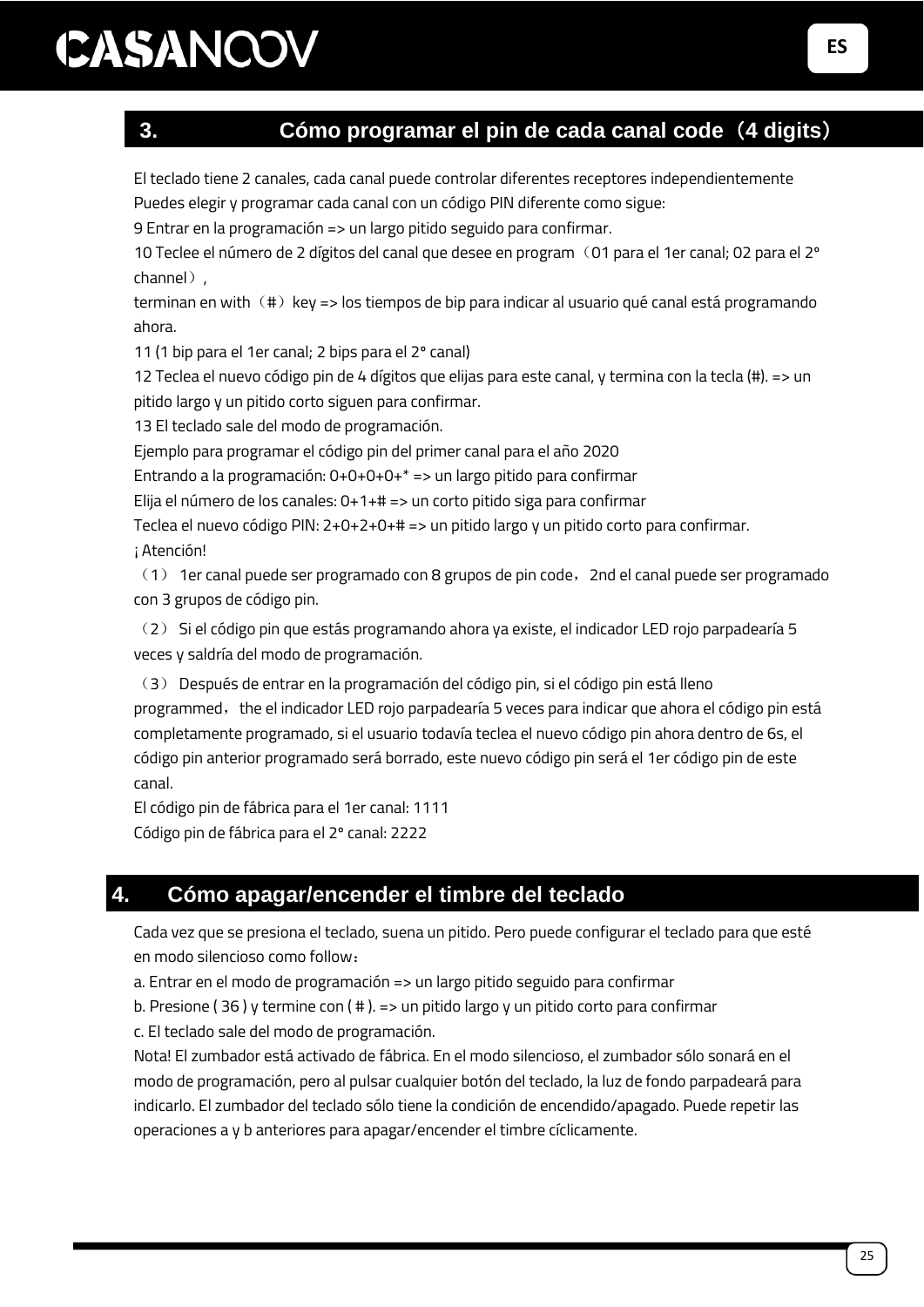## 3. Cómo programar el pin de cada canal code（4 digits）

El teclado tiene 2 canales, cada canal puede controlar diferentes receptores independientemente

Puedes elegir y programar cada canal con un código PIN diferente como sigue:

9 Entrar en la programación => un largo pitido seguido para confirmar.

10 Teclee el número de 2 dígitos del canal que desee en program（01 para el 1er canal; 02 para el 2° channel）,

terminan en with（#）key => los tiempos de bip para indicar al usuario qué canal está programando ahora.

11 (1 bip para el 1er canal; 2 bips para el 2° canal)

12 Teclea el nuevo código pin de 4 dígitos que elijas para este canal, y termina con la tecla (#). => un pitido largo y un pitido corto siguen para confirmar.

13 El teclado sale del modo de programación.

Ejemplo para programar el código pin del primer canal para el año 2020

Entrando a la programación: 0+0+0+0+* => un largo pitido para confirmar

Elija el número de los canales: 0+1+# => un corto pitido siga para confirmar

Teclea el nuevo código PIN: 2+0+2+0+# => un pitido largo y un pitido corto para confirmar.

¡ Atención!

（1） 1er canal puede ser programado con 8 grupos de pin code，2nd el canal puede ser programado con 3 grupos de código pin.

（2） Si el código pin que estás programando ahora ya existe, el indicador LED rojo parpadearía 5 veces y saldría del modo de programación.

（3） Después de entrar en la programación del código pin, si el código pin está lleno programmed，the el indicador LED rojo parpadearía 5 veces para indicar que ahora el código pin está completamente programado, si el usuario todavía teclea el nuevo código pin ahora dentro de 6s, el código pin anterior programado será borrado, este nuevo código pin será el 1er código pin de este canal.

El código pin de fábrica para el 1er canal: 1111

Código pin de fábrica para el 2° canal: 2222

## 4. Cómo apagar/encender el timbre del teclado

Cada vez que se presiona el teclado, suena un pitido. Pero puede configurar el teclado para que esté en modo silencioso como follow：

a. Entrar en el modo de programación => un largo pitido seguido para confirmar

b. Presione ( 36 ) y termine con ( # ). => un pitido largo y un pitido corto para confirmar

c. El teclado sale del modo de programación.

Nota! El zumbador está activado de fábrica. En el modo silencioso, el zumbador sólo sonará en el modo de programación, pero al pulsar cualquier botón del teclado, la luz de fondo parpadeará para indicarlo. El zumbador del teclado sólo tiene la condición de encendido/apagado. Puede repetir las operaciones a y b anteriores para apagar/encender el timbre cíclicamente.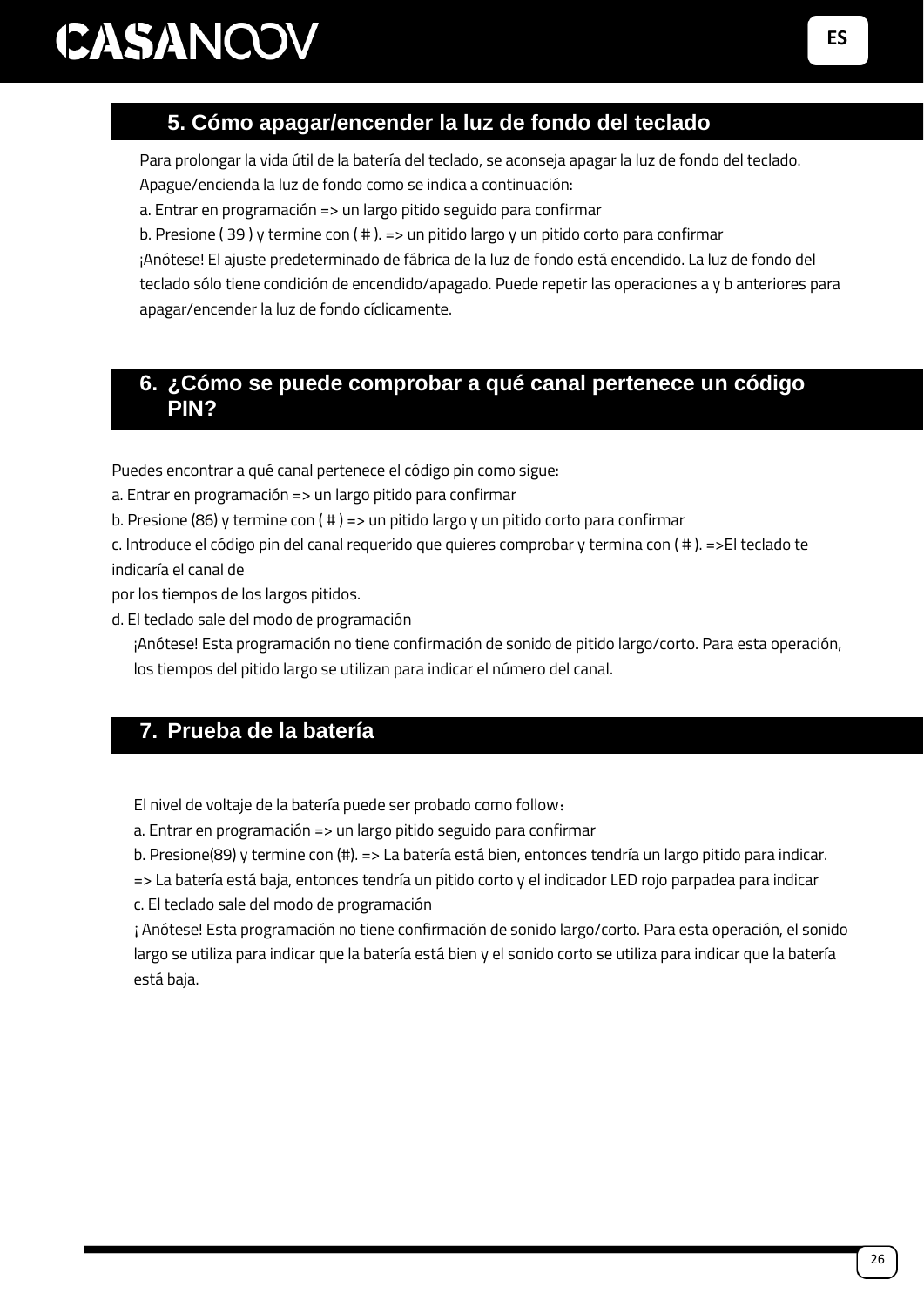## 5. Cómo apagar/encender la luz de fondo del teclado

Para prolongar la vida útil de la batería del teclado, se aconseja apagar la luz de fondo del teclado. Apague/encienda la luz de fondo como se indica a continuación:

a. Entrar en programación => un largo pitido seguido para confirmar

b. Presione ( 39 ) y termine con ( # ). => un pitido largo y un pitido corto para confirmar

¡Anótese! El ajuste predeterminado de fábrica de la luz de fondo está encendido. La luz de fondo del teclado sólo tiene condición de encendido/apagado. Puede repetir las operaciones a y b anteriores para apagar/encender la luz de fondo cíclicamente.

## 6. ¿Cómo se puede comprobar a qué canal pertenece un código PIN?

Puedes encontrar a qué canal pertenece el código pin como sigue:

a. Entrar en programación => un largo pitido para confirmar

b. Presione (86) y termine con ( # ) => un pitido largo y un pitido corto para confirmar

c. Introduce el código pin del canal requerido que quieres comprobar y termina con ( # ). =>El teclado te indicaría el canal de
por los tiempos de los largos pitidos.

d. El teclado sale del modo de programación

¡Anótese! Esta programación no tiene confirmación de sonido de pitido largo/corto. Para esta operación, los tiempos del pitido largo se utilizan para indicar el número del canal.

## 7. Prueba de la batería

El nivel de voltaje de la batería puede ser probado como follow：

a. Entrar en programación => un largo pitido seguido para confirmar

b. Presione(89) y termine con (#). => La batería está bien, entonces tendría un largo pitido para indicar.
=> La batería está baja, entonces tendría un pitido corto y el indicador LED rojo parpadea para indicar

c. El teclado sale del modo de programación

¡ Anótese! Esta programación no tiene confirmación de sonido largo/corto. Para esta operación, el sonido largo se utiliza para indicar que la batería está bien y el sonido corto se utiliza para indicar que la batería está baja.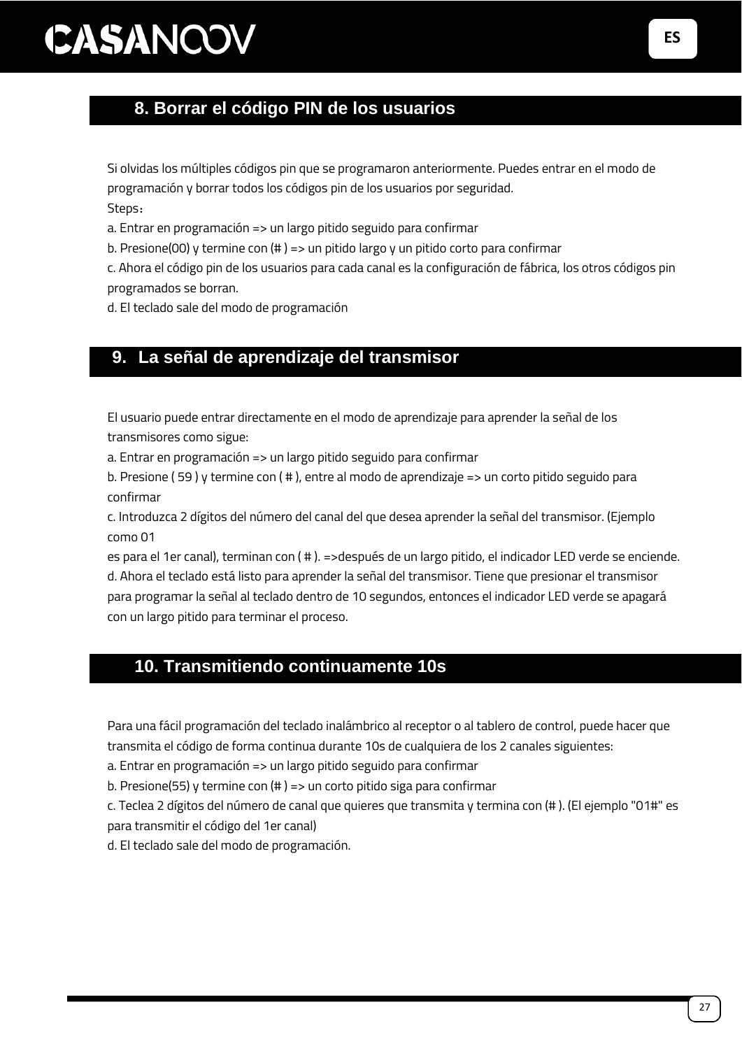## 8. Borrar el código PIN de los usuarios

Si olvidas los múltiples códigos pin que se programaron anteriormente. Puedes entrar en el modo de programación y borrar todos los códigos pin de los usuarios por seguridad.

Steps：

a. Entrar en programación => un largo pitido seguido para confirmar

b. Presione(00) y termine con (# ) => un pitido largo y un pitido corto para confirmar

c. Ahora el código pin de los usuarios para cada canal es la configuración de fábrica, los otros códigos pin programados se borran.

d. El teclado sale del modo de programación

## 9. La señal de aprendizaje del transmisor

El usuario puede entrar directamente en el modo de aprendizaje para aprender la señal de los transmisores como sigue:

a. Entrar en programación => un largo pitido seguido para confirmar

b. Presione ( 59 ) y termine con ( # ), entre al modo de aprendizaje => un corto pitido seguido para confirmar

c. Introduzca 2 dígitos del número del canal del que desea aprender la señal del transmisor. (Ejemplo como 01

es para el 1er canal), terminan con ( # ). =>después de un largo pitido, el indicador LED verde se enciende.

d. Ahora el teclado está listo para aprender la señal del transmisor. Tiene que presionar el transmisor para programar la señal al teclado dentro de 10 segundos, entonces el indicador LED verde se apagará con un largo pitido para terminar el proceso.

## 10. Transmitiendo continuamente 10s

Para una fácil programación del teclado inalámbrico al receptor o al tablero de control, puede hacer que transmita el código de forma continua durante 10s de cualquiera de los 2 canales siguientes:

a. Entrar en programación => un largo pitido seguido para confirmar

b. Presione(55) y termine con (# ) => un corto pitido siga para confirmar

c. Teclea 2 dígitos del número de canal que quieres que transmita y termina con (# ). (El ejemplo "01#" es para transmitir el código del 1er canal)

d. El teclado sale del modo de programación.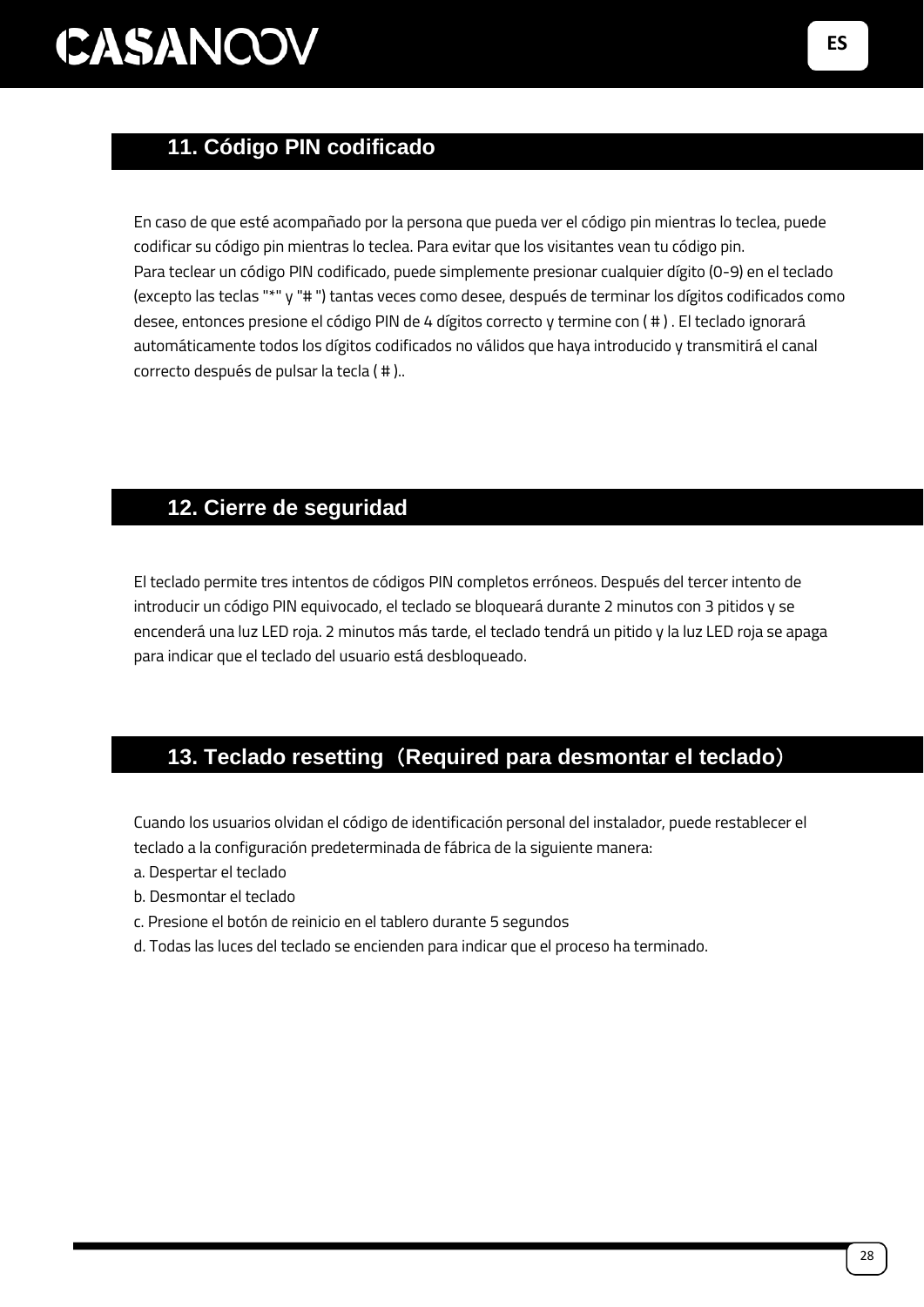## 11. Código PIN codificado

En caso de que esté acompañado por la persona que pueda ver el código pin mientras lo teclea, puede codificar su código pin mientras lo teclea. Para evitar que los visitantes vean tu código pin.
Para teclear un código PIN codificado, puede simplemente presionar cualquier dígito (0-9) en el teclado (excepto las teclas "*" y "# ") tantas veces como desee, después de terminar los dígitos codificados como desee, entonces presione el código PIN de 4 dígitos correcto y termine con ( # ) . El teclado ignorará automáticamente todos los dígitos codificados no válidos que haya introducido y transmitirá el canal correcto después de pulsar la tecla ( # )..

## 12. Cierre de seguridad

El teclado permite tres intentos de códigos PIN completos erróneos. Después del tercer intento de introducir un código PIN equivocado, el teclado se bloqueará durante 2 minutos con 3 pitidos y se encenderá una luz LED roja. 2 minutos más tarde, el teclado tendrá un pitido y la luz LED roja se apaga para indicar que el teclado del usuario está desbloqueado.

## 13. Teclado resetting（Required para desmontar el teclado）

Cuando los usuarios olvidan el código de identificación personal del instalador, puede restablecer el teclado a la configuración predeterminada de fábrica de la siguiente manera:

a. Despertar el teclado
b. Desmontar el teclado
c. Presione el botón de reinicio en el tablero durante 5 segundos
d. Todas las luces del teclado se encienden para indicar que el proceso ha terminado.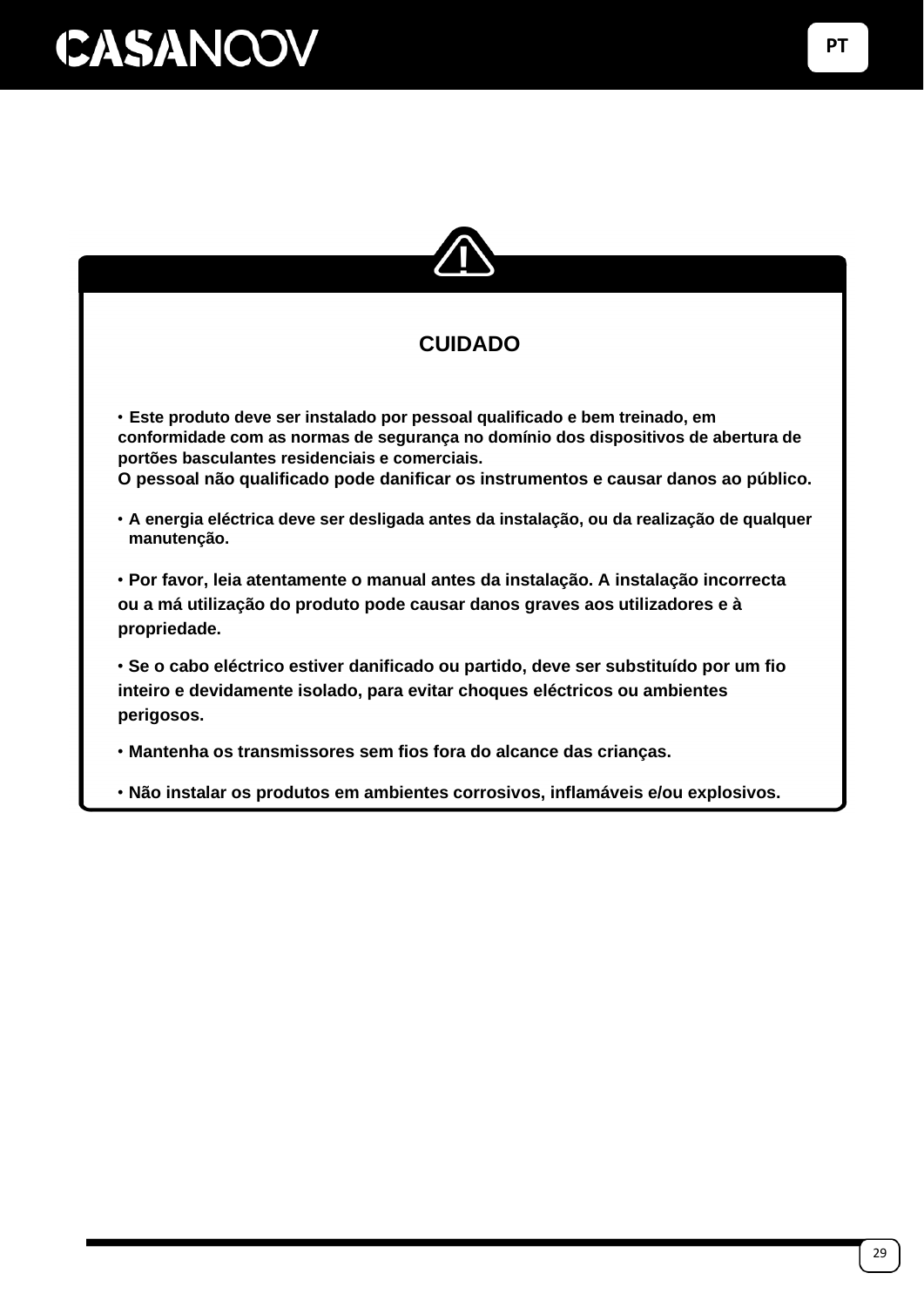## CUIDADO

- **Este produto deve ser instalado por pessoal qualificado e bem treinado, em conformidade com as normas de segurança no domínio dos dispositivos de abertura de portões basculantes residenciais e comerciais.**
  **O pessoal não qualificado pode danificar os instrumentos e causar danos ao público.**

- **A energia eléctrica deve ser desligada antes da instalação, ou da realização de qualquer manutenção.**

- **Por favor, leia atentamente o manual antes da instalação. A instalação incorrecta ou a má utilização do produto pode causar danos graves aos utilizadores e à propriedade.**

- **Se o cabo eléctrico estiver danificado ou partido, deve ser substituído por um fio inteiro e devidamente isolado, para evitar choques eléctricos ou ambientes perigosos.**

- **Mantenha os transmissores sem fios fora do alcance das crianças.**

- **Não instalar os produtos em ambientes corrosivos, inflamáveis e/ou explosivos.**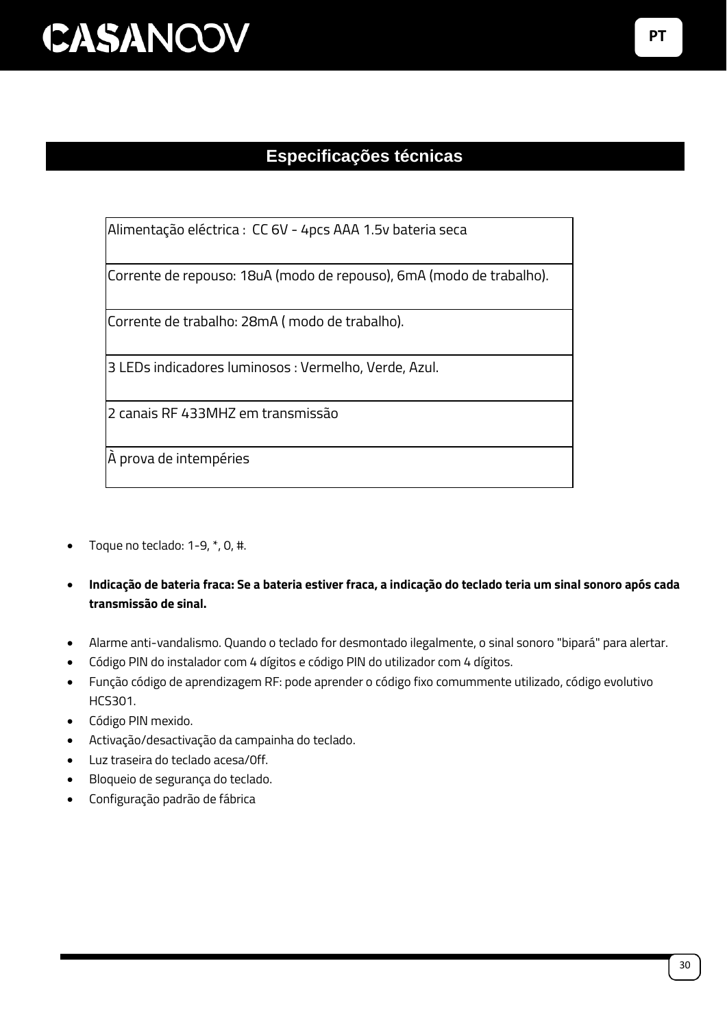## Especificações técnicas

| Alimentação eléctrica :  CC 6V - 4pcs AAA 1.5v bateria seca |
|---|
| Corrente de repouso: 18uA (modo de repouso), 6mA (modo de trabalho). |
| Corrente de trabalho: 28mA ( modo de trabalho). |
| 3 LEDs indicadores luminosos : Vermelho, Verde, Azul. |
| 2 canais RF 433MHZ em transmissão |
| À prova de intempéries |

- Toque no teclado: 1-9, *, 0, #.

- **Indicação de bateria fraca: Se a bateria estiver fraca, a indicação do teclado teria um sinal sonoro após cada transmissão de sinal.**

- Alarme anti-vandalismo. Quando o teclado for desmontado ilegalmente, o sinal sonoro "bipará" para alertar.
- Código PIN do instalador com 4 dígitos e código PIN do utilizador com 4 dígitos.
- Função código de aprendizagem RF: pode aprender o código fixo comummente utilizado, código evolutivo HCS301.
- Código PIN mexido.
- Activação/desactivação da campainha do teclado.
- Luz traseira do teclado acesa/Off.
- Bloqueio de segurança do teclado.
- Configuração padrão de fábrica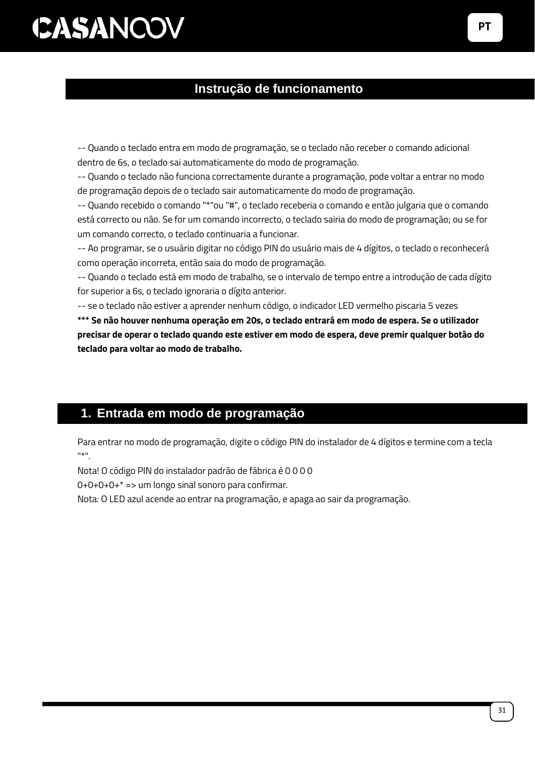## Instrução de funcionamento

-- Quando o teclado entra em modo de programação, se o teclado não receber o comando adicional dentro de 6s, o teclado sai automaticamente do modo de programação.
-- Quando o teclado não funciona correctamente durante a programação, pode voltar a entrar no modo de programação depois de o teclado sair automaticamente do modo de programação.
-- Quando recebido o comando "*"ou "#", o teclado receberia o comando e então julgaria que o comando está correcto ou não. Se for um comando incorrecto, o teclado sairia do modo de programação; ou se for um comando correcto, o teclado continuaria a funcionar.
-- Ao programar, se o usuário digitar no código PIN do usuário mais de 4 dígitos, o teclado o reconhecerá como operação incorreta, então saia do modo de programação.
-- Quando o teclado está em modo de trabalho, se o intervalo de tempo entre a introdução de cada dígito for superior a 6s, o teclado ignoraria o dígito anterior.
-- se o teclado não estiver a aprender nenhum código, o indicador LED vermelho piscaria 5 vezes
**\*\*\* Se não houver nenhuma operação em 20s, o teclado entrará em modo de espera. Se o utilizador precisar de operar o teclado quando este estiver em modo de espera, deve premir qualquer botão do teclado para voltar ao modo de trabalho.**

## 1. Entrada em modo de programação

Para entrar no modo de programação, digite o código PIN do instalador de 4 dígitos e termine com a tecla "*".
Nota! O código PIN do instalador padrão de fábrica é 0 0 0 0
0+0+0+0+* => um longo sinal sonoro para confirmar.
Nota: O LED azul acende ao entrar na programação, e apaga ao sair da programação.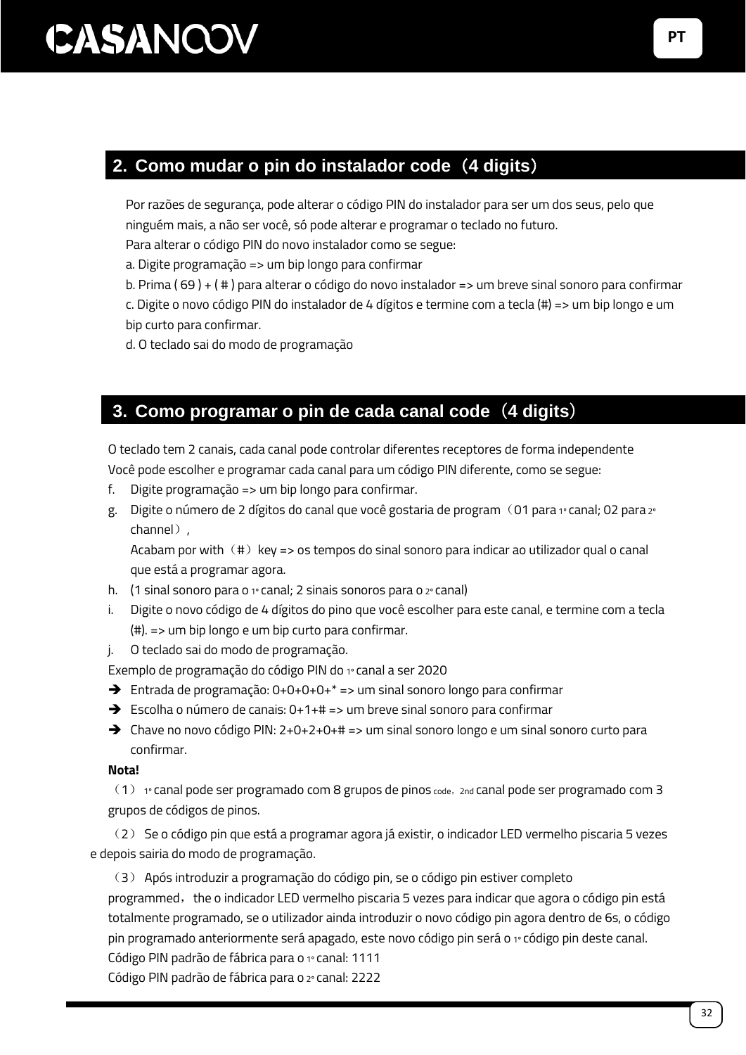## 2. Como mudar o pin do instalador code（4 digits）

Por razões de segurança, pode alterar o código PIN do instalador para ser um dos seus, pelo que ninguém mais, a não ser você, só pode alterar e programar o teclado no futuro.

Para alterar o código PIN do novo instalador como se segue:

a. Digite programação => um bip longo para confirmar

b. Prima ( 69 ) + ( # ) para alterar o código do novo instalador => um breve sinal sonoro para confirmar

c. Digite o novo código PIN do instalador de 4 dígitos e termine com a tecla (#) => um bip longo e um bip curto para confirmar.

d. O teclado sai do modo de programação

## 3. Como programar o pin de cada canal code（4 digits）

O teclado tem 2 canais, cada canal pode controlar diferentes receptores de forma independente

Você pode escolher e programar cada canal para um código PIN diferente, como se segue:

f. Digite programação => um bip longo para confirmar.

g. Digite o número de 2 dígitos do canal que você gostaria de program（01 para 1º canal; 02 para 2º channel）,

   Acabam por with（#）key => os tempos do sinal sonoro para indicar ao utilizador qual o canal que está a programar agora.

h. (1 sinal sonoro para o 1º canal; 2 sinais sonoros para o 2º canal)

i. Digite o novo código de 4 dígitos do pino que você escolher para este canal, e termine com a tecla (#). => um bip longo e um bip curto para confirmar.

j. O teclado sai do modo de programação.

Exemplo de programação do código PIN do 1º canal a ser 2020

- ➔ Entrada de programação: 0+0+0+0+* => um sinal sonoro longo para confirmar
- ➔ Escolha o número de canais: 0+1+# => um breve sinal sonoro para confirmar
- ➔ Chave no novo código PIN: 2+0+2+0+# => um sinal sonoro longo e um sinal sonoro curto para confirmar.

**Nota!**

（1） 1º canal pode ser programado com 8 grupos de pinos code，2nd canal pode ser programado com 3 grupos de códigos de pinos.

（2） Se o código pin que está a programar agora já existir, o indicador LED vermelho piscaria 5 vezes e depois sairia do modo de programação.

（3） Após introduzir a programação do código pin, se o código pin estiver completo programmed， the o indicador LED vermelho piscaria 5 vezes para indicar que agora o código pin está totalmente programado, se o utilizador ainda introduzir o novo código pin agora dentro de 6s, o código pin programado anteriormente será apagado, este novo código pin será o 1º código pin deste canal.

Código PIN padrão de fábrica para o 1º canal: 1111

Código PIN padrão de fábrica para o 2º canal: 2222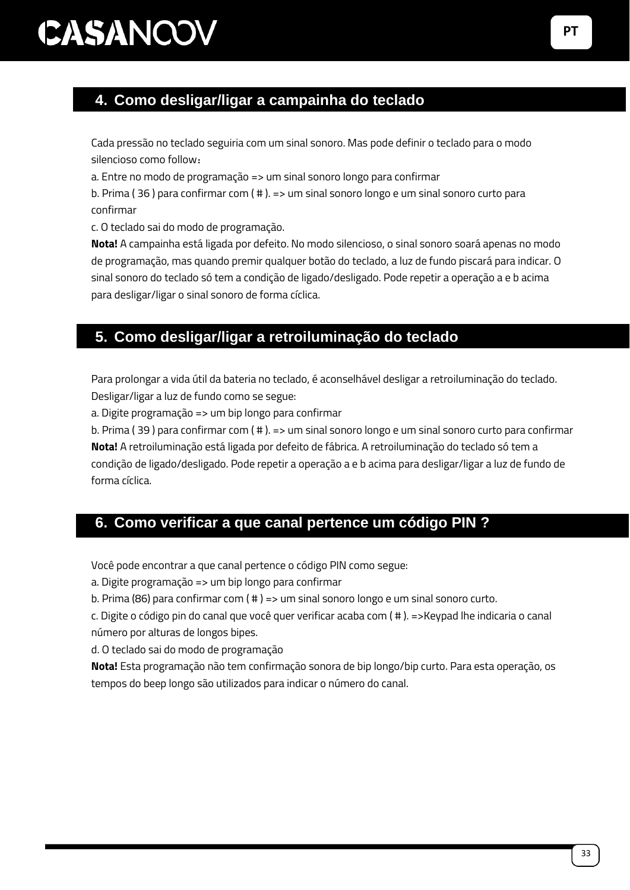## 4. Como desligar/ligar a campainha do teclado

Cada pressão no teclado seguiria com um sinal sonoro. Mas pode definir o teclado para o modo silencioso como follow：
a. Entre no modo de programação => um sinal sonoro longo para confirmar
b. Prima ( 36 ) para confirmar com ( # ). => um sinal sonoro longo e um sinal sonoro curto para confirmar
c. O teclado sai do modo de programação.
**Nota!** A campainha está ligada por defeito. No modo silencioso, o sinal sonoro soará apenas no modo de programação, mas quando premir qualquer botão do teclado, a luz de fundo piscará para indicar. O sinal sonoro do teclado só tem a condição de ligado/desligado. Pode repetir a operação a e b acima para desligar/ligar o sinal sonoro de forma cíclica.

## 5. Como desligar/ligar a retroiluminação do teclado

Para prolongar a vida útil da bateria no teclado, é aconselhável desligar a retroiluminação do teclado. Desligar/ligar a luz de fundo como se segue:
a. Digite programação => um bip longo para confirmar
b. Prima ( 39 ) para confirmar com ( # ). => um sinal sonoro longo e um sinal sonoro curto para confirmar
**Nota!** A retroiluminação está ligada por defeito de fábrica. A retroiluminação do teclado só tem a condição de ligado/desligado. Pode repetir a operação a e b acima para desligar/ligar a luz de fundo de forma cíclica.

## 6. Como verificar a que canal pertence um código PIN ?

Você pode encontrar a que canal pertence o código PIN como segue:
a. Digite programação => um bip longo para confirmar
b. Prima (86) para confirmar com ( # ) => um sinal sonoro longo e um sinal sonoro curto.
c. Digite o código pin do canal que você quer verificar acaba com ( # ). =>Keypad lhe indicaria o canal número por alturas de longos bipes.
d. O teclado sai do modo de programação
**Nota!** Esta programação não tem confirmação sonora de bip longo/bip curto. Para esta operação, os tempos do beep longo são utilizados para indicar o número do canal.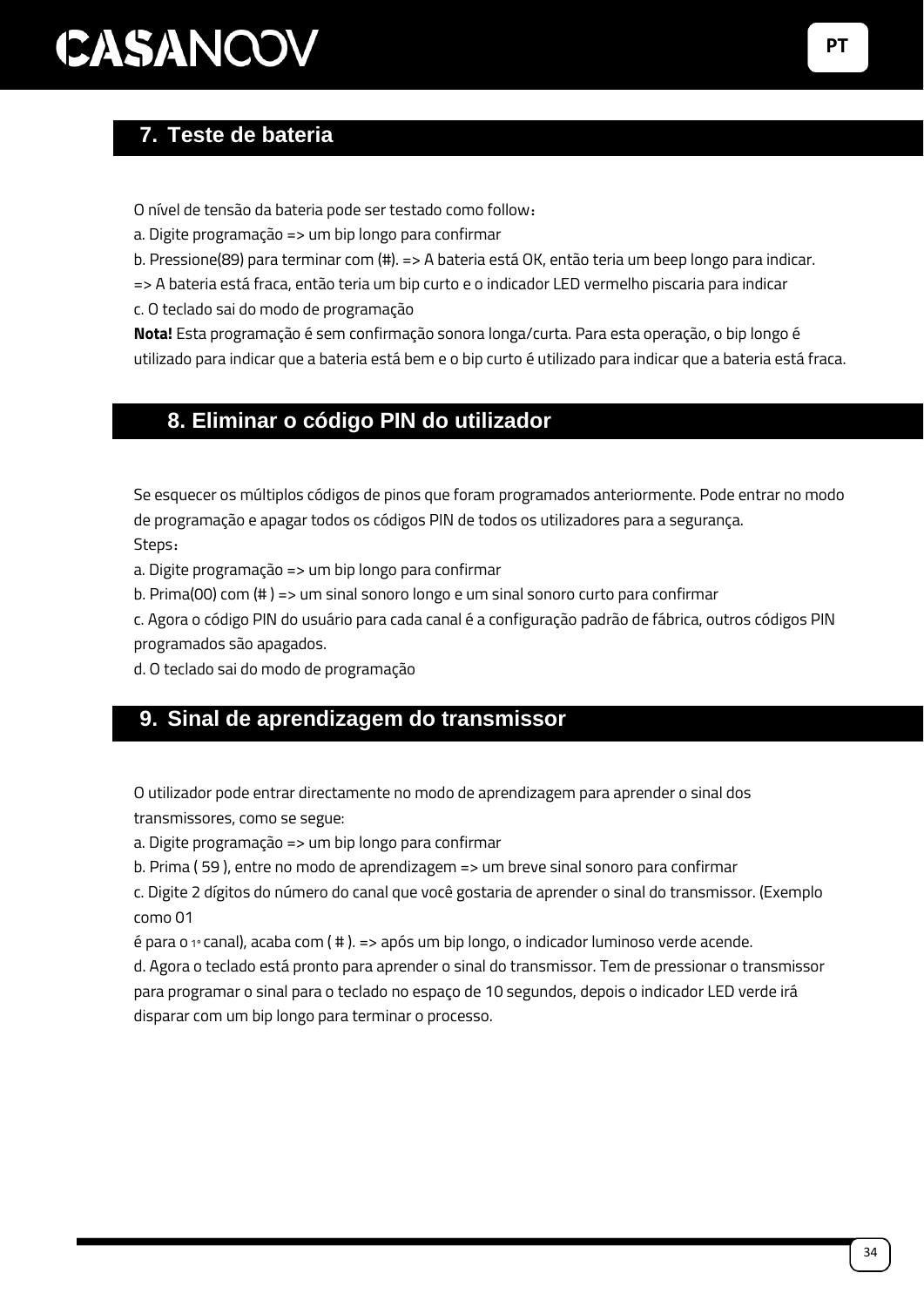## 7. Teste de bateria

O nível de tensão da bateria pode ser testado como follow：

a. Digite programação => um bip longo para confirmar

b. Pressione(89) para terminar com (#). => A bateria está OK, então teria um beep longo para indicar.

=> A bateria está fraca, então teria um bip curto e o indicador LED vermelho piscaria para indicar

c. O teclado sai do modo de programação

**Nota!** Esta programação é sem confirmação sonora longa/curta. Para esta operação, o bip longo é utilizado para indicar que a bateria está bem e o bip curto é utilizado para indicar que a bateria está fraca.

## 8. Eliminar o código PIN do utilizador

Se esquecer os múltiplos códigos de pinos que foram programados anteriormente. Pode entrar no modo de programação e apagar todos os códigos PIN de todos os utilizadores para a segurança.

Steps：

a. Digite programação => um bip longo para confirmar

b. Prima(00) com (# ) => um sinal sonoro longo e um sinal sonoro curto para confirmar

c. Agora o código PIN do usuário para cada canal é a configuração padrão de fábrica, outros códigos PIN programados são apagados.

d. O teclado sai do modo de programação

## 9. Sinal de aprendizagem do transmissor

O utilizador pode entrar directamente no modo de aprendizagem para aprender o sinal dos transmissores, como se segue:

a. Digite programação => um bip longo para confirmar

b. Prima ( 59 ), entre no modo de aprendizagem => um breve sinal sonoro para confirmar

c. Digite 2 dígitos do número do canal que você gostaria de aprender o sinal do transmissor. (Exemplo como 01

é para o 1º canal), acaba com ( # ). => após um bip longo, o indicador luminoso verde acende.

d. Agora o teclado está pronto para aprender o sinal do transmissor. Tem de pressionar o transmissor para programar o sinal para o teclado no espaço de 10 segundos, depois o indicador LED verde irá disparar com um bip longo para terminar o processo.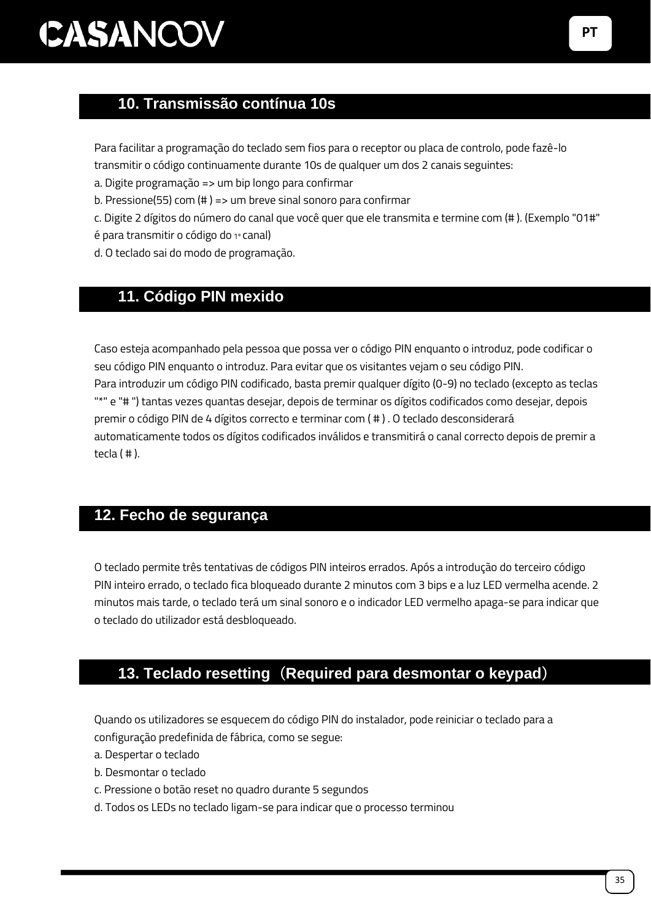## 10. Transmissão contínua 10s

Para facilitar a programação do teclado sem fios para o receptor ou placa de controlo, pode fazê-lo transmitir o código continuamente durante 10s de qualquer um dos 2 canais seguintes:

a. Digite programação => um bip longo para confirmar

b. Pressione(55) com (# ) => um breve sinal sonoro para confirmar

c. Digite 2 dígitos do número do canal que você quer que ele transmita e termine com (# ). (Exemplo "01#" é para transmitir o código do 1º canal)

d. O teclado sai do modo de programação.

## 11. Código PIN mexido

Caso esteja acompanhado pela pessoa que possa ver o código PIN enquanto o introduz, pode codificar o seu código PIN enquanto o introduz. Para evitar que os visitantes vejam o seu código PIN.
Para introduzir um código PIN codificado, basta premir qualquer dígito (0-9) no teclado (excepto as teclas "*" e "# ") tantas vezes quantas desejar, depois de terminar os dígitos codificados como desejar, depois premir o código PIN de 4 dígitos correcto e terminar com ( # ) . O teclado desconsiderará automaticamente todos os dígitos codificados inválidos e transmitirá o canal correcto depois de premir a tecla ( # ).

## 12. Fecho de segurança

O teclado permite três tentativas de códigos PIN inteiros errados. Após a introdução do terceiro código PIN inteiro errado, o teclado fica bloqueado durante 2 minutos com 3 bips e a luz LED vermelha acende. 2 minutos mais tarde, o teclado terá um sinal sonoro e o indicador LED vermelho apaga-se para indicar que o teclado do utilizador está desbloqueado.

## 13. Teclado resetting（Required para desmontar o keypad）

Quando os utilizadores se esquecem do código PIN do instalador, pode reiniciar o teclado para a configuração predefinida de fábrica, como se segue:

a. Despertar o teclado

b. Desmontar o teclado

c. Pressione o botão reset no quadro durante 5 segundos

d. Todos os LEDs no teclado ligam-se para indicar que o processo terminou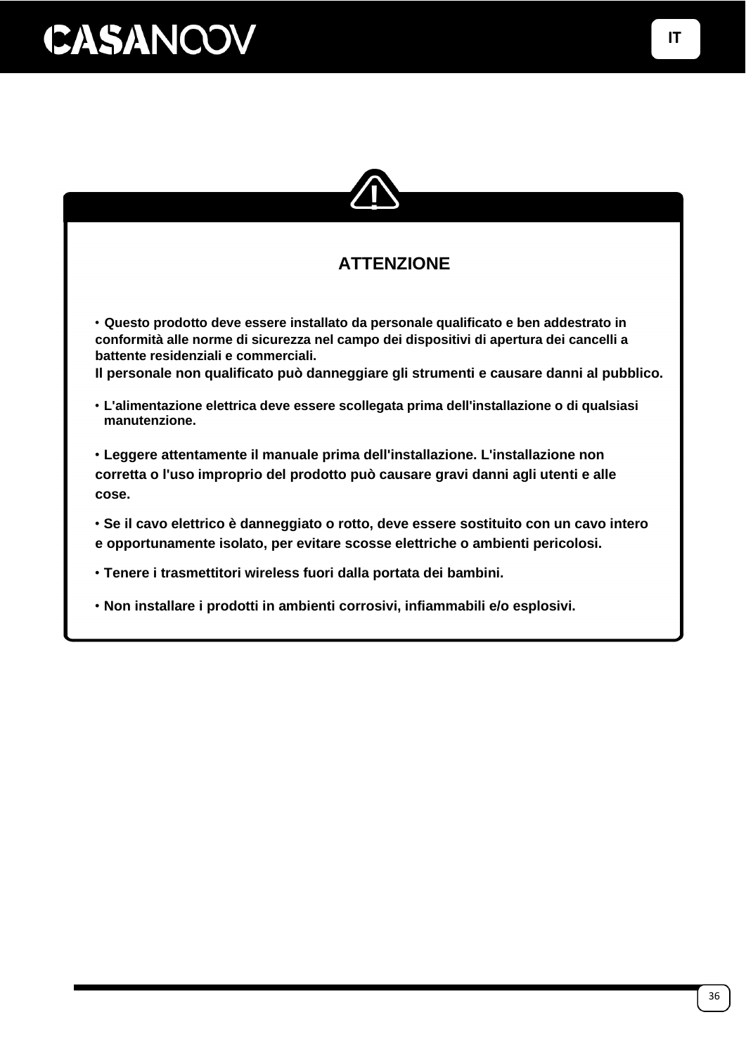## ATTENZIONE

- **Questo prodotto deve essere installato da personale qualificato e ben addestrato in conformità alle norme di sicurezza nel campo dei dispositivi di apertura dei cancelli a battente residenziali e commerciali.**
  **Il personale non qualificato può danneggiare gli strumenti e causare danni al pubblico.**
- **L'alimentazione elettrica deve essere scollegata prima dell'installazione o di qualsiasi manutenzione.**
- **Leggere attentamente il manuale prima dell'installazione. L'installazione non corretta o l'uso improprio del prodotto può causare gravi danni agli utenti e alle cose.**
- **Se il cavo elettrico è danneggiato o rotto, deve essere sostituito con un cavo intero e opportunamente isolato, per evitare scosse elettriche o ambienti pericolosi.**
- **Tenere i trasmettitori wireless fuori dalla portata dei bambini.**
- **Non installare i prodotti in ambienti corrosivi, infiammabili e/o esplosivi.**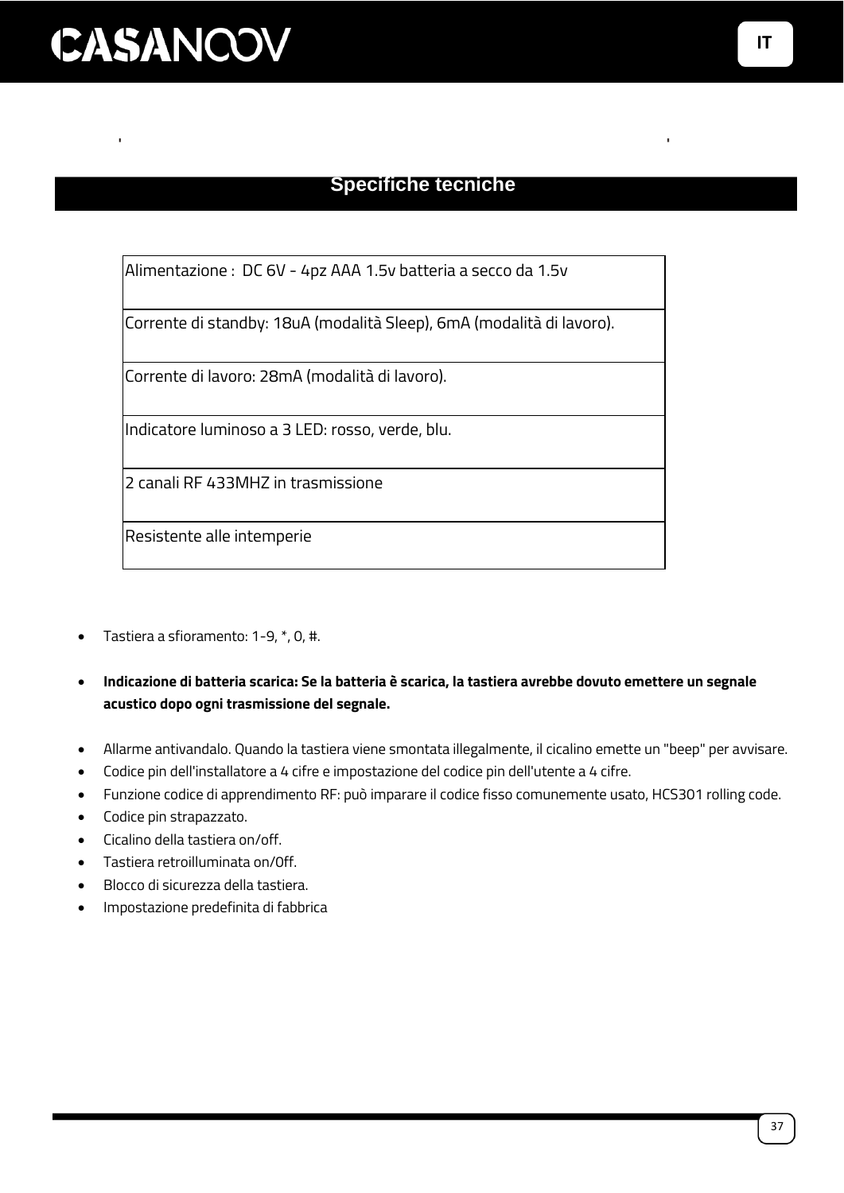## Specifiche tecniche

| Alimentazione : DC 6V - 4pz AAA 1.5v batteria a secco da 1.5v |
|---|
| Corrente di standby: 18uA (modalità Sleep), 6mA (modalità di lavoro). |
| Corrente di lavoro: 28mA (modalità di lavoro). |
| Indicatore luminoso a 3 LED: rosso, verde, blu. |
| 2 canali RF 433MHZ in trasmissione |
| Resistente alle intemperie |

- Tastiera a sfioramento: 1-9, *, 0, #.
- **Indicazione di batteria scarica: Se la batteria è scarica, la tastiera avrebbe dovuto emettere un segnale acustico dopo ogni trasmissione del segnale.**
- Allarme antivandalo. Quando la tastiera viene smontata illegalmente, il cicalino emette un "beep" per avvisare.
- Codice pin dell'installatore a 4 cifre e impostazione del codice pin dell'utente a 4 cifre.
- Funzione codice di apprendimento RF: può imparare il codice fisso comunemente usato, HCS301 rolling code.
- Codice pin strapazzato.
- Cicalino della tastiera on/off.
- Tastiera retroilluminata on/0ff.
- Blocco di sicurezza della tastiera.
- Impostazione predefinita di fabbrica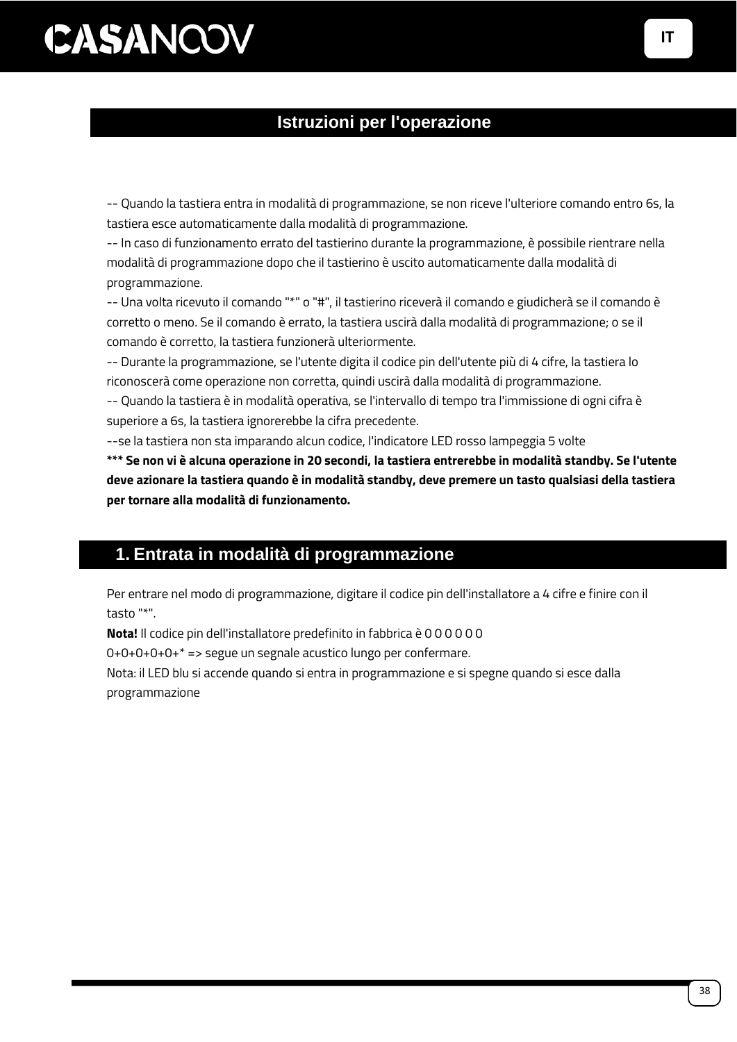## Istruzioni per l'operazione

-- Quando la tastiera entra in modalità di programmazione, se non riceve l'ulteriore comando entro 6s, la tastiera esce automaticamente dalla modalità di programmazione.
-- In caso di funzionamento errato del tastierino durante la programmazione, è possibile rientrare nella modalità di programmazione dopo che il tastierino è uscito automaticamente dalla modalità di programmazione.
-- Una volta ricevuto il comando "*" o "#", il tastierino riceverà il comando e giudicherà se il comando è corretto o meno. Se il comando è errato, la tastiera uscirà dalla modalità di programmazione; o se il comando è corretto, la tastiera funzionerà ulteriormente.
-- Durante la programmazione, se l'utente digita il codice pin dell'utente più di 4 cifre, la tastiera lo riconoscerà come operazione non corretta, quindi uscirà dalla modalità di programmazione.
-- Quando la tastiera è in modalità operativa, se l'intervallo di tempo tra l'immissione di ogni cifra è superiore a 6s, la tastiera ignorerebbe la cifra precedente.
--se la tastiera non sta imparando alcun codice, l'indicatore LED rosso lampeggia 5 volte
**\*\*\* Se non vi è alcuna operazione in 20 secondi, la tastiera entrerebbe in modalità standby. Se l'utente deve azionare la tastiera quando è in modalità standby, deve premere un tasto qualsiasi della tastiera per tornare alla modalità di funzionamento.**

## 1. Entrata in modalità di programmazione

Per entrare nel modo di programmazione, digitare il codice pin dell'installatore a 4 cifre e finire con il tasto "*".
**Nota!** Il codice pin dell'installatore predefinito in fabbrica è 0 0 0 0 0 0
0+0+0+0+0+* => segue un segnale acustico lungo per confermare.
Nota: il LED blu si accende quando si entra in programmazione e si spegne quando si esce dalla programmazione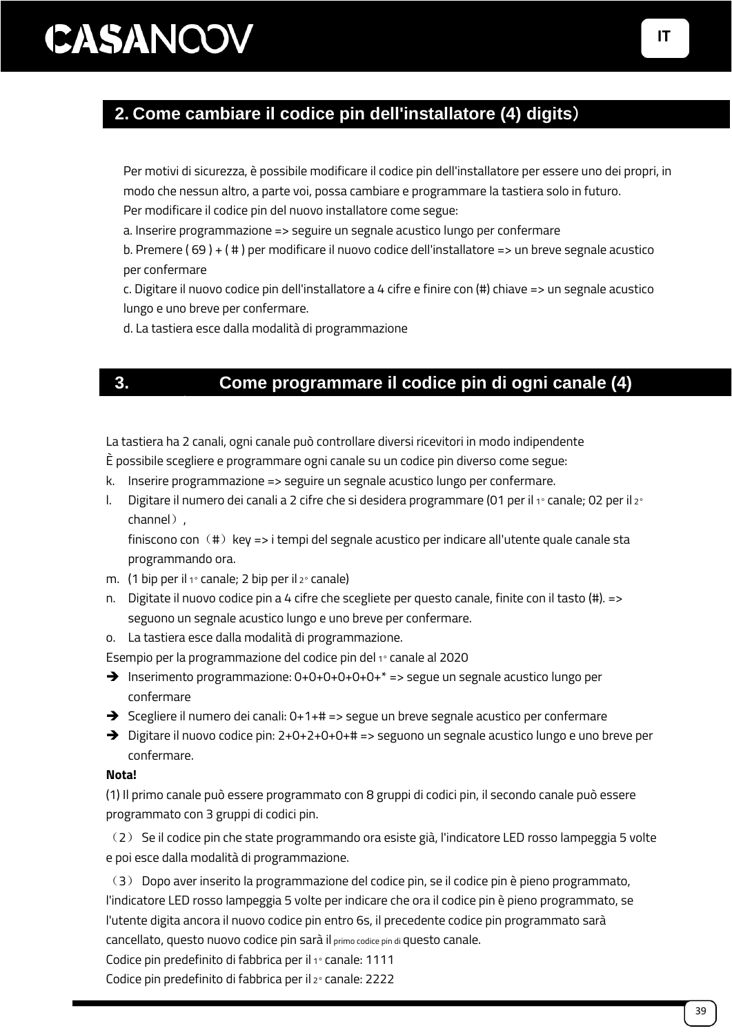## 2. Come cambiare il codice pin dell'installatore (4) digits）

Per motivi di sicurezza, è possibile modificare il codice pin dell'installatore per essere uno dei propri, in modo che nessun altro, a parte voi, possa cambiare e programmare la tastiera solo in futuro.

Per modificare il codice pin del nuovo installatore come segue:

a. Inserire programmazione => seguire un segnale acustico lungo per confermare

b. Premere ( 69 ) + ( # ) per modificare il nuovo codice dell'installatore => un breve segnale acustico per confermare

c. Digitare il nuovo codice pin dell'installatore a 4 cifre e finire con (#) chiave => un segnale acustico lungo e uno breve per confermare.

d. La tastiera esce dalla modalità di programmazione

## 3. Come programmare il codice pin di ogni canale (4)

La tastiera ha 2 canali, ogni canale può controllare diversi ricevitori in modo indipendente

È possibile scegliere e programmare ogni canale su un codice pin diverso come segue:

k. Inserire programmazione => seguire un segnale acustico lungo per confermare.

l. Digitare il numero dei canali a 2 cifre che si desidera programmare (01 per il 1° canale; 02 per il 2° channel）,
finiscono con（#）key => i tempi del segnale acustico per indicare all'utente quale canale sta programmando ora.

m. (1 bip per il 1° canale; 2 bip per il 2° canale)

n. Digitate il nuovo codice pin a 4 cifre che scegliete per questo canale, finite con il tasto (#). => seguono un segnale acustico lungo e uno breve per confermare.

o. La tastiera esce dalla modalità di programmazione.

Esempio per la programmazione del codice pin del 1° canale al 2020

- ➔ Inserimento programmazione: 0+0+0+0+0+0+* => segue un segnale acustico lungo per confermare
- ➔ Scegliere il numero dei canali: 0+1+# => segue un breve segnale acustico per confermare
- ➔ Digitare il nuovo codice pin: 2+0+2+0+0+# => seguono un segnale acustico lungo e uno breve per confermare.

**Nota!**

(1) Il primo canale può essere programmato con 8 gruppi di codici pin, il secondo canale può essere programmato con 3 gruppi di codici pin.

（2） Se il codice pin che state programmando ora esiste già, l'indicatore LED rosso lampeggia 5 volte e poi esce dalla modalità di programmazione.

（3） Dopo aver inserito la programmazione del codice pin, se il codice pin è pieno programmato, l'indicatore LED rosso lampeggia 5 volte per indicare che ora il codice pin è pieno programmato, se l'utente digita ancora il nuovo codice pin entro 6s, il precedente codice pin programmato sarà cancellato, questo nuovo codice pin sarà il primo codice pin di questo canale.

Codice pin predefinito di fabbrica per il 1° canale: 1111

Codice pin predefinito di fabbrica per il 2° canale: 2222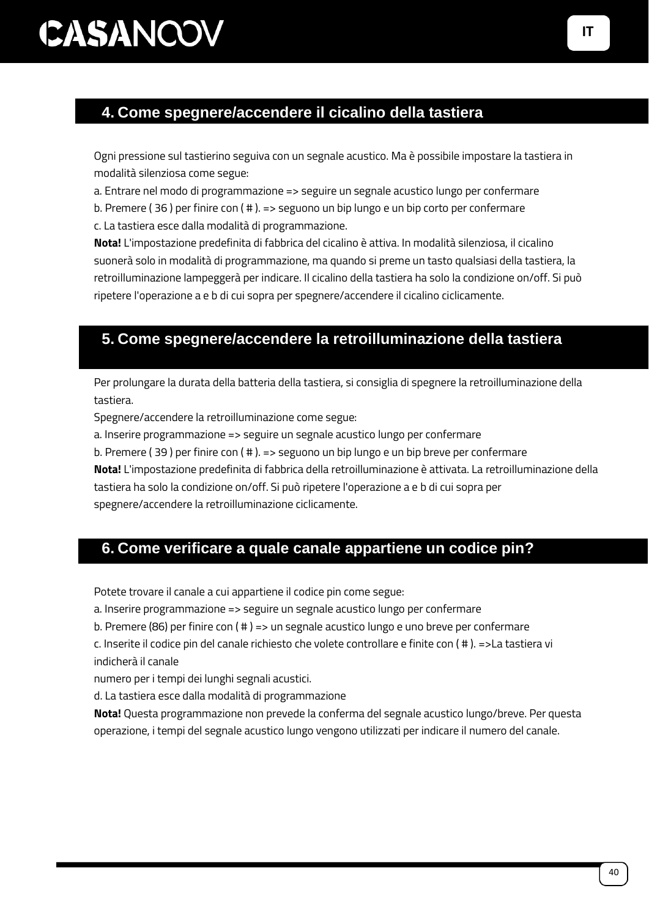## 4. Come spegnere/accendere il cicalino della tastiera

Ogni pressione sul tastierino seguiva con un segnale acustico. Ma è possibile impostare la tastiera in modalità silenziosa come segue:

a. Entrare nel modo di programmazione => seguire un segnale acustico lungo per confermare

b. Premere ( 36 ) per finire con ( # ). => seguono un bip lungo e un bip corto per confermare

c. La tastiera esce dalla modalità di programmazione.

**Nota!** L'impostazione predefinita di fabbrica del cicalino è attiva. In modalità silenziosa, il cicalino suonerà solo in modalità di programmazione, ma quando si preme un tasto qualsiasi della tastiera, la retroilluminazione lampeggerà per indicare. Il cicalino della tastiera ha solo la condizione on/off. Si può ripetere l'operazione a e b di cui sopra per spegnere/accendere il cicalino ciclicamente.

## 5. Come spegnere/accendere la retroilluminazione della tastiera

Per prolungare la durata della batteria della tastiera, si consiglia di spegnere la retroilluminazione della tastiera.

Spegnere/accendere la retroilluminazione come segue:

a. Inserire programmazione => seguire un segnale acustico lungo per confermare

b. Premere ( 39 ) per finire con ( # ). => seguono un bip lungo e un bip breve per confermare

**Nota!** L'impostazione predefinita di fabbrica della retroilluminazione è attivata. La retroilluminazione della tastiera ha solo la condizione on/off. Si può ripetere l'operazione a e b di cui sopra per spegnere/accendere la retroilluminazione ciclicamente.

## 6. Come verificare a quale canale appartiene un codice pin?

Potete trovare il canale a cui appartiene il codice pin come segue:

a. Inserire programmazione => seguire un segnale acustico lungo per confermare

b. Premere (86) per finire con ( # ) => un segnale acustico lungo e uno breve per confermare

c. Inserite il codice pin del canale richiesto che volete controllare e finite con ( # ). =>La tastiera vi indicherà il canale
numero per i tempi dei lunghi segnali acustici.

d. La tastiera esce dalla modalità di programmazione

**Nota!** Questa programmazione non prevede la conferma del segnale acustico lungo/breve. Per questa operazione, i tempi del segnale acustico lungo vengono utilizzati per indicare il numero del canale.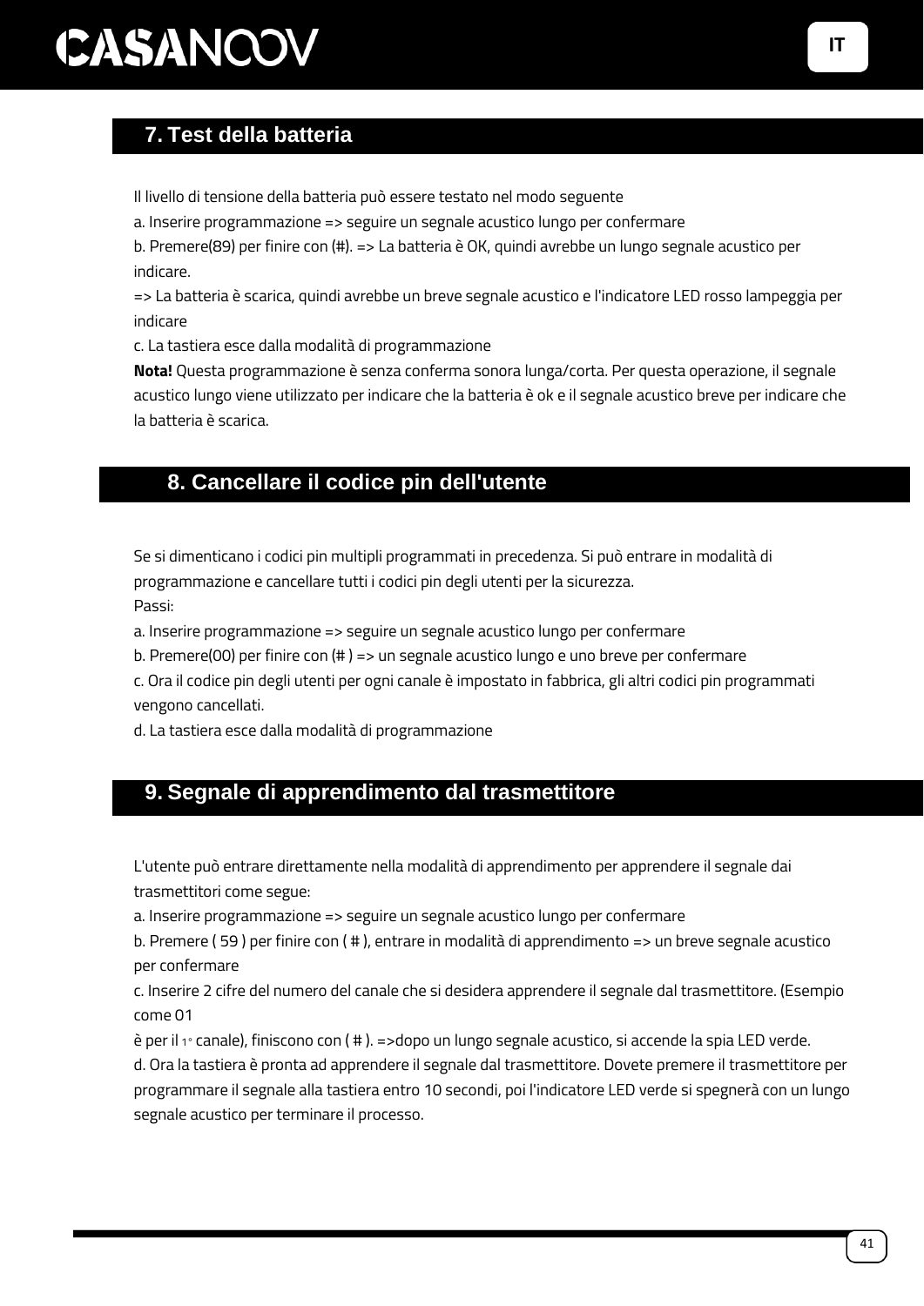## 7. Test della batteria

Il livello di tensione della batteria può essere testato nel modo seguente

a. Inserire programmazione => seguire un segnale acustico lungo per confermare

b. Premere(89) per finire con (#). => La batteria è OK, quindi avrebbe un lungo segnale acustico per indicare.

=> La batteria è scarica, quindi avrebbe un breve segnale acustico e l'indicatore LED rosso lampeggia per indicare

c. La tastiera esce dalla modalità di programmazione

**Nota!** Questa programmazione è senza conferma sonora lunga/corta. Per questa operazione, il segnale acustico lungo viene utilizzato per indicare che la batteria è ok e il segnale acustico breve per indicare che la batteria è scarica.

## 8. Cancellare il codice pin dell'utente

Se si dimenticano i codici pin multipli programmati in precedenza. Si può entrare in modalità di programmazione e cancellare tutti i codici pin degli utenti per la sicurezza.

Passi:

a. Inserire programmazione => seguire un segnale acustico lungo per confermare

b. Premere(00) per finire con (# ) => un segnale acustico lungo e uno breve per confermare

c. Ora il codice pin degli utenti per ogni canale è impostato in fabbrica, gli altri codici pin programmati vengono cancellati.

d. La tastiera esce dalla modalità di programmazione

## 9. Segnale di apprendimento dal trasmettitore

L'utente può entrare direttamente nella modalità di apprendimento per apprendere il segnale dai trasmettitori come segue:

a. Inserire programmazione => seguire un segnale acustico lungo per confermare

b. Premere ( 59 ) per finire con ( # ), entrare in modalità di apprendimento => un breve segnale acustico per confermare

c. Inserire 2 cifre del numero del canale che si desidera apprendere il segnale dal trasmettitore. (Esempio come 01

è per il 1° canale), finiscono con ( # ). =>dopo un lungo segnale acustico, si accende la spia LED verde.

d. Ora la tastiera è pronta ad apprendere il segnale dal trasmettitore. Dovete premere il trasmettitore per programmare il segnale alla tastiera entro 10 secondi, poi l'indicatore LED verde si spegnerà con un lungo segnale acustico per terminare il processo.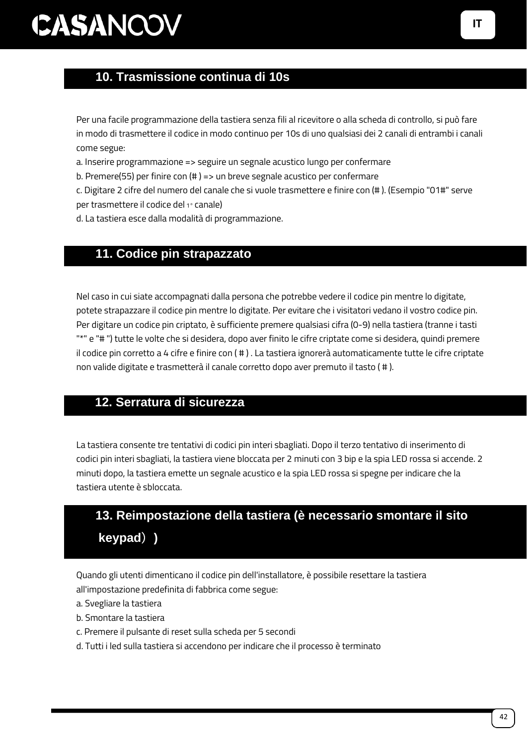## 10. Trasmissione continua di 10s

Per una facile programmazione della tastiera senza fili al ricevitore o alla scheda di controllo, si può fare in modo di trasmettere il codice in modo continuo per 10s di uno qualsiasi dei 2 canali di entrambi i canali come segue:

a. Inserire programmazione => seguire un segnale acustico lungo per confermare

b. Premere(55) per finire con (# ) => un breve segnale acustico per confermare

c. Digitare 2 cifre del numero del canale che si vuole trasmettere e finire con (# ). (Esempio "01#" serve per trasmettere il codice del 1° canale)

d. La tastiera esce dalla modalità di programmazione.

## 11. Codice pin strapazzato

Nel caso in cui siate accompagnati dalla persona che potrebbe vedere il codice pin mentre lo digitate, potete strapazzare il codice pin mentre lo digitate. Per evitare che i visitatori vedano il vostro codice pin. Per digitare un codice pin criptato, è sufficiente premere qualsiasi cifra (0-9) nella tastiera (tranne i tasti "*" e "# ") tutte le volte che si desidera, dopo aver finito le cifre criptate come si desidera, quindi premere il codice pin corretto a 4 cifre e finire con ( # ) . La tastiera ignorerà automaticamente tutte le cifre criptate non valide digitate e trasmetterà il canale corretto dopo aver premuto il tasto ( # ).

## 12. Serratura di sicurezza

La tastiera consente tre tentativi di codici pin interi sbagliati. Dopo il terzo tentativo di inserimento di codici pin interi sbagliati, la tastiera viene bloccata per 2 minuti con 3 bip e la spia LED rossa si accende. 2 minuti dopo, la tastiera emette un segnale acustico e la spia LED rossa si spegne per indicare che la tastiera utente è sbloccata.

## 13. Reimpostazione della tastiera (è necessario smontare il sito keypad）)

Quando gli utenti dimenticano il codice pin dell'installatore, è possibile resettare la tastiera all'impostazione predefinita di fabbrica come segue:

a. Svegliare la tastiera

b. Smontare la tastiera

c. Premere il pulsante di reset sulla scheda per 5 secondi

d. Tutti i led sulla tastiera si accendono per indicare che il processo è terminato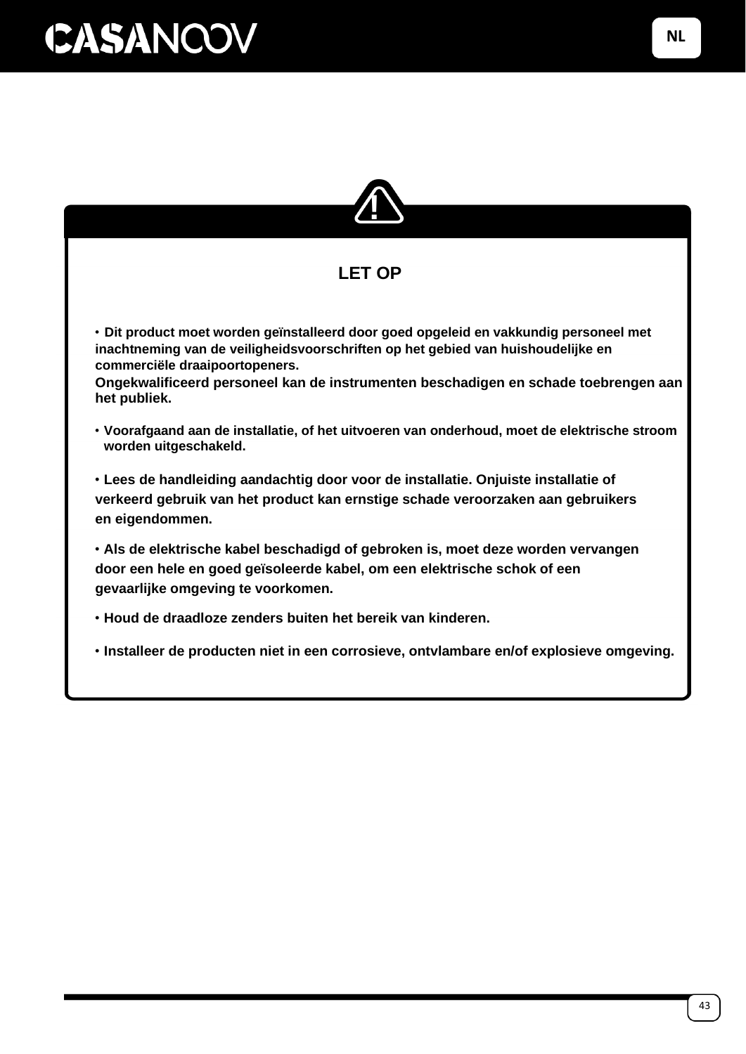## LET OP

- Dit product moet worden geïnstalleerd door goed opgeleid en vakkundig personeel met inachtneming van de veiligheidsvoorschriften op het gebied van huishoudelijke en commerciële draaipoortopeners.
  Ongekwalificeerd personeel kan de instrumenten beschadigen en schade toebrengen aan het publiek.
- Voorafgaand aan de installatie, of het uitvoeren van onderhoud, moet de elektrische stroom worden uitgeschakeld.
- Lees de handleiding aandachtig door voor de installatie. Onjuiste installatie of verkeerd gebruik van het product kan ernstige schade veroorzaken aan gebruikers en eigendommen.
- Als de elektrische kabel beschadigd of gebroken is, moet deze worden vervangen door een hele en goed geïsoleerde kabel, om een elektrische schok of een gevaarlijke omgeving te voorkomen.
- Houd de draadloze zenders buiten het bereik van kinderen.
- Installeer de producten niet in een corrosieve, ontvlambare en/of explosieve omgeving.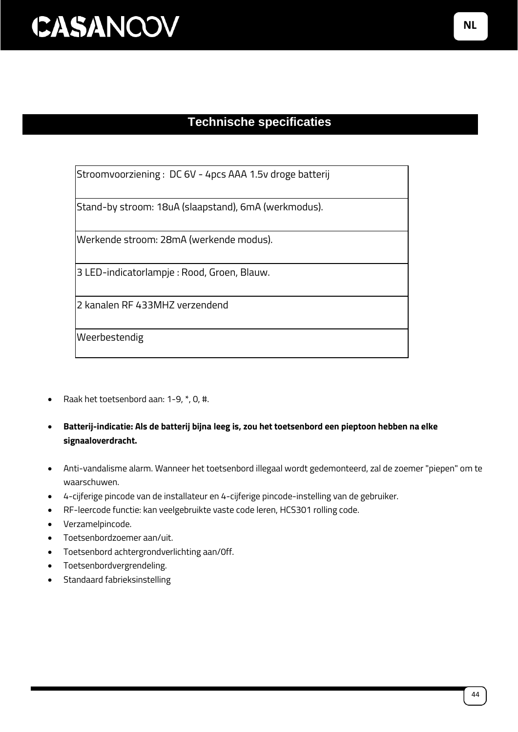## Technische specificaties

| Stroomvoorziening : DC 6V - 4pcs AAA 1.5v droge batterij |
|---|
| Stand-by stroom: 18uA (slaapstand), 6mA (werkmodus). |
| Werkende stroom: 28mA (werkende modus). |
| 3 LED-indicatorlampje : Rood, Groen, Blauw. |
| 2 kanalen RF 433MHZ verzendend |
| Weerbestendig |

- Raak het toetsenbord aan: 1-9, *, 0, #.
- **Batterij-indicatie: Als de batterij bijna leeg is, zou het toetsenbord een pieptoon hebben na elke signaaloverdracht.**
- Anti-vandalisme alarm. Wanneer het toetsenbord illegaal wordt gedemonteerd, zal de zoemer "piepen" om te waarschuwen.
- 4-cijferige pincode van de installateur en 4-cijferige pincode-instelling van de gebruiker.
- RF-leercode functie: kan veelgebruikte vaste code leren, HCS301 rolling code.
- Verzamelpincode.
- Toetsenbordzoemer aan/uit.
- Toetsenbord achtergrondverlichting aan/0ff.
- Toetsenbordvergrendeling.
- Standaard fabrieksinstelling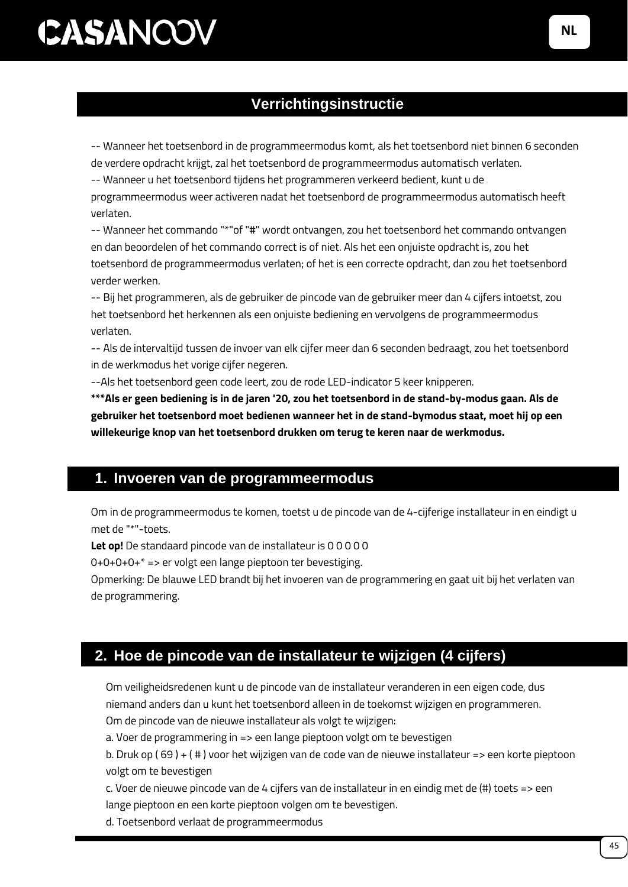## Verrichtingsinstructie

-- Wanneer het toetsenbord in de programmeermodus komt, als het toetsenbord niet binnen 6 seconden de verdere opdracht krijgt, zal het toetsenbord de programmeermodus automatisch verlaten.

-- Wanneer u het toetsenbord tijdens het programmeren verkeerd bedient, kunt u de programmeermodus weer activeren nadat het toetsenbord de programmeermodus automatisch heeft verlaten.

-- Wanneer het commando "*"of "#" wordt ontvangen, zou het toetsenbord het commando ontvangen en dan beoordelen of het commando correct is of niet. Als het een onjuiste opdracht is, zou het toetsenbord de programmeermodus verlaten; of het is een correcte opdracht, dan zou het toetsenbord verder werken.

-- Bij het programmeren, als de gebruiker de pincode van de gebruiker meer dan 4 cijfers intoetst, zou het toetsenbord het herkennen als een onjuiste bediening en vervolgens de programmeermodus verlaten.

-- Als de intervaltijd tussen de invoer van elk cijfer meer dan 6 seconden bedraagt, zou het toetsenbord in de werkmodus het vorige cijfer negeren.

--Als het toetsenbord geen code leert, zou de rode LED-indicator 5 keer knipperen.

**\*\*\*Als er geen bediening is in de jaren '20, zou het toetsenbord in de stand-by-modus gaan. Als de gebruiker het toetsenbord moet bedienen wanneer het in de stand-bymodus staat, moet hij op een willekeurige knop van het toetsenbord drukken om terug te keren naar de werkmodus.**

## 1. Invoeren van de programmeermodus

Om in de programmeermodus te komen, toetst u de pincode van de 4-cijferige installateur in en eindigt u met de "*"-toets.

**Let op!** De standaard pincode van de installateur is 0 0 0 0 0

0+0+0+0+* => er volgt een lange pieptoon ter bevestiging.

Opmerking: De blauwe LED brandt bij het invoeren van de programmering en gaat uit bij het verlaten van de programmering.

## 2. Hoe de pincode van de installateur te wijzigen (4 cijfers)

Om veiligheidsredenen kunt u de pincode van de installateur veranderen in een eigen code, dus niemand anders dan u kunt het toetsenbord alleen in de toekomst wijzigen en programmeren.

Om de pincode van de nieuwe installateur als volgt te wijzigen:

a. Voer de programmering in => een lange pieptoon volgt om te bevestigen

b. Druk op ( 69 ) + ( # ) voor het wijzigen van de code van de nieuwe installateur => een korte pieptoon volgt om te bevestigen

c. Voer de nieuwe pincode van de 4 cijfers van de installateur in en eindig met de (#) toets => een lange pieptoon en een korte pieptoon volgen om te bevestigen.

d. Toetsenbord verlaat de programmeermodus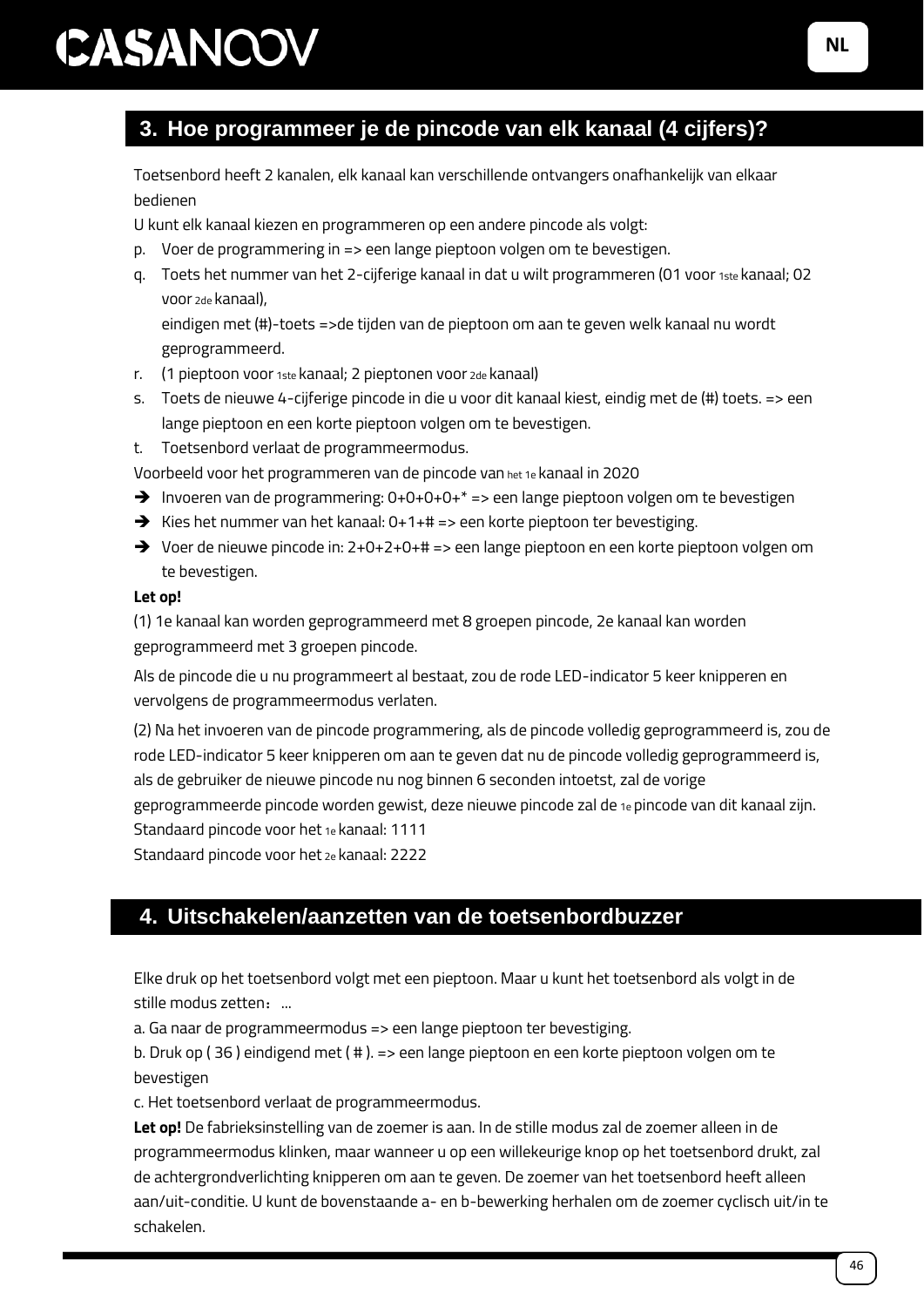## 3. Hoe programmeer je de pincode van elk kanaal (4 cijfers)?

Toetsenbord heeft 2 kanalen, elk kanaal kan verschillende ontvangers onafhankelijk van elkaar bedienen

U kunt elk kanaal kiezen en programmeren op een andere pincode als volgt:

p. Voer de programmering in => een lange pieptoon volgen om te bevestigen.
q. Toets het nummer van het 2-cijferige kanaal in dat u wilt programmeren (01 voor 1ste kanaal; 02 voor 2de kanaal),
   eindigen met (#)-toets =>de tijden van de pieptoon om aan te geven welk kanaal nu wordt geprogrammeerd.
r. (1 pieptoon voor 1ste kanaal; 2 pieptonen voor 2de kanaal)
s. Toets de nieuwe 4-cijferige pincode in die u voor dit kanaal kiest, eindig met de (#) toets. => een lange pieptoon en een korte pieptoon volgen om te bevestigen.
t. Toetsenbord verlaat de programmeermodus.

Voorbeeld voor het programmeren van de pincode van het 1e kanaal in 2020

- ➔ Invoeren van de programmering: 0+0+0+0+* => een lange pieptoon volgen om te bevestigen
- ➔ Kies het nummer van het kanaal: 0+1+# => een korte pieptoon ter bevestiging.
- ➔ Voer de nieuwe pincode in: 2+0+2+0+# => een lange pieptoon en een korte pieptoon volgen om te bevestigen.

**Let op!**

(1) 1e kanaal kan worden geprogrammeerd met 8 groepen pincode, 2e kanaal kan worden geprogrammeerd met 3 groepen pincode.

Als de pincode die u nu programmeert al bestaat, zou de rode LED-indicator 5 keer knipperen en vervolgens de programmeermodus verlaten.

(2) Na het invoeren van de pincode programmering, als de pincode volledig geprogrammeerd is, zou de rode LED-indicator 5 keer knipperen om aan te geven dat nu de pincode volledig geprogrammeerd is, als de gebruiker de nieuwe pincode nu nog binnen 6 seconden intoetst, zal de vorige geprogrammeerde pincode worden gewist, deze nieuwe pincode zal de 1e pincode van dit kanaal zijn.
Standaard pincode voor het 1e kanaal: 1111
Standaard pincode voor het 2e kanaal: 2222

## 4. Uitschakelen/aanzetten van de toetsenbordbuzzer

Elke druk op het toetsenbord volgt met een pieptoon. Maar u kunt het toetsenbord als volgt in de stille modus zetten：...

a. Ga naar de programmeermodus => een lange pieptoon ter bevestiging.
b. Druk op ( 36 ) eindigend met ( # ). => een lange pieptoon en een korte pieptoon volgen om te bevestigen
c. Het toetsenbord verlaat de programmeermodus.

**Let op!** De fabrieksinstelling van de zoemer is aan. In de stille modus zal de zoemer alleen in de programmeermodus klinken, maar wanneer u op een willekeurige knop op het toetsenbord drukt, zal de achtergrondverlichting knipperen om aan te geven. De zoemer van het toetsenbord heeft alleen aan/uit-conditie. U kunt de bovenstaande a- en b-bewerking herhalen om de zoemer cyclisch uit/in te schakelen.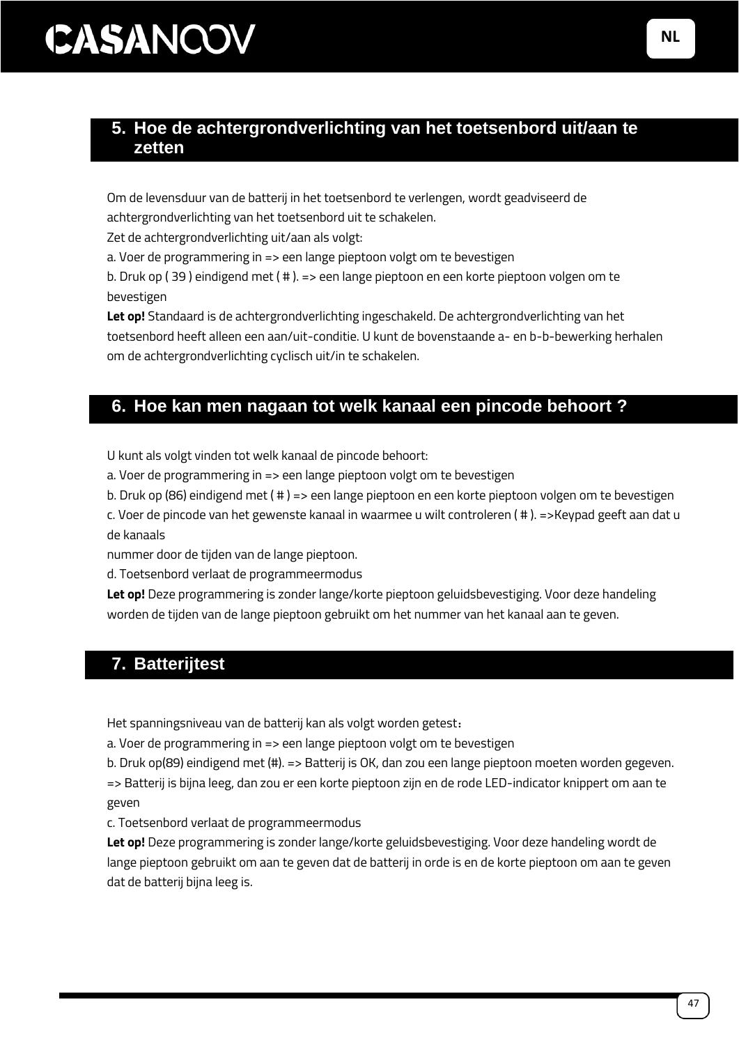## 5. Hoe de achtergrondverlichting van het toetsenbord uit/aan te zetten

Om de levensduur van de batterij in het toetsenbord te verlengen, wordt geadviseerd de achtergrondverlichting van het toetsenbord uit te schakelen.
Zet de achtergrondverlichting uit/aan als volgt:
a. Voer de programmering in => een lange pieptoon volgt om te bevestigen
b. Druk op ( 39 ) eindigend met ( # ). => een lange pieptoon en een korte pieptoon volgen om te bevestigen
**Let op!** Standaard is de achtergrondverlichting ingeschakeld. De achtergrondverlichting van het toetsenbord heeft alleen een aan/uit-conditie. U kunt de bovenstaande a- en b-b-bewerking herhalen om de achtergrondverlichting cyclisch uit/in te schakelen.

## 6. Hoe kan men nagaan tot welk kanaal een pincode behoort ?

U kunt als volgt vinden tot welk kanaal de pincode behoort:
a. Voer de programmering in => een lange pieptoon volgt om te bevestigen
b. Druk op (86) eindigend met ( # ) => een lange pieptoon en een korte pieptoon volgen om te bevestigen
c. Voer de pincode van het gewenste kanaal in waarmee u wilt controleren ( # ). =>Keypad geeft aan dat u de kanaals
nummer door de tijden van de lange pieptoon.
d. Toetsenbord verlaat de programmeermodus
**Let op!** Deze programmering is zonder lange/korte pieptoon geluidsbevestiging. Voor deze handeling worden de tijden van de lange pieptoon gebruikt om het nummer van het kanaal aan te geven.

## 7. Batterijtest

Het spanningsniveau van de batterij kan als volgt worden getest：
a. Voer de programmering in => een lange pieptoon volgt om te bevestigen
b. Druk op(89) eindigend met (#). => Batterij is OK, dan zou een lange pieptoon moeten worden gegeven.
=> Batterij is bijna leeg, dan zou er een korte pieptoon zijn en de rode LED-indicator knippert om aan te geven
c. Toetsenbord verlaat de programmeermodus
**Let op!** Deze programmering is zonder lange/korte geluidsbevestiging. Voor deze handeling wordt de lange pieptoon gebruikt om aan te geven dat de batterij in orde is en de korte pieptoon om aan te geven dat de batterij bijna leeg is.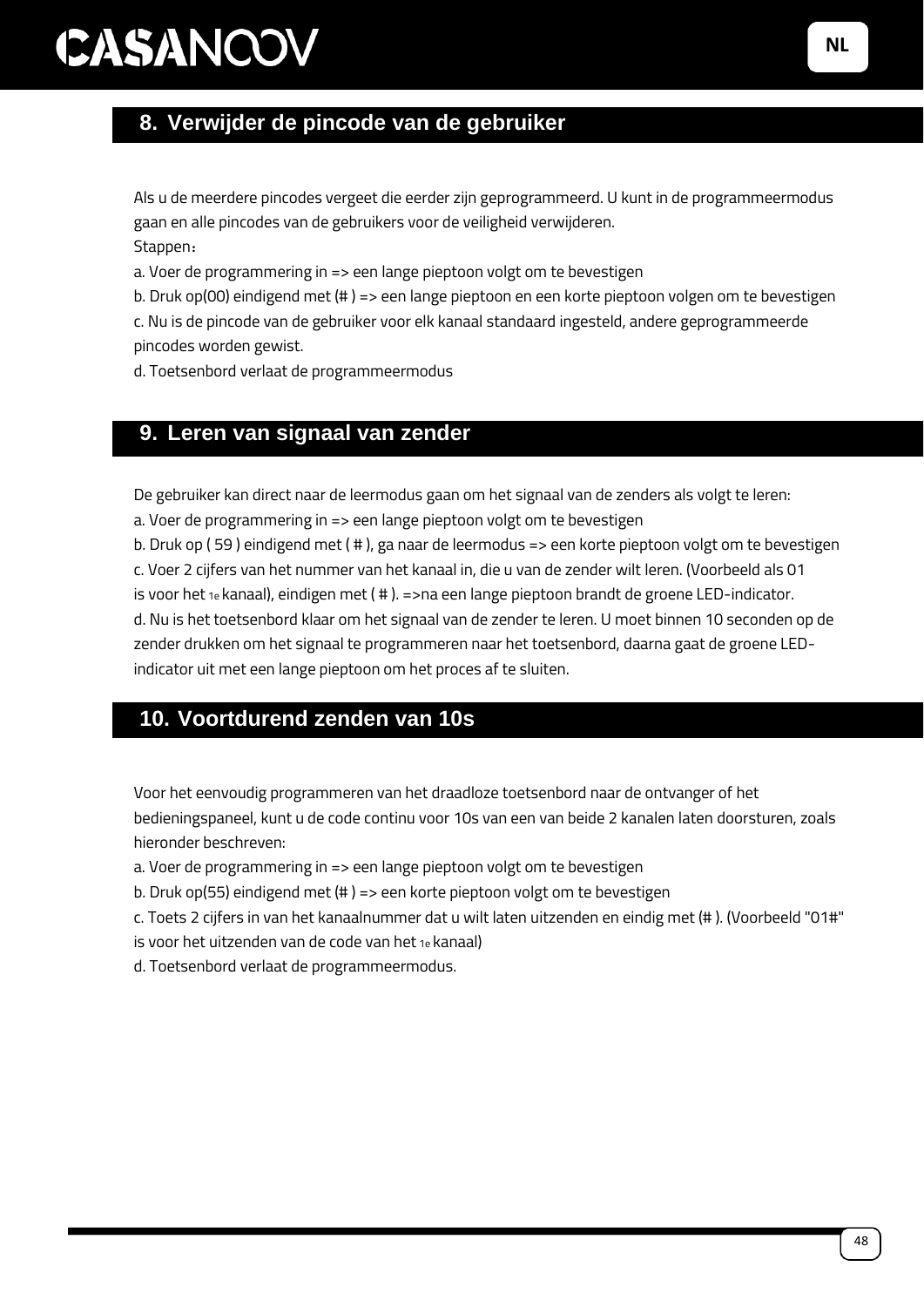## 8. Verwijder de pincode van de gebruiker

Als u de meerdere pincodes vergeet die eerder zijn geprogrammeerd. U kunt in de programmeermodus gaan en alle pincodes van de gebruikers voor de veiligheid verwijderen.

Stappen：

a. Voer de programmering in => een lange pieptoon volgt om te bevestigen

b. Druk op(00) eindigend met (# ) => een lange pieptoon en een korte pieptoon volgen om te bevestigen

c. Nu is de pincode van de gebruiker voor elk kanaal standaard ingesteld, andere geprogrammeerde pincodes worden gewist.

d. Toetsenbord verlaat de programmeermodus

## 9. Leren van signaal van zender

De gebruiker kan direct naar de leermodus gaan om het signaal van de zenders als volgt te leren:

a. Voer de programmering in => een lange pieptoon volgt om te bevestigen

b. Druk op ( 59 ) eindigend met ( # ), ga naar de leermodus => een korte pieptoon volgt om te bevestigen

c. Voer 2 cijfers van het nummer van het kanaal in, die u van de zender wilt leren. (Voorbeeld als 01 is voor het 1e kanaal), eindigen met ( # ). =>na een lange pieptoon brandt de groene LED-indicator.

d. Nu is het toetsenbord klaar om het signaal van de zender te leren. U moet binnen 10 seconden op de zender drukken om het signaal te programmeren naar het toetsenbord, daarna gaat de groene LED-indicator uit met een lange pieptoon om het proces af te sluiten.

## 10. Voortdurend zenden van 10s

Voor het eenvoudig programmeren van het draadloze toetsenbord naar de ontvanger of het bedieningspaneel, kunt u de code continu voor 10s van een van beide 2 kanalen laten doorsturen, zoals hieronder beschreven:

a. Voer de programmering in => een lange pieptoon volgt om te bevestigen

b. Druk op(55) eindigend met (# ) => een korte pieptoon volgt om te bevestigen

c. Toets 2 cijfers in van het kanaalnummer dat u wilt laten uitzenden en eindig met (# ). (Voorbeeld "01#" is voor het uitzenden van de code van het 1e kanaal)

d. Toetsenbord verlaat de programmeermodus.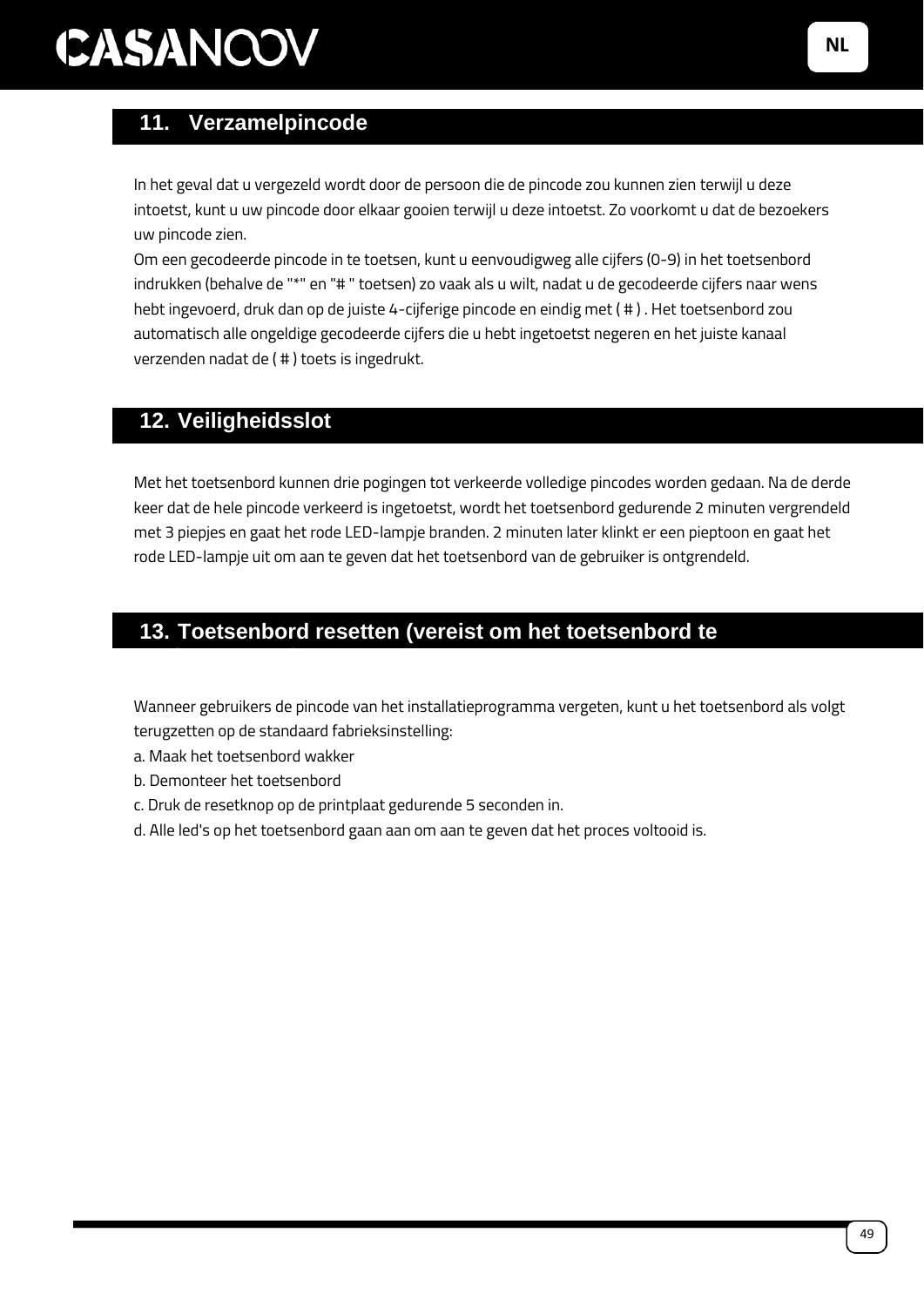## 11. Verzamelpincode

In het geval dat u vergezeld wordt door de persoon die de pincode zou kunnen zien terwijl u deze intoetst, kunt u uw pincode door elkaar gooien terwijl u deze intoetst. Zo voorkomt u dat de bezoekers uw pincode zien.

Om een gecodeerde pincode in te toetsen, kunt u eenvoudigweg alle cijfers (0-9) in het toetsenbord indrukken (behalve de "*" en "# " toetsen) zo vaak als u wilt, nadat u de gecodeerde cijfers naar wens hebt ingevoerd, druk dan op de juiste 4-cijferige pincode en eindig met ( # ) . Het toetsenbord zou automatisch alle ongeldige gecodeerde cijfers die u hebt ingetoetst negeren en het juiste kanaal verzenden nadat de ( # ) toets is ingedrukt.

## 12. Veiligheidsslot

Met het toetsenbord kunnen drie pogingen tot verkeerde volledige pincodes worden gedaan. Na de derde keer dat de hele pincode verkeerd is ingetoetst, wordt het toetsenbord gedurende 2 minuten vergrendeld met 3 piepjes en gaat het rode LED-lampje branden. 2 minuten later klinkt er een pieptoon en gaat het rode LED-lampje uit om aan te geven dat het toetsenbord van de gebruiker is ontgrendeld.

## 13. Toetsenbord resetten (vereist om het toetsenbord te

Wanneer gebruikers de pincode van het installatieprogramma vergeten, kunt u het toetsenbord als volgt terugzetten op de standaard fabrieksinstelling:

a. Maak het toetsenbord wakker

b. Demonteer het toetsenbord

c. Druk de resetknop op de printplaat gedurende 5 seconden in.

d. Alle led's op het toetsenbord gaan aan om aan te geven dat het proces voltooid is.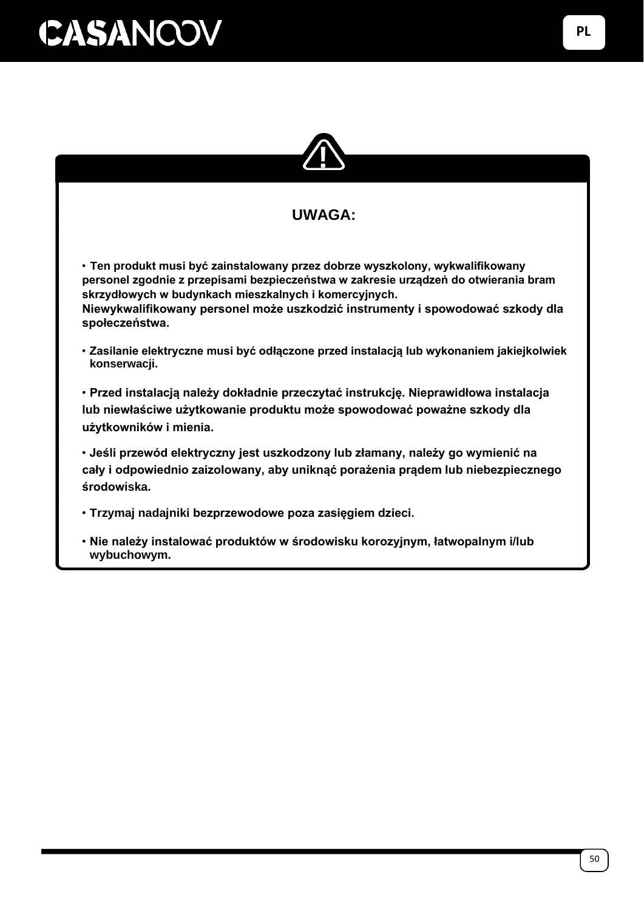## UWAGA:

- Ten produkt musi być zainstalowany przez dobrze wyszkolony, wykwalifikowany personel zgodnie z przepisami bezpieczeństwa w zakresie urządzeń do otwierania bram skrzydłowych w budynkach mieszkalnych i komercyjnych.
  Niewykwalifikowany personel może uszkodzić instrumenty i spowodować szkody dla społeczeństwa.
- Zasilanie elektryczne musi być odłączone przed instalacją lub wykonaniem jakiejkolwiek konserwacji.
- Przed instalacją należy dokładnie przeczytać instrukcję. Nieprawidłowa instalacja lub niewłaściwe użytkowanie produktu może spowodować poważne szkody dla użytkowników i mienia.
- Jeśli przewód elektryczny jest uszkodzony lub złamany, należy go wymienić na cały i odpowiednio zaizolowany, aby uniknąć porażenia prądem lub niebezpiecznego środowiska.
- Trzymaj nadajniki bezprzewodowe poza zasięgiem dzieci.
- Nie należy instalować produktów w środowisku korozyjnym, łatwopalnym i/lub wybuchowym.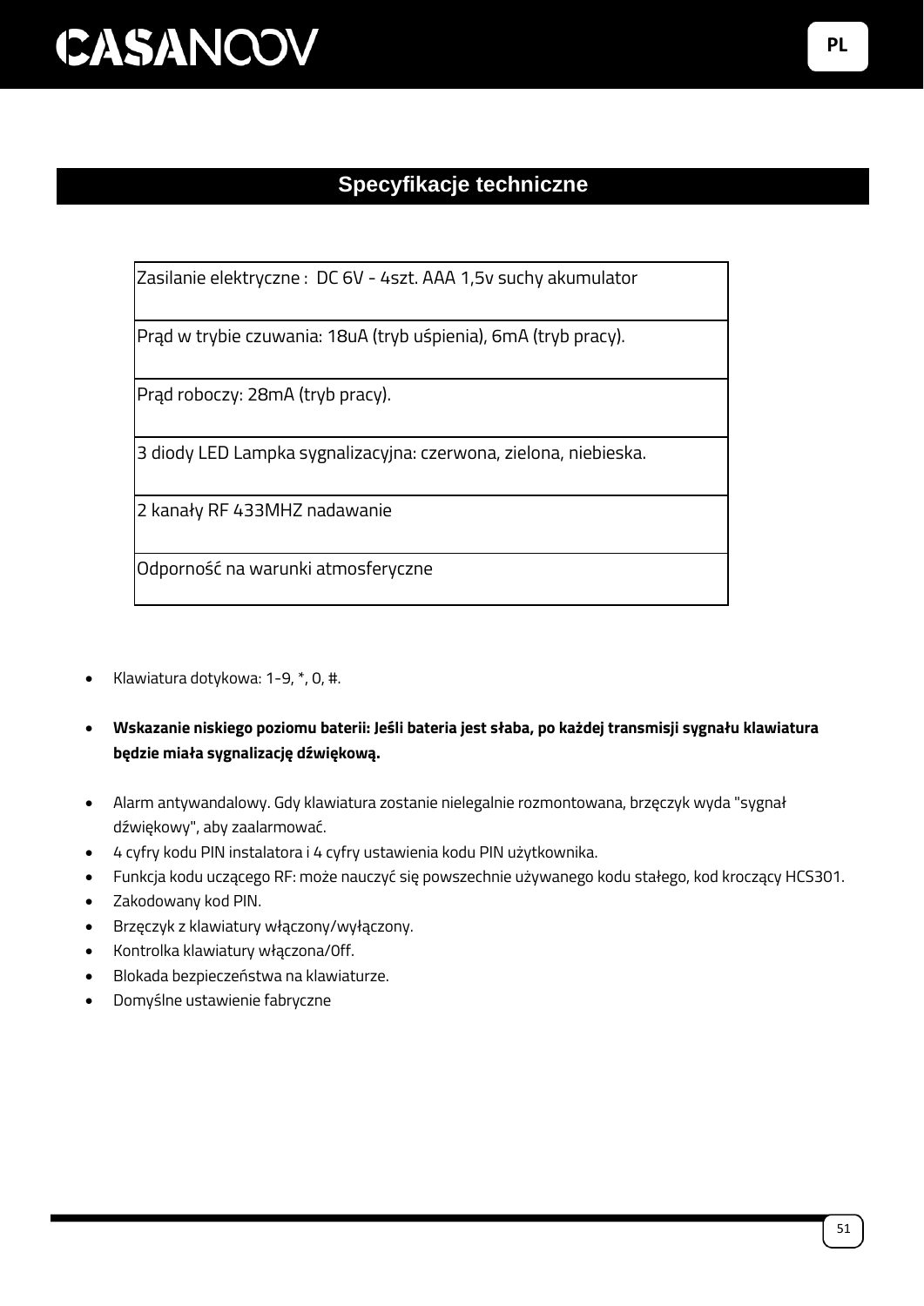## Specyfikacje techniczne

| Zasilanie elektryczne :  DC 6V - 4szt. AAA 1,5v suchy akumulator |
|---|
| Prąd w trybie czuwania: 18uA (tryb uśpienia), 6mA (tryb pracy). |
| Prąd roboczy: 28mA (tryb pracy). |
| 3 diody LED Lampka sygnalizacyjna: czerwona, zielona, niebieska. |
| 2 kanały RF 433MHZ nadawanie |
| Odporność na warunki atmosferyczne |

- Klawiatura dotykowa: 1-9, *, 0, #.
- **Wskazanie niskiego poziomu baterii: Jeśli bateria jest słaba, po każdej transmisji sygnału klawiatura będzie miała sygnalizację dźwiękową.**
- Alarm antywandalowy. Gdy klawiatura zostanie nielegalnie rozmontowana, brzęczyk wyda "sygnał dźwiękowy", aby zaalarmować.
- 4 cyfry kodu PIN instalatora i 4 cyfry ustawienia kodu PIN użytkownika.
- Funkcja kodu uczącego RF: może nauczyć się powszechnie używanego kodu stałego, kod kroczący HCS301.
- Zakodowany kod PIN.
- Brzęczyk z klawiatury włączony/wyłączony.
- Kontrolka klawiatury włączona/0ff.
- Blokada bezpieczeństwa na klawiaturze.
- Domyślne ustawienie fabryczne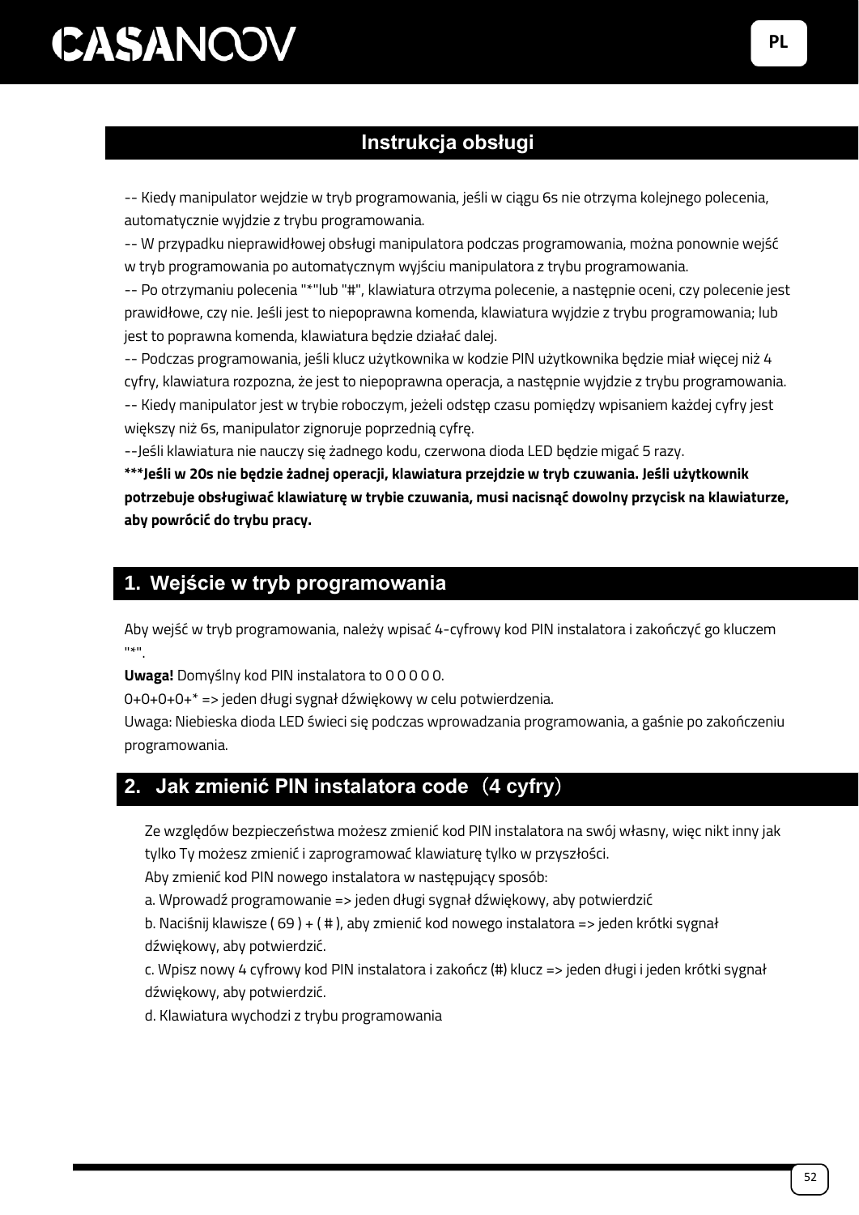## Instrukcja obsługi

-- Kiedy manipulator wejdzie w tryb programowania, jeśli w ciągu 6s nie otrzyma kolejnego polecenia, automatycznie wyjdzie z trybu programowania.

-- W przypadku nieprawidłowej obsługi manipulatora podczas programowania, można ponownie wejść w tryb programowania po automatycznym wyjściu manipulatora z trybu programowania.

-- Po otrzymaniu polecenia "*"lub "#", klawiatura otrzyma polecenie, a następnie oceni, czy polecenie jest prawidłowe, czy nie. Jeśli jest to niepoprawna komenda, klawiatura wyjdzie z trybu programowania; lub jest to poprawna komenda, klawiatura będzie działać dalej.

-- Podczas programowania, jeśli klucz użytkownika w kodzie PIN użytkownika będzie miał więcej niż 4 cyfry, klawiatura rozpozna, że jest to niepoprawna operacja, a następnie wyjdzie z trybu programowania.

-- Kiedy manipulator jest w trybie roboczym, jeżeli odstęp czasu pomiędzy wpisaniem każdej cyfry jest większy niż 6s, manipulator zignoruje poprzednią cyfrę.

--Jeśli klawiatura nie nauczy się żadnego kodu, czerwona dioda LED będzie migać 5 razy.

**\*\*\*Jeśli w 20s nie będzie żadnej operacji, klawiatura przejdzie w tryb czuwania. Jeśli użytkownik potrzebuje obsługiwać klawiaturę w trybie czuwania, musi nacisnąć dowolny przycisk na klawiaturze, aby powrócić do trybu pracy.**

## 1. Wejście w tryb programowania

Aby wejść w tryb programowania, należy wpisać 4-cyfrowy kod PIN instalatora i zakończyć go kluczem "*".

**Uwaga!** Domyślny kod PIN instalatora to 0 0 0 0 0.

0+0+0+0+* => jeden długi sygnał dźwiękowy w celu potwierdzenia.

Uwaga: Niebieska dioda LED świeci się podczas wprowadzania programowania, a gaśnie po zakończeniu programowania.

## 2. Jak zmienić PIN instalatora code（4 cyfry）

Ze względów bezpieczeństwa możesz zmienić kod PIN instalatora na swój własny, więc nikt inny jak tylko Ty możesz zmienić i zaprogramować klawiaturę tylko w przyszłości.

Aby zmienić kod PIN nowego instalatora w następujący sposób:

a. Wprowadź programowanie => jeden długi sygnał dźwiękowy, aby potwierdzić

b. Naciśnij klawisze ( 69 ) + ( # ), aby zmienić kod nowego instalatora => jeden krótki sygnał dźwiękowy, aby potwierdzić.

c. Wpisz nowy 4 cyfrowy kod PIN instalatora i zakończ (#) klucz => jeden długi i jeden krótki sygnał dźwiękowy, aby potwierdzić.

d. Klawiatura wychodzi z trybu programowania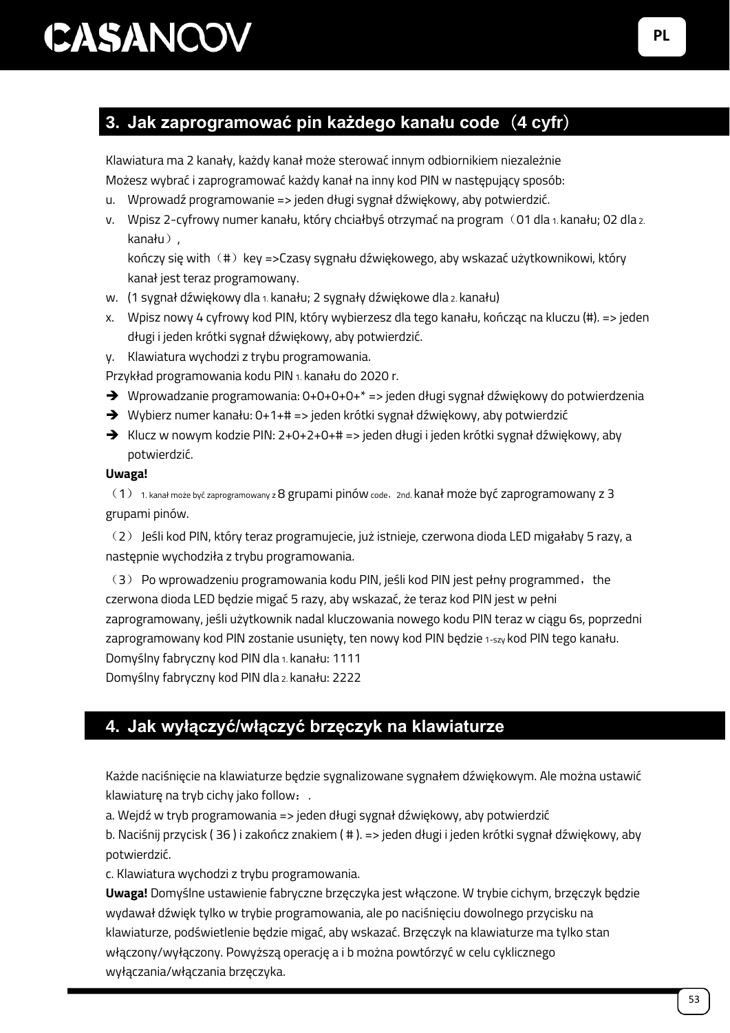## 3. Jak zaprogramować pin każdego kanału code（4 cyfr）

Klawiatura ma 2 kanały, każdy kanał może sterować innym odbiornikiem niezależnie
Możesz wybrać i zaprogramować każdy kanał na inny kod PIN w następujący sposób:

u. Wprowadź programowanie => jeden długi sygnał dźwiękowy, aby potwierdzić.
v. Wpisz 2-cyfrowy numer kanału, który chciałbyś otrzymać na program（01 dla 1. kanału; 02 dla 2. kanału）,
   kończy się with（#）key =>Czasy sygnału dźwiękowego, aby wskazać użytkownikowi, który kanał jest teraz programowany.
w. (1 sygnał dźwiękowy dla 1. kanału; 2 sygnały dźwiękowe dla 2. kanału)
x. Wpisz nowy 4 cyfrowy kod PIN, który wybierzesz dla tego kanału, kończąc na kluczu (#). => jeden długi i jeden krótki sygnał dźwiękowy, aby potwierdzić.
y. Klawiatura wychodzi z trybu programowania.

Przykład programowania kodu PIN 1. kanału do 2020 r.

- ➔ Wprowadzanie programowania: 0+0+0+0+* => jeden długi sygnał dźwiękowy do potwierdzenia
- ➔ Wybierz numer kanału: 0+1+# => jeden krótki sygnał dźwiękowy, aby potwierdzić
- ➔ Klucz w nowym kodzie PIN: 2+0+2+0+# => jeden długi i jeden krótki sygnał dźwiękowy, aby potwierdzić.

**Uwaga!**

（1） 1. kanał może być zaprogramowany z 8 grupami pinów code，2nd. kanał może być zaprogramowany z 3 grupami pinów.

（2） Jeśli kod PIN, który teraz programujecie, już istnieje, czerwona dioda LED migałaby 5 razy, a następnie wychodziła z trybu programowania.

（3） Po wprowadzeniu programowania kodu PIN, jeśli kod PIN jest pełny programmed， the czerwona dioda LED będzie migać 5 razy, aby wskazać, że teraz kod PIN jest w pełni zaprogramowany, jeśli użytkownik nadal kluczowania nowego kodu PIN teraz w ciągu 6s, poprzedni zaprogramowany kod PIN zostanie usunięty, ten nowy kod PIN będzie 1-szy kod PIN tego kanału.
Domyślny fabryczny kod PIN dla 1. kanału: 1111
Domyślny fabryczny kod PIN dla 2. kanału: 2222

## 4. Jak wyłączyć/włączyć brzęczyk na klawiaturze

Każde naciśnięcie na klawiaturze będzie sygnalizowane sygnałem dźwiękowym. Ale można ustawić klawiaturę na tryb cichy jako follow：.

a. Wejdź w tryb programowania => jeden długi sygnał dźwiękowy, aby potwierdzić
b. Naciśnij przycisk ( 36 ) i zakończ znakiem ( # ). => jeden długi i jeden krótki sygnał dźwiękowy, aby potwierdzić.
c. Klawiatura wychodzi z trybu programowania.

**Uwaga!** Domyślne ustawienie fabryczne brzęczyka jest włączone. W trybie cichym, brzęczyk będzie wydawał dźwięk tylko w trybie programowania, ale po naciśnięciu dowolnego przycisku na klawiaturze, podświetlenie będzie migać, aby wskazać. Brzęczyk na klawiaturze ma tylko stan włączony/wyłączony. Powyższą operację a i b można powtórzyć w celu cyklicznego wyłączania/włączania brzęczyka.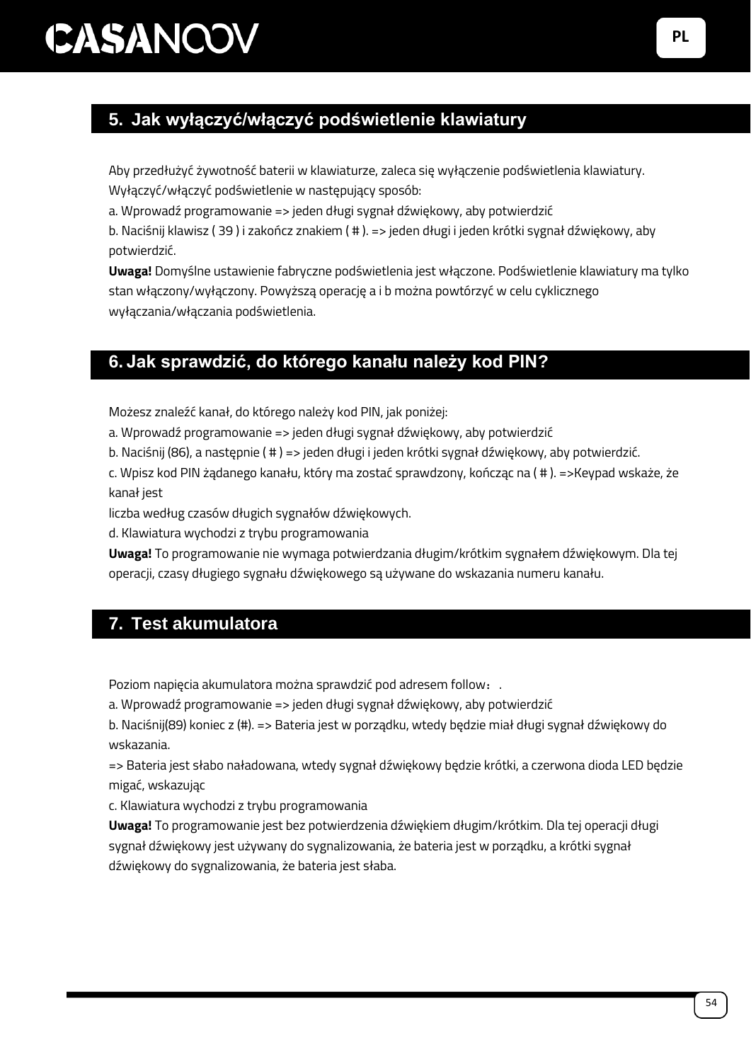## 5. Jak wyłączyć/włączyć podświetlenie klawiatury

Aby przedłużyć żywotność baterii w klawiaturze, zaleca się wyłączenie podświetlenia klawiatury.
Wyłączyć/włączyć podświetlenie w następujący sposób:

a. Wprowadź programowanie => jeden długi sygnał dźwiękowy, aby potwierdzić

b. Naciśnij klawisz ( 39 ) i zakończ znakiem ( # ). => jeden długi i jeden krótki sygnał dźwiękowy, aby potwierdzić.

**Uwaga!** Domyślne ustawienie fabryczne podświetlenia jest włączone. Podświetlenie klawiatury ma tylko stan włączony/wyłączony. Powyższą operację a i b można powtórzyć w celu cyklicznego wyłączania/włączania podświetlenia.

## 6. Jak sprawdzić, do którego kanału należy kod PIN?

Możesz znaleźć kanał, do którego należy kod PIN, jak poniżej:

a. Wprowadź programowanie => jeden długi sygnał dźwiękowy, aby potwierdzić

b. Naciśnij (86), a następnie ( # ) => jeden długi i jeden krótki sygnał dźwiękowy, aby potwierdzić.

c. Wpisz kod PIN żądanego kanału, który ma zostać sprawdzony, kończąc na ( # ). =>Keypad wskaże, że kanał jest
liczba według czasów długich sygnałów dźwiękowych.

d. Klawiatura wychodzi z trybu programowania

**Uwaga!** To programowanie nie wymaga potwierdzania długim/krótkim sygnałem dźwiękowym. Dla tej operacji, czasy długiego sygnału dźwiękowego są używane do wskazania numeru kanału.

## 7. Test akumulatora

Poziom napięcia akumulatora można sprawdzić pod adresem follow：.

a. Wprowadź programowanie => jeden długi sygnał dźwiękowy, aby potwierdzić

b. Naciśnij(89) koniec z (#). => Bateria jest w porządku, wtedy będzie miał długi sygnał dźwiękowy do wskazania.

=> Bateria jest słabo naładowana, wtedy sygnał dźwiękowy będzie krótki, a czerwona dioda LED będzie migać, wskazując

c. Klawiatura wychodzi z trybu programowania

**Uwaga!** To programowanie jest bez potwierdzenia dźwiękiem długim/krótkim. Dla tej operacji długi sygnał dźwiękowy jest używany do sygnalizowania, że bateria jest w porządku, a krótki sygnał dźwiękowy do sygnalizowania, że bateria jest słaba.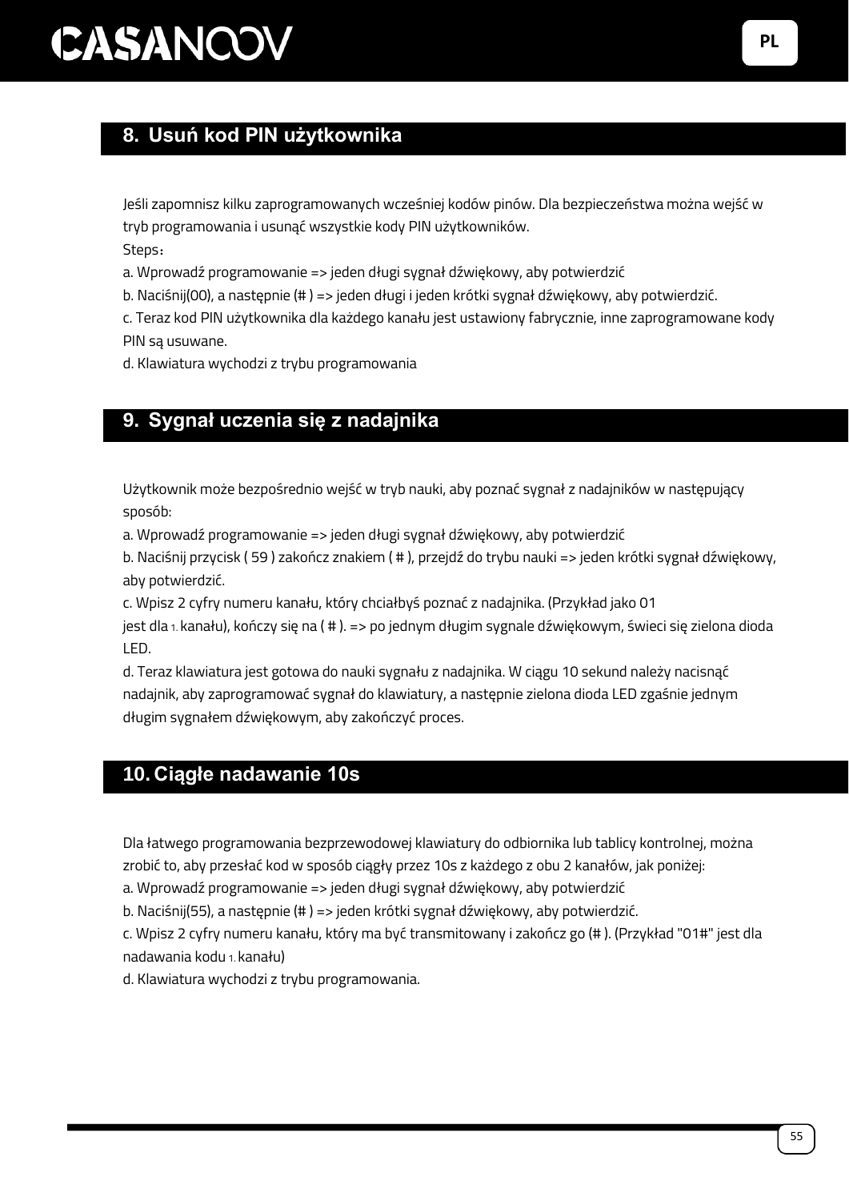## 8. Usuń kod PIN użytkownika

Jeśli zapomnisz kilku zaprogramowanych wcześniej kodów pinów. Dla bezpieczeństwa można wejść w tryb programowania i usunąć wszystkie kody PIN użytkowników.

Steps：

a. Wprowadź programowanie => jeden długi sygnał dźwiękowy, aby potwierdzić

b. Naciśnij(00), a następnie (# ) => jeden długi i jeden krótki sygnał dźwiękowy, aby potwierdzić.

c. Teraz kod PIN użytkownika dla każdego kanału jest ustawiony fabrycznie, inne zaprogramowane kody PIN są usuwane.

d. Klawiatura wychodzi z trybu programowania

## 9. Sygnał uczenia się z nadajnika

Użytkownik może bezpośrednio wejść w tryb nauki, aby poznać sygnał z nadajników w następujący sposób:

a. Wprowadź programowanie => jeden długi sygnał dźwiękowy, aby potwierdzić

b. Naciśnij przycisk ( 59 ) zakończ znakiem ( # ), przejdź do trybu nauki => jeden krótki sygnał dźwiękowy, aby potwierdzić.

c. Wpisz 2 cyfry numeru kanału, który chciałbyś poznać z nadajnika. (Przykład jako 01 jest dla 1. kanału), kończy się na ( # ). => po jednym długim sygnale dźwiękowym, świeci się zielona dioda LED.

d. Teraz klawiatura jest gotowa do nauki sygnału z nadajnika. W ciągu 10 sekund należy nacisnąć nadajnik, aby zaprogramować sygnał do klawiatury, a następnie zielona dioda LED zgaśnie jednym długim sygnałem dźwiękowym, aby zakończyć proces.

## 10. Ciągłe nadawanie 10s

Dla łatwego programowania bezprzewodowej klawiatury do odbiornika lub tablicy kontrolnej, można zrobić to, aby przesłać kod w sposób ciągły przez 10s z każdego z obu 2 kanałów, jak poniżej:

a. Wprowadź programowanie => jeden długi sygnał dźwiękowy, aby potwierdzić

b. Naciśnij(55), a następnie (# ) => jeden krótki sygnał dźwiękowy, aby potwierdzić.

c. Wpisz 2 cyfry numeru kanału, który ma być transmitowany i zakończ go (# ). (Przykład "01#" jest dla nadawania kodu 1. kanału)

d. Klawiatura wychodzi z trybu programowania.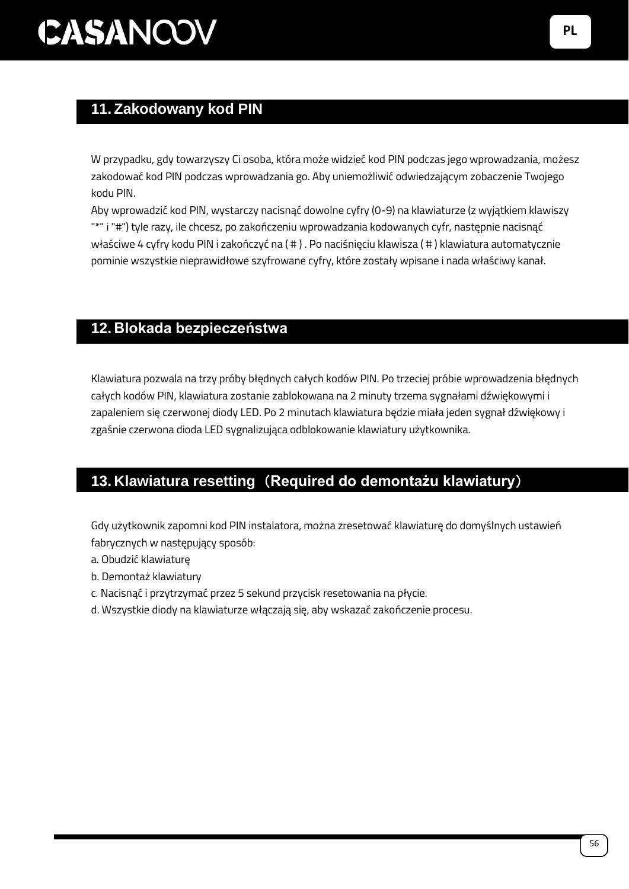## 11. Zakodowany kod PIN

W przypadku, gdy towarzyszy Ci osoba, która może widzieć kod PIN podczas jego wprowadzania, możesz zakodować kod PIN podczas wprowadzania go. Aby uniemożliwić odwiedzającym zobaczenie Twojego kodu PIN.
Aby wprowadzić kod PIN, wystarczy nacisnąć dowolne cyfry (0-9) na klawiaturze (z wyjątkiem klawiszy "*" i "#") tyle razy, ile chcesz, po zakończeniu wprowadzania kodowanych cyfr, następnie nacisnąć właściwe 4 cyfry kodu PIN i zakończyć na ( # ) . Po naciśnięciu klawisza ( # ) klawiatura automatycznie pominie wszystkie nieprawidłowe szyfrowane cyfry, które zostały wpisane i nada właściwy kanał.

## 12. Blokada bezpieczeństwa

Klawiatura pozwala na trzy próby błędnych całych kodów PIN. Po trzeciej próbie wprowadzenia błędnych całych kodów PIN, klawiatura zostanie zablokowana na 2 minuty trzema sygnałami dźwiękowymi i zapaleniem się czerwonej diody LED. Po 2 minutach klawiatura będzie miała jeden sygnał dźwiękowy i zgaśnie czerwona dioda LED sygnalizująca odblokowanie klawiatury użytkownika.

## 13. Klawiatura resetting（Required do demontażu klawiatury）

Gdy użytkownik zapomni kod PIN instalatora, można zresetować klawiaturę do domyślnych ustawień fabrycznych w następujący sposób:

a. Obudzić klawiaturę
b. Demontaż klawiatury
c. Nacisnąć i przytrzymać przez 5 sekund przycisk resetowania na płycie.
d. Wszystkie diody na klawiaturze włączają się, aby wskazać zakończenie procesu.